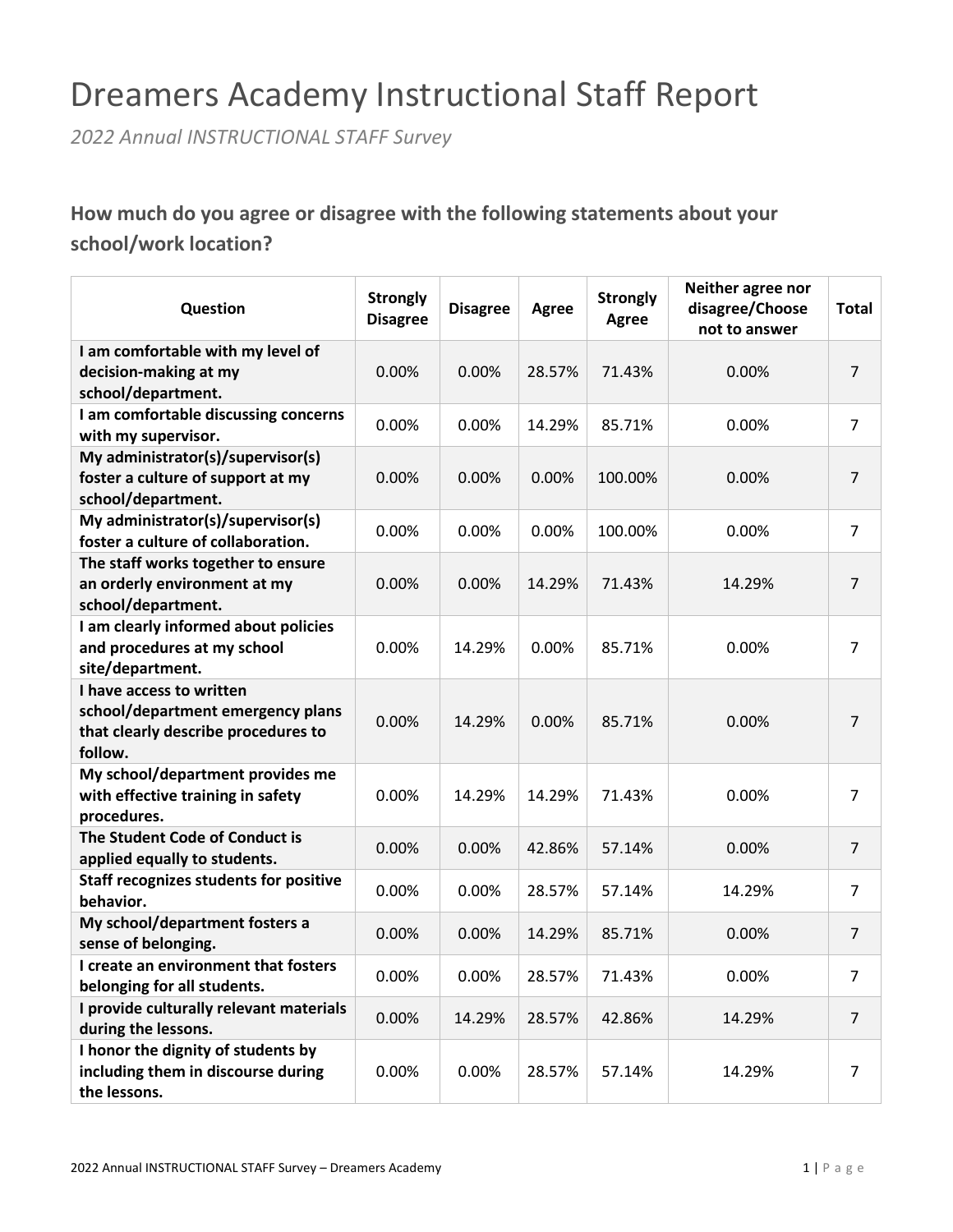# Dreamers Academy Instructional Staff Report

*2022 Annual INSTRUCTIONAL STAFF Survey*

### How much do you agree or disagree with the following statements about your school/work location?

| Question | Strongly Disagree | Disagree | Agree | Strongly Agree | Neither agree nor disagree/Choose not to answer | Total |
|---|---|---|---|---|---|---|
| **I am comfortable with my level of decision-making at my school/department.** | 0.00% | 0.00% | 28.57% | 71.43% | 0.00% | 7 |
| **I am comfortable discussing concerns with my supervisor.** | 0.00% | 0.00% | 14.29% | 85.71% | 0.00% | 7 |
| **My administrator(s)/supervisor(s) foster a culture of support at my school/department.** | 0.00% | 0.00% | 0.00% | 100.00% | 0.00% | 7 |
| **My administrator(s)/supervisor(s) foster a culture of collaboration.** | 0.00% | 0.00% | 0.00% | 100.00% | 0.00% | 7 |
| **The staff works together to ensure an orderly environment at my school/department.** | 0.00% | 0.00% | 14.29% | 71.43% | 14.29% | 7 |
| **I am clearly informed about policies and procedures at my school site/department.** | 0.00% | 14.29% | 0.00% | 85.71% | 0.00% | 7 |
| **I have access to written school/department emergency plans that clearly describe procedures to follow.** | 0.00% | 14.29% | 0.00% | 85.71% | 0.00% | 7 |
| **My school/department provides me with effective training in safety procedures.** | 0.00% | 14.29% | 14.29% | 71.43% | 0.00% | 7 |
| **The Student Code of Conduct is applied equally to students.** | 0.00% | 0.00% | 42.86% | 57.14% | 0.00% | 7 |
| **Staff recognizes students for positive behavior.** | 0.00% | 0.00% | 28.57% | 57.14% | 14.29% | 7 |
| **My school/department fosters a sense of belonging.** | 0.00% | 0.00% | 14.29% | 85.71% | 0.00% | 7 |
| **I create an environment that fosters belonging for all students.** | 0.00% | 0.00% | 28.57% | 71.43% | 0.00% | 7 |
| **I provide culturally relevant materials during the lessons.** | 0.00% | 14.29% | 28.57% | 42.86% | 14.29% | 7 |
| **I honor the dignity of students by including them in discourse during the lessons.** | 0.00% | 0.00% | 28.57% | 57.14% | 14.29% | 7 |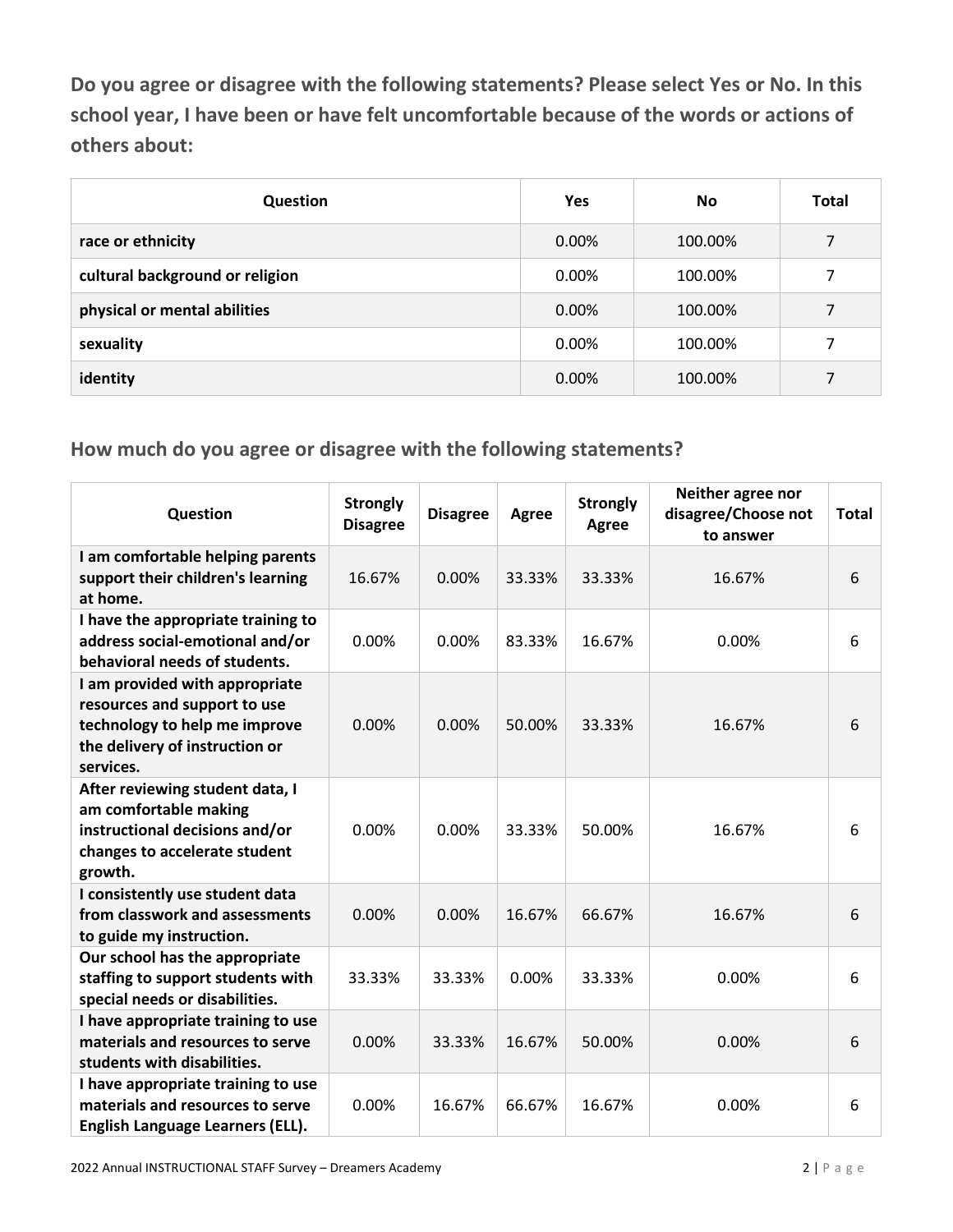**Do you agree or disagree with the following statements? Please select Yes or No. In this school year, I have been or have felt uncomfortable because of the words or actions of others about:**

| Question | Yes | No | Total |
|---|---|---|---|
| race or ethnicity | 0.00% | 100.00% | 7 |
| cultural background or religion | 0.00% | 100.00% | 7 |
| physical or mental abilities | 0.00% | 100.00% | 7 |
| sexuality | 0.00% | 100.00% | 7 |
| identity | 0.00% | 100.00% | 7 |

## How much do you agree or disagree with the following statements?

| Question | Strongly Disagree | Disagree | Agree | Strongly Agree | Neither agree nor disagree/Choose not to answer | Total |
|---|---|---|---|---|---|---|
| I am comfortable helping parents support their children's learning at home. | 16.67% | 0.00% | 33.33% | 33.33% | 16.67% | 6 |
| I have the appropriate training to address social-emotional and/or behavioral needs of students. | 0.00% | 0.00% | 83.33% | 16.67% | 0.00% | 6 |
| I am provided with appropriate resources and support to use technology to help me improve the delivery of instruction or services. | 0.00% | 0.00% | 50.00% | 33.33% | 16.67% | 6 |
| After reviewing student data, I am comfortable making instructional decisions and/or changes to accelerate student growth. | 0.00% | 0.00% | 33.33% | 50.00% | 16.67% | 6 |
| I consistently use student data from classwork and assessments to guide my instruction. | 0.00% | 0.00% | 16.67% | 66.67% | 16.67% | 6 |
| Our school has the appropriate staffing to support students with special needs or disabilities. | 33.33% | 33.33% | 0.00% | 33.33% | 0.00% | 6 |
| I have appropriate training to use materials and resources to serve students with disabilities. | 0.00% | 33.33% | 16.67% | 50.00% | 0.00% | 6 |
| I have appropriate training to use materials and resources to serve English Language Learners (ELL). | 0.00% | 16.67% | 66.67% | 16.67% | 0.00% | 6 |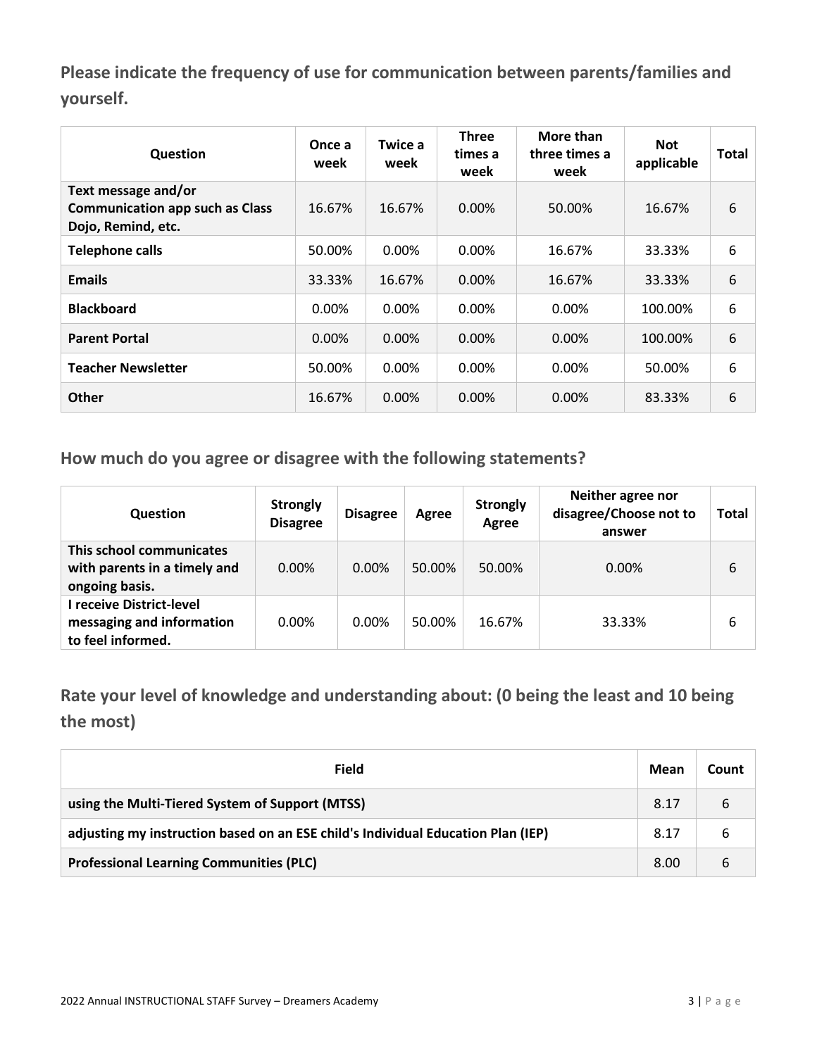## Please indicate the frequency of use for communication between parents/families and yourself.

| Question | Once a week | Twice a week | Three times a week | More than three times a week | Not applicable | Total |
|---|---|---|---|---|---|---|
| Text message and/or Communication app such as Class Dojo, Remind, etc. | 16.67% | 16.67% | 0.00% | 50.00% | 16.67% | 6 |
| Telephone calls | 50.00% | 0.00% | 0.00% | 16.67% | 33.33% | 6 |
| Emails | 33.33% | 16.67% | 0.00% | 16.67% | 33.33% | 6 |
| Blackboard | 0.00% | 0.00% | 0.00% | 0.00% | 100.00% | 6 |
| Parent Portal | 0.00% | 0.00% | 0.00% | 0.00% | 100.00% | 6 |
| Teacher Newsletter | 50.00% | 0.00% | 0.00% | 0.00% | 50.00% | 6 |
| Other | 16.67% | 0.00% | 0.00% | 0.00% | 83.33% | 6 |

## How much do you agree or disagree with the following statements?

| Question | Strongly Disagree | Disagree | Agree | Strongly Agree | Neither agree nor disagree/Choose not to answer | Total |
|---|---|---|---|---|---|---|
| This school communicates with parents in a timely and ongoing basis. | 0.00% | 0.00% | 50.00% | 50.00% | 0.00% | 6 |
| I receive District-level messaging and information to feel informed. | 0.00% | 0.00% | 50.00% | 16.67% | 33.33% | 6 |

## Rate your level of knowledge and understanding about: (0 being the least and 10 being the most)

| Field | Mean | Count |
|---|---|---|
| using the Multi-Tiered System of Support (MTSS) | 8.17 | 6 |
| adjusting my instruction based on an ESE child's Individual Education Plan (IEP) | 8.17 | 6 |
| Professional Learning Communities (PLC) | 8.00 | 6 |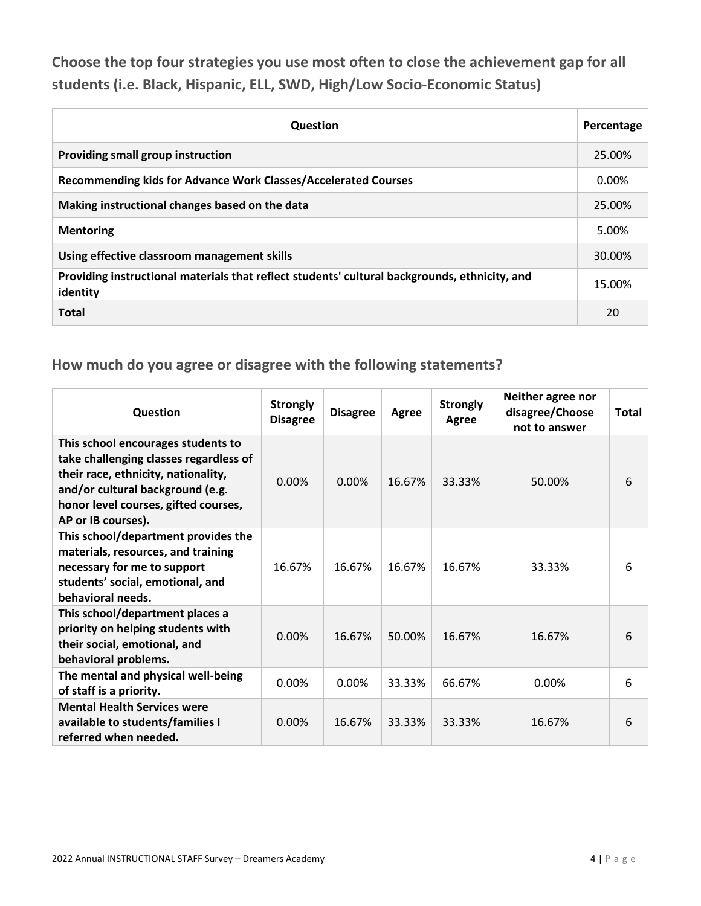## Choose the top four strategies you use most often to close the achievement gap for all students (i.e. Black, Hispanic, ELL, SWD, High/Low Socio-Economic Status)

| Question | Percentage |
| --- | --- |
| **Providing small group instruction** | 25.00% |
| **Recommending kids for Advance Work Classes/Accelerated Courses** | 0.00% |
| **Making instructional changes based on the data** | 25.00% |
| **Mentoring** | 5.00% |
| **Using effective classroom management skills** | 30.00% |
| **Providing instructional materials that reflect students' cultural backgrounds, ethnicity, and identity** | 15.00% |
| **Total** | 20 |

## How much do you agree or disagree with the following statements?

| Question | Strongly Disagree | Disagree | Agree | Strongly Agree | Neither agree nor disagree/Choose not to answer | Total |
| --- | --- | --- | --- | --- | --- | --- |
| **This school encourages students to take challenging classes regardless of their race, ethnicity, nationality, and/or cultural background (e.g. honor level courses, gifted courses, AP or IB courses).** | 0.00% | 0.00% | 16.67% | 33.33% | 50.00% | 6 |
| **This school/department provides the materials, resources, and training necessary for me to support students' social, emotional, and behavioral needs.** | 16.67% | 16.67% | 16.67% | 16.67% | 33.33% | 6 |
| **This school/department places a priority on helping students with their social, emotional, and behavioral problems.** | 0.00% | 16.67% | 50.00% | 16.67% | 16.67% | 6 |
| **The mental and physical well-being of staff is a priority.** | 0.00% | 0.00% | 33.33% | 66.67% | 0.00% | 6 |
| **Mental Health Services were available to students/families I referred when needed.** | 0.00% | 16.67% | 33.33% | 33.33% | 16.67% | 6 |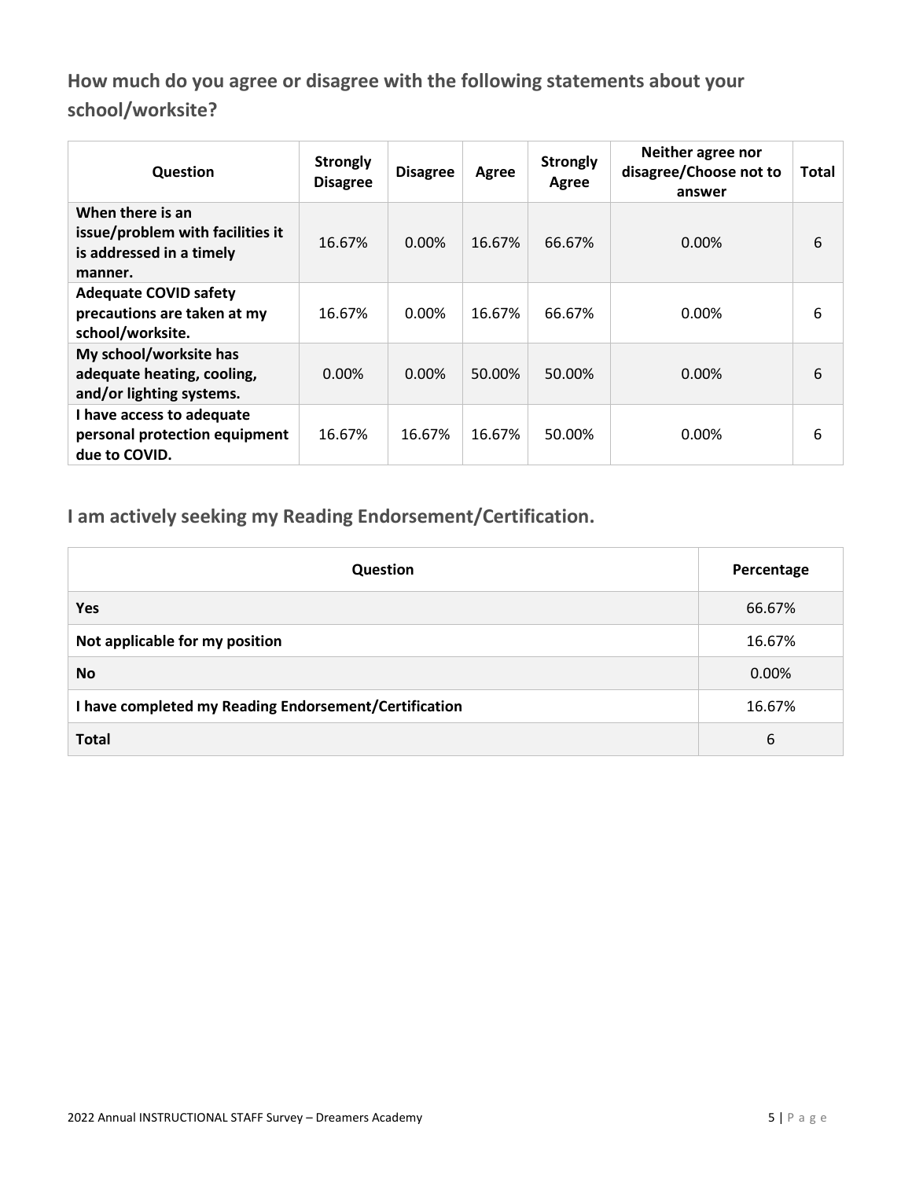## How much do you agree or disagree with the following statements about your school/worksite?

| Question | Strongly Disagree | Disagree | Agree | Strongly Agree | Neither agree nor disagree/Choose not to answer | Total |
|---|---|---|---|---|---|---|
| When there is an issue/problem with facilities it is addressed in a timely manner. | 16.67% | 0.00% | 16.67% | 66.67% | 0.00% | 6 |
| Adequate COVID safety precautions are taken at my school/worksite. | 16.67% | 0.00% | 16.67% | 66.67% | 0.00% | 6 |
| My school/worksite has adequate heating, cooling, and/or lighting systems. | 0.00% | 0.00% | 50.00% | 50.00% | 0.00% | 6 |
| I have access to adequate personal protection equipment due to COVID. | 16.67% | 16.67% | 16.67% | 50.00% | 0.00% | 6 |

## I am actively seeking my Reading Endorsement/Certification.

| Question | Percentage |
|---|---|
| **Yes** | 66.67% |
| **Not applicable for my position** | 16.67% |
| **No** | 0.00% |
| **I have completed my Reading Endorsement/Certification** | 16.67% |
| **Total** | 6 |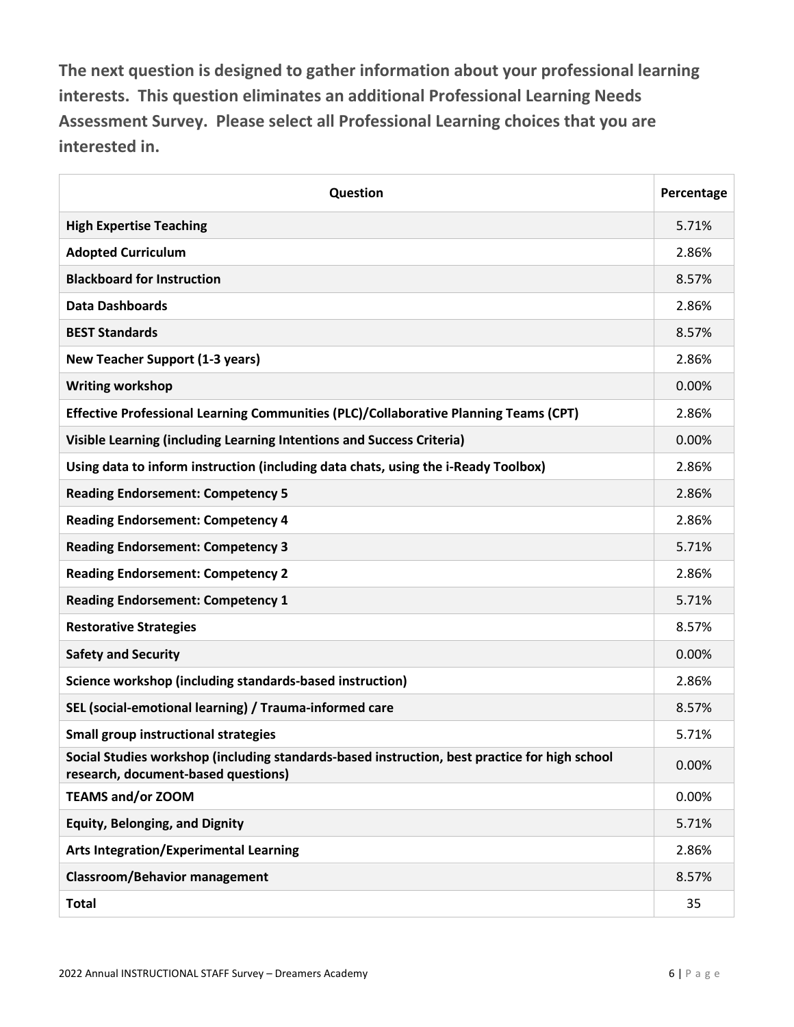**The next question is designed to gather information about your professional learning interests. This question eliminates an additional Professional Learning Needs Assessment Survey. Please select all Professional Learning choices that you are interested in.**

| Question | Percentage |
|---|---|
| **High Expertise Teaching** | 5.71% |
| **Adopted Curriculum** | 2.86% |
| **Blackboard for Instruction** | 8.57% |
| **Data Dashboards** | 2.86% |
| **BEST Standards** | 8.57% |
| **New Teacher Support (1-3 years)** | 2.86% |
| **Writing workshop** | 0.00% |
| **Effective Professional Learning Communities (PLC)/Collaborative Planning Teams (CPT)** | 2.86% |
| **Visible Learning (including Learning Intentions and Success Criteria)** | 0.00% |
| **Using data to inform instruction (including data chats, using the i-Ready Toolbox)** | 2.86% |
| **Reading Endorsement: Competency 5** | 2.86% |
| **Reading Endorsement: Competency 4** | 2.86% |
| **Reading Endorsement: Competency 3** | 5.71% |
| **Reading Endorsement: Competency 2** | 2.86% |
| **Reading Endorsement: Competency 1** | 5.71% |
| **Restorative Strategies** | 8.57% |
| **Safety and Security** | 0.00% |
| **Science workshop (including standards-based instruction)** | 2.86% |
| **SEL (social-emotional learning) / Trauma-informed care** | 8.57% |
| **Small group instructional strategies** | 5.71% |
| **Social Studies workshop (including standards-based instruction, best practice for high school research, document-based questions)** | 0.00% |
| **TEAMS and/or ZOOM** | 0.00% |
| **Equity, Belonging, and Dignity** | 5.71% |
| **Arts Integration/Experimental Learning** | 2.86% |
| **Classroom/Behavior management** | 8.57% |
| **Total** | 35 |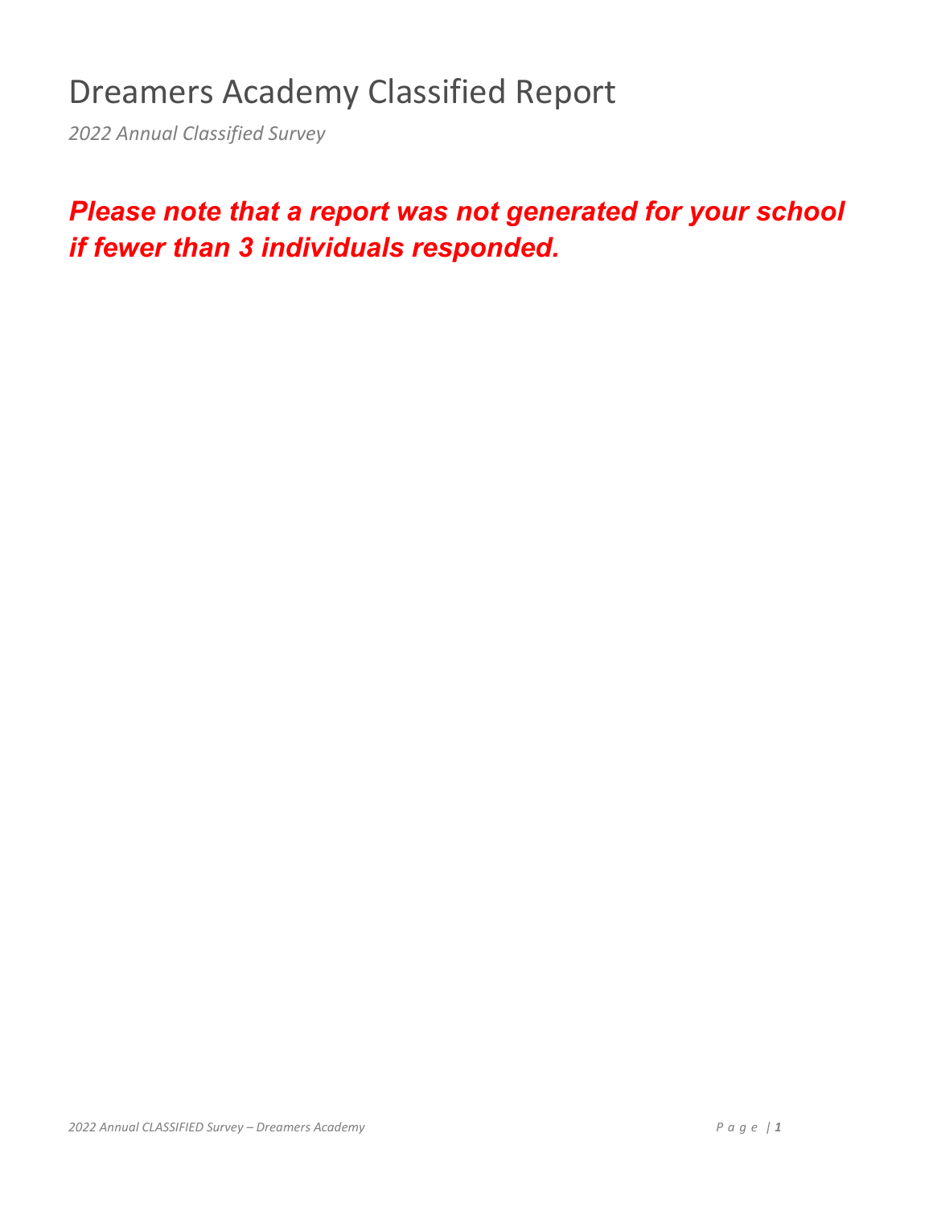# Dreamers Academy Classified Report

*2022 Annual Classified Survey*

***Please note that a report was not generated for your school if fewer than 3 individuals responded.***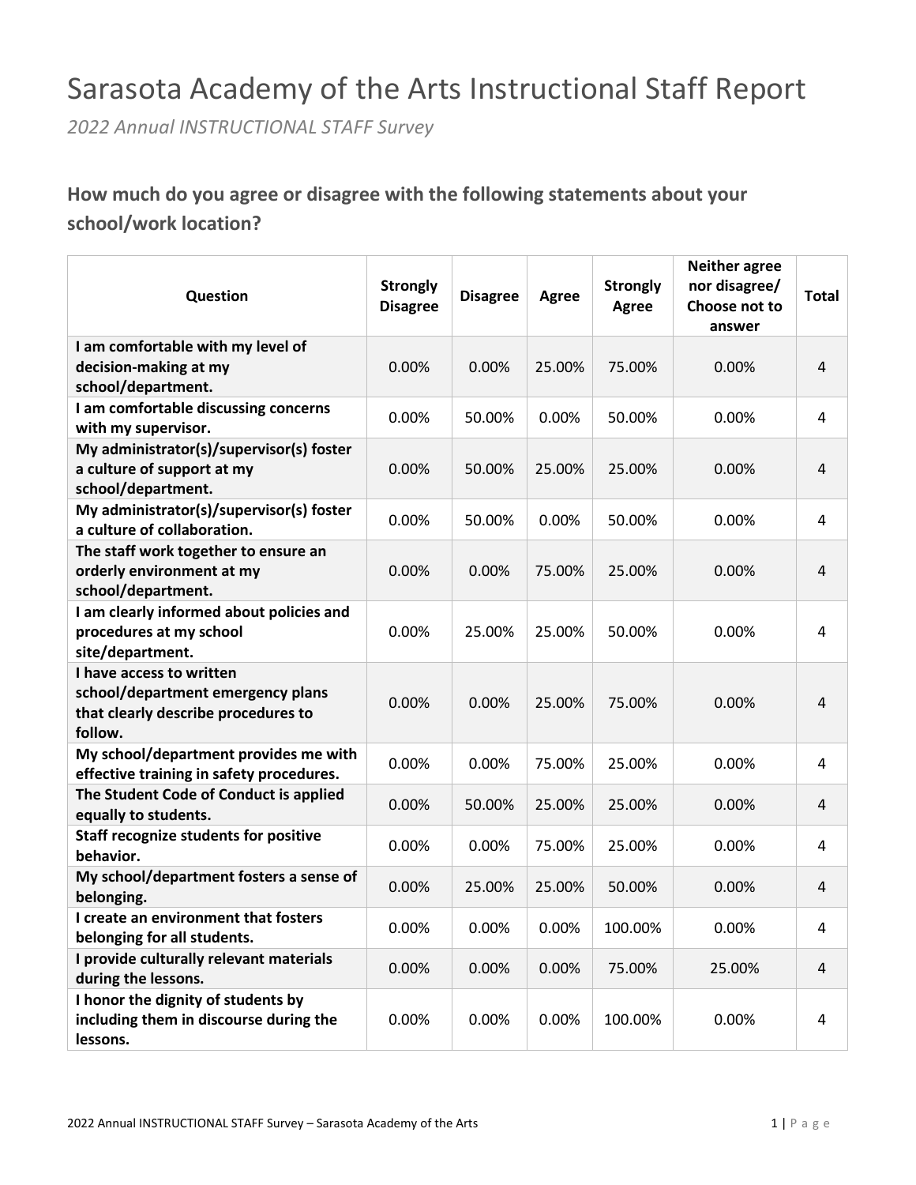# Sarasota Academy of the Arts Instructional Staff Report

*2022 Annual INSTRUCTIONAL STAFF Survey*

## How much do you agree or disagree with the following statements about your school/work location?

| Question | Strongly Disagree | Disagree | Agree | Strongly Agree | Neither agree nor disagree/ Choose not to answer | Total |
|---|---|---|---|---|---|---|
| **I am comfortable with my level of decision-making at my school/department.** | 0.00% | 0.00% | 25.00% | 75.00% | 0.00% | 4 |
| **I am comfortable discussing concerns with my supervisor.** | 0.00% | 50.00% | 0.00% | 50.00% | 0.00% | 4 |
| **My administrator(s)/supervisor(s) foster a culture of support at my school/department.** | 0.00% | 50.00% | 25.00% | 25.00% | 0.00% | 4 |
| **My administrator(s)/supervisor(s) foster a culture of collaboration.** | 0.00% | 50.00% | 0.00% | 50.00% | 0.00% | 4 |
| **The staff work together to ensure an orderly environment at my school/department.** | 0.00% | 0.00% | 75.00% | 25.00% | 0.00% | 4 |
| **I am clearly informed about policies and procedures at my school site/department.** | 0.00% | 25.00% | 25.00% | 50.00% | 0.00% | 4 |
| **I have access to written school/department emergency plans that clearly describe procedures to follow.** | 0.00% | 0.00% | 25.00% | 75.00% | 0.00% | 4 |
| **My school/department provides me with effective training in safety procedures.** | 0.00% | 0.00% | 75.00% | 25.00% | 0.00% | 4 |
| **The Student Code of Conduct is applied equally to students.** | 0.00% | 50.00% | 25.00% | 25.00% | 0.00% | 4 |
| **Staff recognize students for positive behavior.** | 0.00% | 0.00% | 75.00% | 25.00% | 0.00% | 4 |
| **My school/department fosters a sense of belonging.** | 0.00% | 25.00% | 25.00% | 50.00% | 0.00% | 4 |
| **I create an environment that fosters belonging for all students.** | 0.00% | 0.00% | 0.00% | 100.00% | 0.00% | 4 |
| **I provide culturally relevant materials during the lessons.** | 0.00% | 0.00% | 0.00% | 75.00% | 25.00% | 4 |
| **I honor the dignity of students by including them in discourse during the lessons.** | 0.00% | 0.00% | 0.00% | 100.00% | 0.00% | 4 |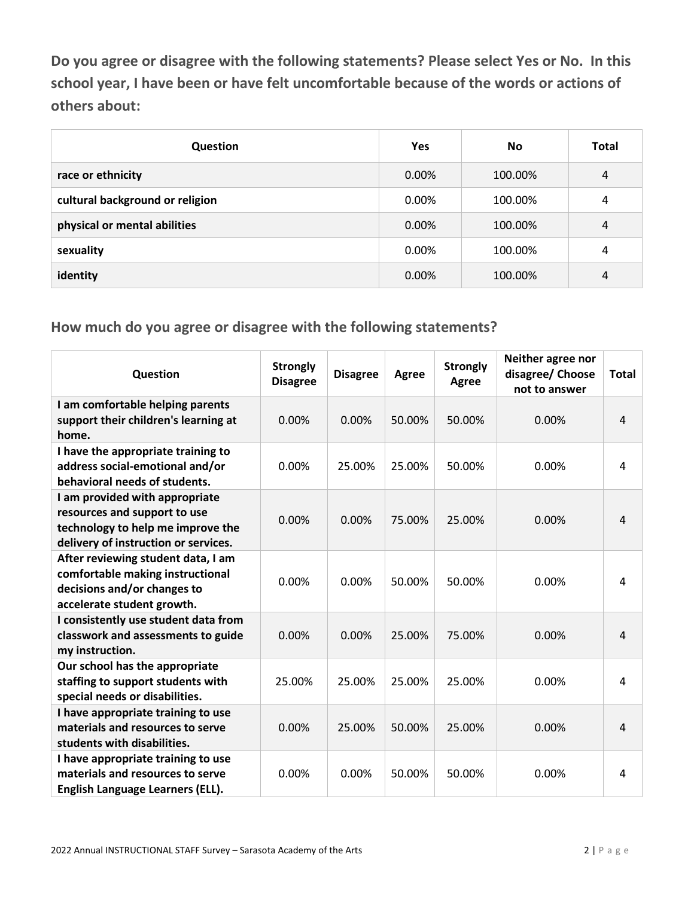**Do you agree or disagree with the following statements? Please select Yes or No. In this school year, I have been or have felt uncomfortable because of the words or actions of others about:**

| Question | Yes | No | Total |
|---|---|---|---|
| race or ethnicity | 0.00% | 100.00% | 4 |
| cultural background or religion | 0.00% | 100.00% | 4 |
| physical or mental abilities | 0.00% | 100.00% | 4 |
| sexuality | 0.00% | 100.00% | 4 |
| identity | 0.00% | 100.00% | 4 |

## How much do you agree or disagree with the following statements?

| Question | Strongly Disagree | Disagree | Agree | Strongly Agree | Neither agree nor disagree/ Choose not to answer | Total |
|---|---|---|---|---|---|---|
| I am comfortable helping parents support their children's learning at home. | 0.00% | 0.00% | 50.00% | 50.00% | 0.00% | 4 |
| I have the appropriate training to address social-emotional and/or behavioral needs of students. | 0.00% | 25.00% | 25.00% | 50.00% | 0.00% | 4 |
| I am provided with appropriate resources and support to use technology to help me improve the delivery of instruction or services. | 0.00% | 0.00% | 75.00% | 25.00% | 0.00% | 4 |
| After reviewing student data, I am comfortable making instructional decisions and/or changes to accelerate student growth. | 0.00% | 0.00% | 50.00% | 50.00% | 0.00% | 4 |
| I consistently use student data from classwork and assessments to guide my instruction. | 0.00% | 0.00% | 25.00% | 75.00% | 0.00% | 4 |
| Our school has the appropriate staffing to support students with special needs or disabilities. | 25.00% | 25.00% | 25.00% | 25.00% | 0.00% | 4 |
| I have appropriate training to use materials and resources to serve students with disabilities. | 0.00% | 25.00% | 50.00% | 25.00% | 0.00% | 4 |
| I have appropriate training to use materials and resources to serve English Language Learners (ELL). | 0.00% | 0.00% | 50.00% | 50.00% | 0.00% | 4 |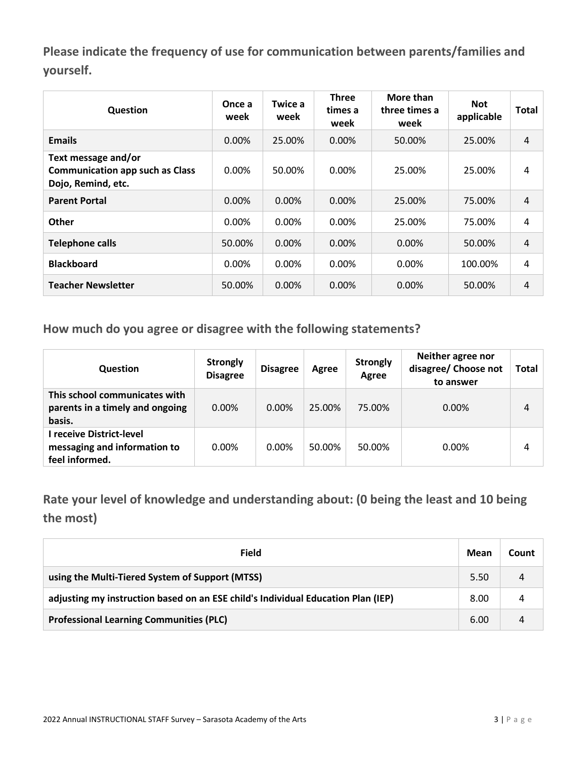## Please indicate the frequency of use for communication between parents/families and yourself.

| Question | Once a week | Twice a week | Three times a week | More than three times a week | Not applicable | Total |
|---|---|---|---|---|---|---|
| **Emails** | 0.00% | 25.00% | 0.00% | 50.00% | 25.00% | 4 |
| **Text message and/or Communication app such as Class Dojo, Remind, etc.** | 0.00% | 50.00% | 0.00% | 25.00% | 25.00% | 4 |
| **Parent Portal** | 0.00% | 0.00% | 0.00% | 25.00% | 75.00% | 4 |
| **Other** | 0.00% | 0.00% | 0.00% | 25.00% | 75.00% | 4 |
| **Telephone calls** | 50.00% | 0.00% | 0.00% | 0.00% | 50.00% | 4 |
| **Blackboard** | 0.00% | 0.00% | 0.00% | 0.00% | 100.00% | 4 |
| **Teacher Newsletter** | 50.00% | 0.00% | 0.00% | 0.00% | 50.00% | 4 |

## How much do you agree or disagree with the following statements?

| Question | Strongly Disagree | Disagree | Agree | Strongly Agree | Neither agree nor disagree/ Choose not to answer | Total |
|---|---|---|---|---|---|---|
| **This school communicates with parents in a timely and ongoing basis.** | 0.00% | 0.00% | 25.00% | 75.00% | 0.00% | 4 |
| **I receive District-level messaging and information to feel informed.** | 0.00% | 0.00% | 50.00% | 50.00% | 0.00% | 4 |

## Rate your level of knowledge and understanding about: (0 being the least and 10 being the most)

| Field | Mean | Count |
|---|---|---|
| **using the Multi-Tiered System of Support (MTSS)** | 5.50 | 4 |
| **adjusting my instruction based on an ESE child's Individual Education Plan (IEP)** | 8.00 | 4 |
| **Professional Learning Communities (PLC)** | 6.00 | 4 |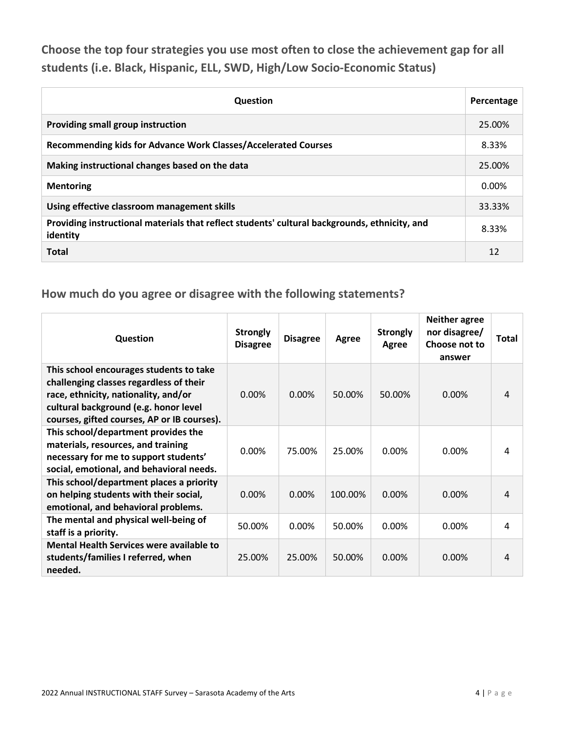## Choose the top four strategies you use most often to close the achievement gap for all students (i.e. Black, Hispanic, ELL, SWD, High/Low Socio-Economic Status)

| Question | Percentage |
|---|---|
| **Providing small group instruction** | 25.00% |
| **Recommending kids for Advance Work Classes/Accelerated Courses** | 8.33% |
| **Making instructional changes based on the data** | 25.00% |
| **Mentoring** | 0.00% |
| **Using effective classroom management skills** | 33.33% |
| **Providing instructional materials that reflect students' cultural backgrounds, ethnicity, and identity** | 8.33% |
| **Total** | 12 |

## How much do you agree or disagree with the following statements?

| Question | Strongly Disagree | Disagree | Agree | Strongly Agree | Neither agree nor disagree/ Choose not to answer | Total |
|---|---|---|---|---|---|---|
| **This school encourages students to take challenging classes regardless of their race, ethnicity, nationality, and/or cultural background (e.g. honor level courses, gifted courses, AP or IB courses).** | 0.00% | 0.00% | 50.00% | 50.00% | 0.00% | 4 |
| **This school/department provides the materials, resources, and training necessary for me to support students' social, emotional, and behavioral needs.** | 0.00% | 75.00% | 25.00% | 0.00% | 0.00% | 4 |
| **This school/department places a priority on helping students with their social, emotional, and behavioral problems.** | 0.00% | 0.00% | 100.00% | 0.00% | 0.00% | 4 |
| **The mental and physical well-being of staff is a priority.** | 50.00% | 0.00% | 50.00% | 0.00% | 0.00% | 4 |
| **Mental Health Services were available to students/families I referred, when needed.** | 25.00% | 25.00% | 50.00% | 0.00% | 0.00% | 4 |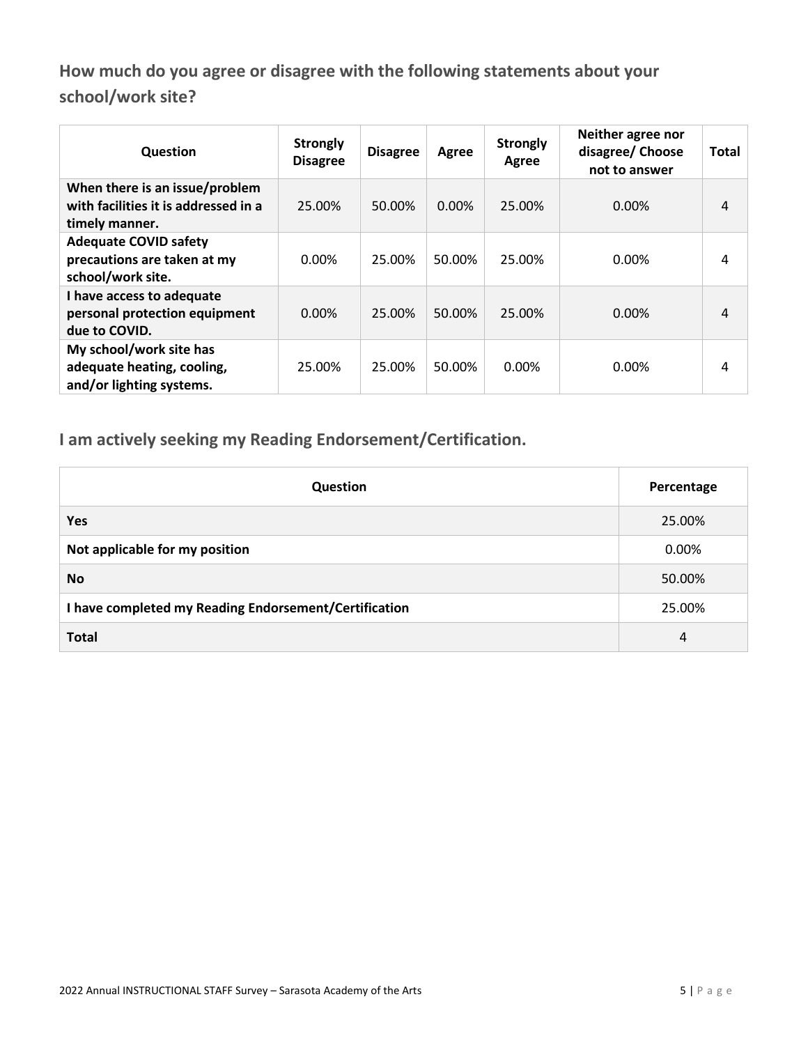## How much do you agree or disagree with the following statements about your school/work site?

| Question | Strongly Disagree | Disagree | Agree | Strongly Agree | Neither agree nor disagree/ Choose not to answer | Total |
|---|---|---|---|---|---|---|
| **When there is an issue/problem with facilities it is addressed in a timely manner.** | 25.00% | 50.00% | 0.00% | 25.00% | 0.00% | 4 |
| **Adequate COVID safety precautions are taken at my school/work site.** | 0.00% | 25.00% | 50.00% | 25.00% | 0.00% | 4 |
| **I have access to adequate personal protection equipment due to COVID.** | 0.00% | 25.00% | 50.00% | 25.00% | 0.00% | 4 |
| **My school/work site has adequate heating, cooling, and/or lighting systems.** | 25.00% | 25.00% | 50.00% | 0.00% | 0.00% | 4 |

## I am actively seeking my Reading Endorsement/Certification.

| Question | Percentage |
|---|---|
| **Yes** | 25.00% |
| **Not applicable for my position** | 0.00% |
| **No** | 50.00% |
| **I have completed my Reading Endorsement/Certification** | 25.00% |
| **Total** | 4 |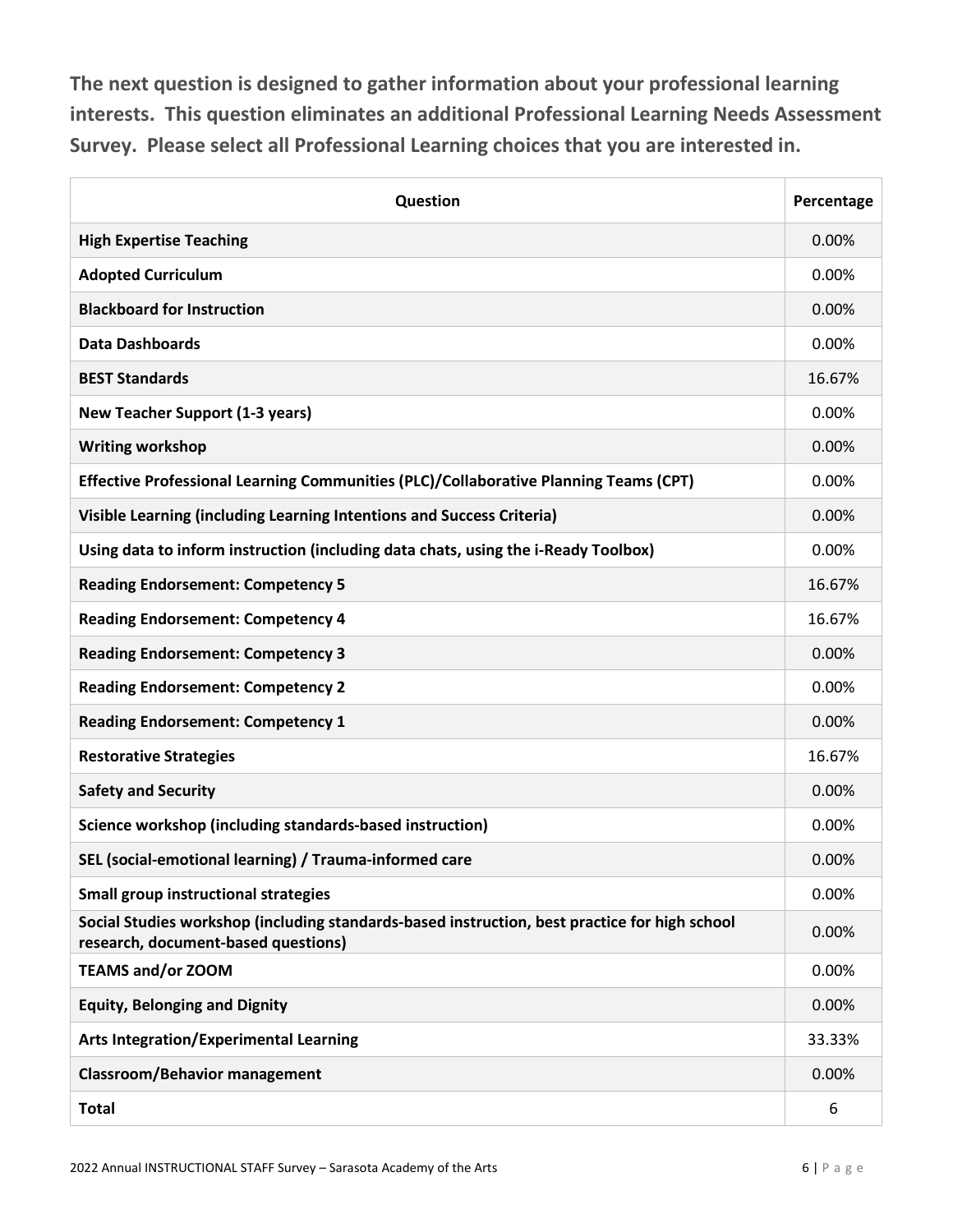**The next question is designed to gather information about your professional learning interests. This question eliminates an additional Professional Learning Needs Assessment Survey. Please select all Professional Learning choices that you are interested in.**

| Question | Percentage |
|---|---|
| **High Expertise Teaching** | 0.00% |
| **Adopted Curriculum** | 0.00% |
| **Blackboard for Instruction** | 0.00% |
| **Data Dashboards** | 0.00% |
| **BEST Standards** | 16.67% |
| **New Teacher Support (1-3 years)** | 0.00% |
| **Writing workshop** | 0.00% |
| **Effective Professional Learning Communities (PLC)/Collaborative Planning Teams (CPT)** | 0.00% |
| **Visible Learning (including Learning Intentions and Success Criteria)** | 0.00% |
| **Using data to inform instruction (including data chats, using the i-Ready Toolbox)** | 0.00% |
| **Reading Endorsement: Competency 5** | 16.67% |
| **Reading Endorsement: Competency 4** | 16.67% |
| **Reading Endorsement: Competency 3** | 0.00% |
| **Reading Endorsement: Competency 2** | 0.00% |
| **Reading Endorsement: Competency 1** | 0.00% |
| **Restorative Strategies** | 16.67% |
| **Safety and Security** | 0.00% |
| **Science workshop (including standards-based instruction)** | 0.00% |
| **SEL (social-emotional learning) / Trauma-informed care** | 0.00% |
| **Small group instructional strategies** | 0.00% |
| **Social Studies workshop (including standards-based instruction, best practice for high school research, document-based questions)** | 0.00% |
| **TEAMS and/or ZOOM** | 0.00% |
| **Equity, Belonging and Dignity** | 0.00% |
| **Arts Integration/Experimental Learning** | 33.33% |
| **Classroom/Behavior management** | 0.00% |
| **Total** | 6 |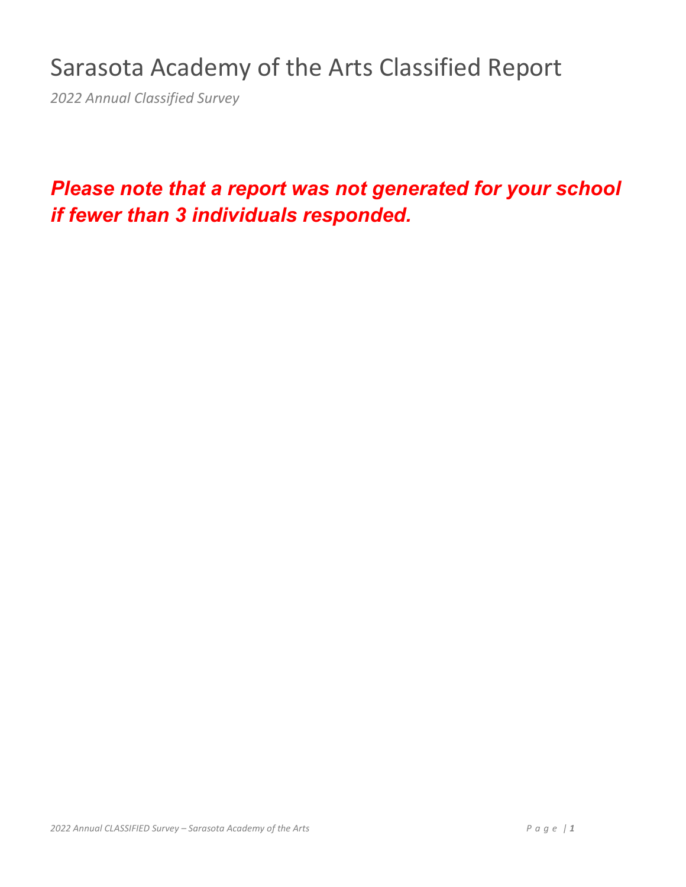# Sarasota Academy of the Arts Classified Report

*2022 Annual Classified Survey*

***Please note that a report was not generated for your school if fewer than 3 individuals responded.***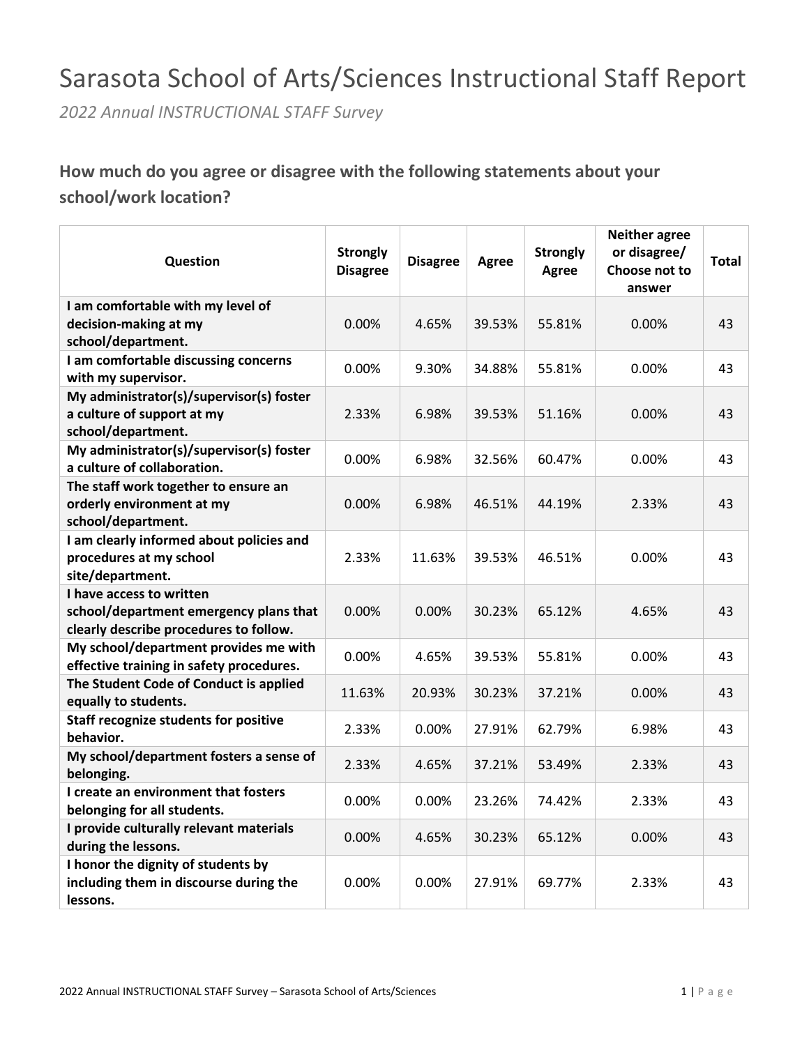# Sarasota School of Arts/Sciences Instructional Staff Report

*2022 Annual INSTRUCTIONAL STAFF Survey*

## How much do you agree or disagree with the following statements about your school/work location?

| Question | Strongly Disagree | Disagree | Agree | Strongly Agree | Neither agree or disagree/ Choose not to answer | Total |
|---|---|---|---|---|---|---|
| **I am comfortable with my level of decision-making at my school/department.** | 0.00% | 4.65% | 39.53% | 55.81% | 0.00% | 43 |
| **I am comfortable discussing concerns with my supervisor.** | 0.00% | 9.30% | 34.88% | 55.81% | 0.00% | 43 |
| **My administrator(s)/supervisor(s) foster a culture of support at my school/department.** | 2.33% | 6.98% | 39.53% | 51.16% | 0.00% | 43 |
| **My administrator(s)/supervisor(s) foster a culture of collaboration.** | 0.00% | 6.98% | 32.56% | 60.47% | 0.00% | 43 |
| **The staff work together to ensure an orderly environment at my school/department.** | 0.00% | 6.98% | 46.51% | 44.19% | 2.33% | 43 |
| **I am clearly informed about policies and procedures at my school site/department.** | 2.33% | 11.63% | 39.53% | 46.51% | 0.00% | 43 |
| **I have access to written school/department emergency plans that clearly describe procedures to follow.** | 0.00% | 0.00% | 30.23% | 65.12% | 4.65% | 43 |
| **My school/department provides me with effective training in safety procedures.** | 0.00% | 4.65% | 39.53% | 55.81% | 0.00% | 43 |
| **The Student Code of Conduct is applied equally to students.** | 11.63% | 20.93% | 30.23% | 37.21% | 0.00% | 43 |
| **Staff recognize students for positive behavior.** | 2.33% | 0.00% | 27.91% | 62.79% | 6.98% | 43 |
| **My school/department fosters a sense of belonging.** | 2.33% | 4.65% | 37.21% | 53.49% | 2.33% | 43 |
| **I create an environment that fosters belonging for all students.** | 0.00% | 0.00% | 23.26% | 74.42% | 2.33% | 43 |
| **I provide culturally relevant materials during the lessons.** | 0.00% | 4.65% | 30.23% | 65.12% | 0.00% | 43 |
| **I honor the dignity of students by including them in discourse during the lessons.** | 0.00% | 0.00% | 27.91% | 69.77% | 2.33% | 43 |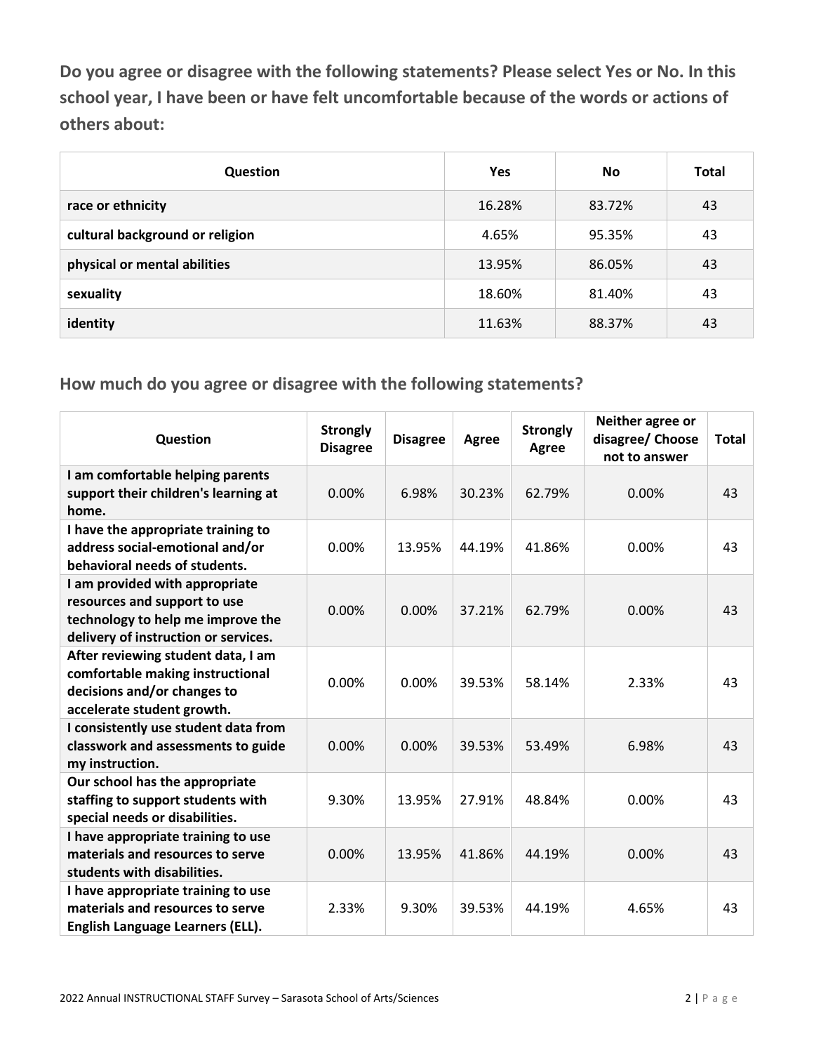### Do you agree or disagree with the following statements? Please select Yes or No. In this school year, I have been or have felt uncomfortable because of the words or actions of others about:

| Question | Yes | No | Total |
|---|---|---|---|
| race or ethnicity | 16.28% | 83.72% | 43 |
| cultural background or religion | 4.65% | 95.35% | 43 |
| physical or mental abilities | 13.95% | 86.05% | 43 |
| sexuality | 18.60% | 81.40% | 43 |
| identity | 11.63% | 88.37% | 43 |

### How much do you agree or disagree with the following statements?

| Question | Strongly Disagree | Disagree | Agree | Strongly Agree | Neither agree or disagree/ Choose not to answer | Total |
|---|---|---|---|---|---|---|
| I am comfortable helping parents support their children's learning at home. | 0.00% | 6.98% | 30.23% | 62.79% | 0.00% | 43 |
| I have the appropriate training to address social-emotional and/or behavioral needs of students. | 0.00% | 13.95% | 44.19% | 41.86% | 0.00% | 43 |
| I am provided with appropriate resources and support to use technology to help me improve the delivery of instruction or services. | 0.00% | 0.00% | 37.21% | 62.79% | 0.00% | 43 |
| After reviewing student data, I am comfortable making instructional decisions and/or changes to accelerate student growth. | 0.00% | 0.00% | 39.53% | 58.14% | 2.33% | 43 |
| I consistently use student data from classwork and assessments to guide my instruction. | 0.00% | 0.00% | 39.53% | 53.49% | 6.98% | 43 |
| Our school has the appropriate staffing to support students with special needs or disabilities. | 9.30% | 13.95% | 27.91% | 48.84% | 0.00% | 43 |
| I have appropriate training to use materials and resources to serve students with disabilities. | 0.00% | 13.95% | 41.86% | 44.19% | 0.00% | 43 |
| I have appropriate training to use materials and resources to serve English Language Learners (ELL). | 2.33% | 9.30% | 39.53% | 44.19% | 4.65% | 43 |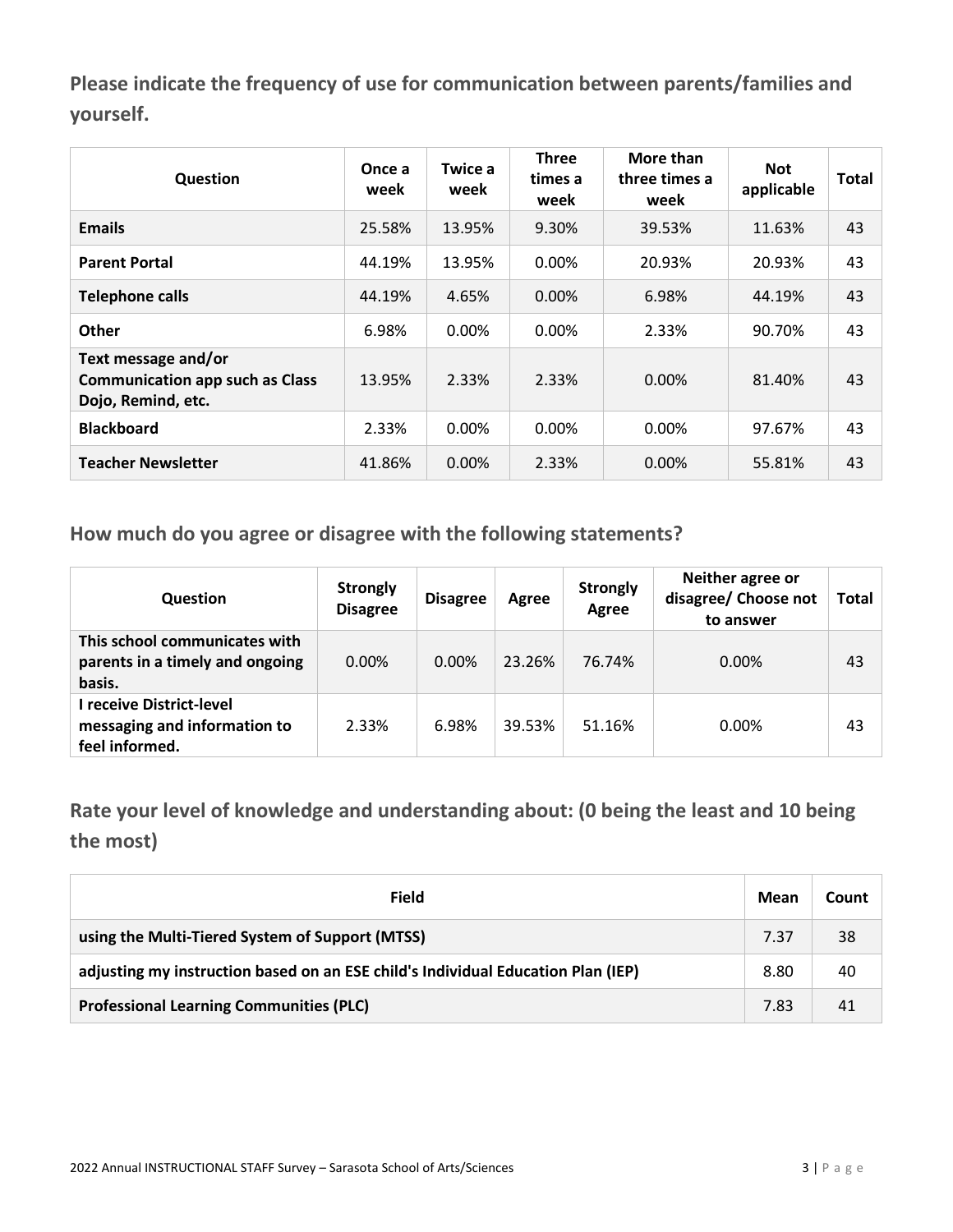## Please indicate the frequency of use for communication between parents/families and yourself.

| Question | Once a week | Twice a week | Three times a week | More than three times a week | Not applicable | Total |
|---|---|---|---|---|---|---|
| **Emails** | 25.58% | 13.95% | 9.30% | 39.53% | 11.63% | 43 |
| **Parent Portal** | 44.19% | 13.95% | 0.00% | 20.93% | 20.93% | 43 |
| **Telephone calls** | 44.19% | 4.65% | 0.00% | 6.98% | 44.19% | 43 |
| **Other** | 6.98% | 0.00% | 0.00% | 2.33% | 90.70% | 43 |
| **Text message and/or Communication app such as Class Dojo, Remind, etc.** | 13.95% | 2.33% | 2.33% | 0.00% | 81.40% | 43 |
| **Blackboard** | 2.33% | 0.00% | 0.00% | 0.00% | 97.67% | 43 |
| **Teacher Newsletter** | 41.86% | 0.00% | 2.33% | 0.00% | 55.81% | 43 |

## How much do you agree or disagree with the following statements?

| Question | Strongly Disagree | Disagree | Agree | Strongly Agree | Neither agree or disagree/ Choose not to answer | Total |
|---|---|---|---|---|---|---|
| **This school communicates with parents in a timely and ongoing basis.** | 0.00% | 0.00% | 23.26% | 76.74% | 0.00% | 43 |
| **I receive District-level messaging and information to feel informed.** | 2.33% | 6.98% | 39.53% | 51.16% | 0.00% | 43 |

## Rate your level of knowledge and understanding about: (0 being the least and 10 being the most)

| Field | Mean | Count |
|---|---|---|
| **using the Multi-Tiered System of Support (MTSS)** | 7.37 | 38 |
| **adjusting my instruction based on an ESE child's Individual Education Plan (IEP)** | 8.80 | 40 |
| **Professional Learning Communities (PLC)** | 7.83 | 41 |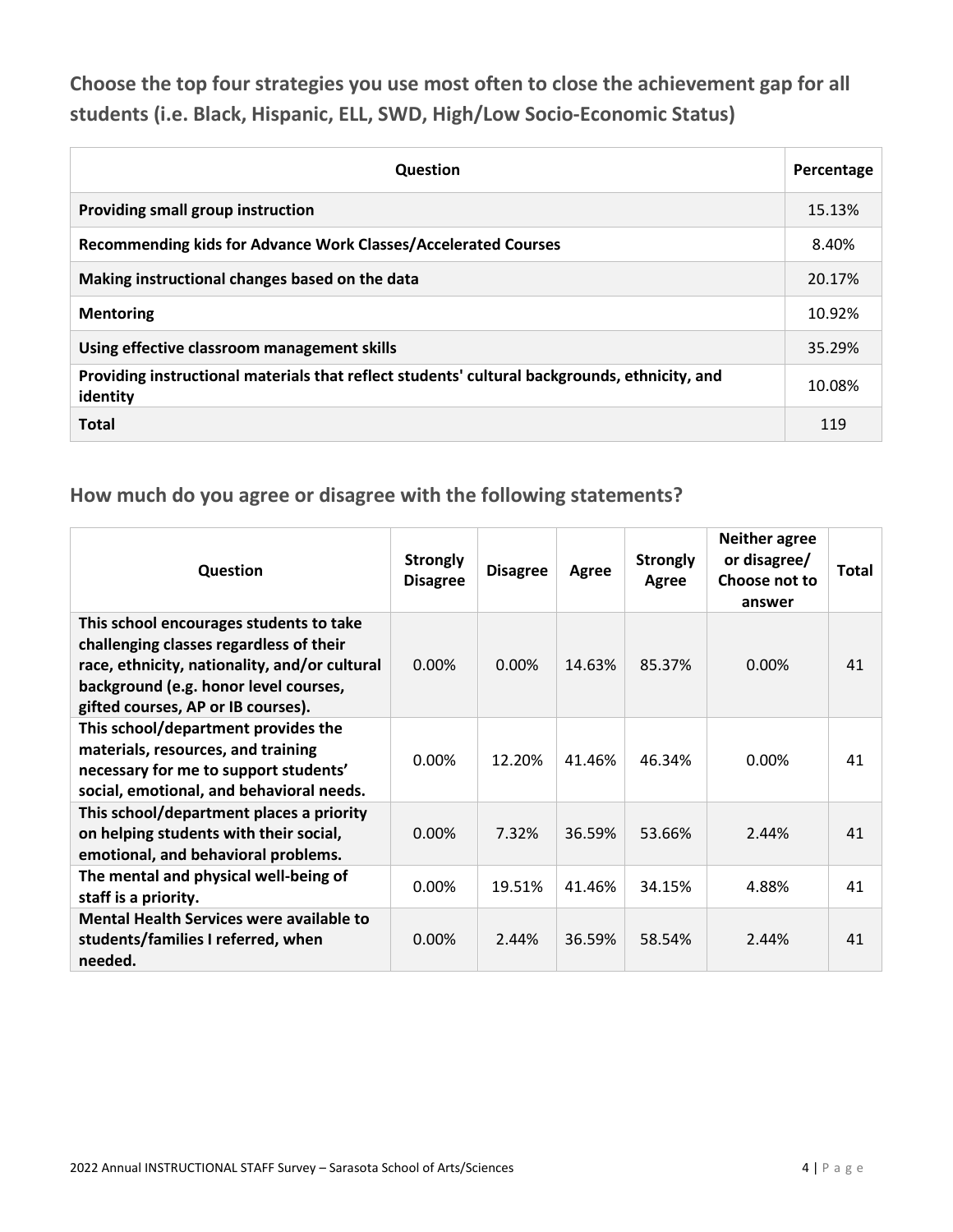## Choose the top four strategies you use most often to close the achievement gap for all students (i.e. Black, Hispanic, ELL, SWD, High/Low Socio-Economic Status)

| Question | Percentage |
|---|---|
| **Providing small group instruction** | 15.13% |
| **Recommending kids for Advance Work Classes/Accelerated Courses** | 8.40% |
| **Making instructional changes based on the data** | 20.17% |
| **Mentoring** | 10.92% |
| **Using effective classroom management skills** | 35.29% |
| **Providing instructional materials that reflect students' cultural backgrounds, ethnicity, and identity** | 10.08% |
| **Total** | 119 |

## How much do you agree or disagree with the following statements?

| Question | Strongly Disagree | Disagree | Agree | Strongly Agree | Neither agree or disagree/ Choose not to answer | Total |
|---|---|---|---|---|---|---|
| **This school encourages students to take challenging classes regardless of their race, ethnicity, nationality, and/or cultural background (e.g. honor level courses, gifted courses, AP or IB courses).** | 0.00% | 0.00% | 14.63% | 85.37% | 0.00% | 41 |
| **This school/department provides the materials, resources, and training necessary for me to support students' social, emotional, and behavioral needs.** | 0.00% | 12.20% | 41.46% | 46.34% | 0.00% | 41 |
| **This school/department places a priority on helping students with their social, emotional, and behavioral problems.** | 0.00% | 7.32% | 36.59% | 53.66% | 2.44% | 41 |
| **The mental and physical well-being of staff is a priority.** | 0.00% | 19.51% | 41.46% | 34.15% | 4.88% | 41 |
| **Mental Health Services were available to students/families I referred, when needed.** | 0.00% | 2.44% | 36.59% | 58.54% | 2.44% | 41 |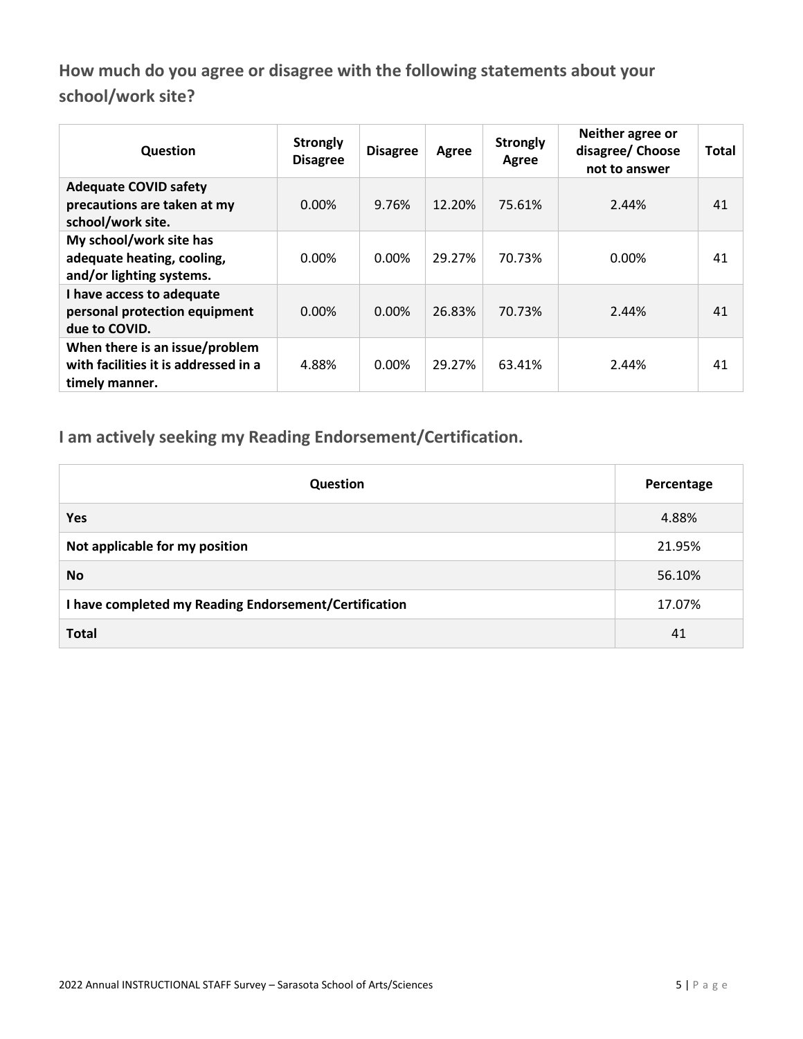## How much do you agree or disagree with the following statements about your school/work site?

| Question | Strongly Disagree | Disagree | Agree | Strongly Agree | Neither agree or disagree/ Choose not to answer | Total |
|---|---|---|---|---|---|---|
| **Adequate COVID safety precautions are taken at my school/work site.** | 0.00% | 9.76% | 12.20% | 75.61% | 2.44% | 41 |
| **My school/work site has adequate heating, cooling, and/or lighting systems.** | 0.00% | 0.00% | 29.27% | 70.73% | 0.00% | 41 |
| **I have access to adequate personal protection equipment due to COVID.** | 0.00% | 0.00% | 26.83% | 70.73% | 2.44% | 41 |
| **When there is an issue/problem with facilities it is addressed in a timely manner.** | 4.88% | 0.00% | 29.27% | 63.41% | 2.44% | 41 |

## I am actively seeking my Reading Endorsement/Certification.

| Question | Percentage |
|---|---|
| **Yes** | 4.88% |
| **Not applicable for my position** | 21.95% |
| **No** | 56.10% |
| **I have completed my Reading Endorsement/Certification** | 17.07% |
| **Total** | 41 |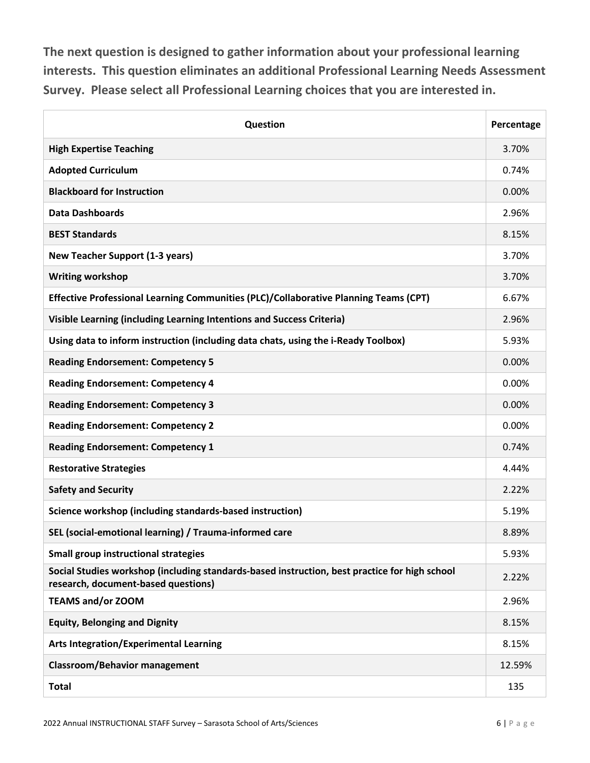**The next question is designed to gather information about your professional learning interests. This question eliminates an additional Professional Learning Needs Assessment Survey. Please select all Professional Learning choices that you are interested in.**

| Question | Percentage |
|---|---|
| **High Expertise Teaching** | 3.70% |
| **Adopted Curriculum** | 0.74% |
| **Blackboard for Instruction** | 0.00% |
| **Data Dashboards** | 2.96% |
| **BEST Standards** | 8.15% |
| **New Teacher Support (1-3 years)** | 3.70% |
| **Writing workshop** | 3.70% |
| **Effective Professional Learning Communities (PLC)/Collaborative Planning Teams (CPT)** | 6.67% |
| **Visible Learning (including Learning Intentions and Success Criteria)** | 2.96% |
| **Using data to inform instruction (including data chats, using the i-Ready Toolbox)** | 5.93% |
| **Reading Endorsement: Competency 5** | 0.00% |
| **Reading Endorsement: Competency 4** | 0.00% |
| **Reading Endorsement: Competency 3** | 0.00% |
| **Reading Endorsement: Competency 2** | 0.00% |
| **Reading Endorsement: Competency 1** | 0.74% |
| **Restorative Strategies** | 4.44% |
| **Safety and Security** | 2.22% |
| **Science workshop (including standards-based instruction)** | 5.19% |
| **SEL (social-emotional learning) / Trauma-informed care** | 8.89% |
| **Small group instructional strategies** | 5.93% |
| **Social Studies workshop (including standards-based instruction, best practice for high school research, document-based questions)** | 2.22% |
| **TEAMS and/or ZOOM** | 2.96% |
| **Equity, Belonging and Dignity** | 8.15% |
| **Arts Integration/Experimental Learning** | 8.15% |
| **Classroom/Behavior management** | 12.59% |
| **Total** | 135 |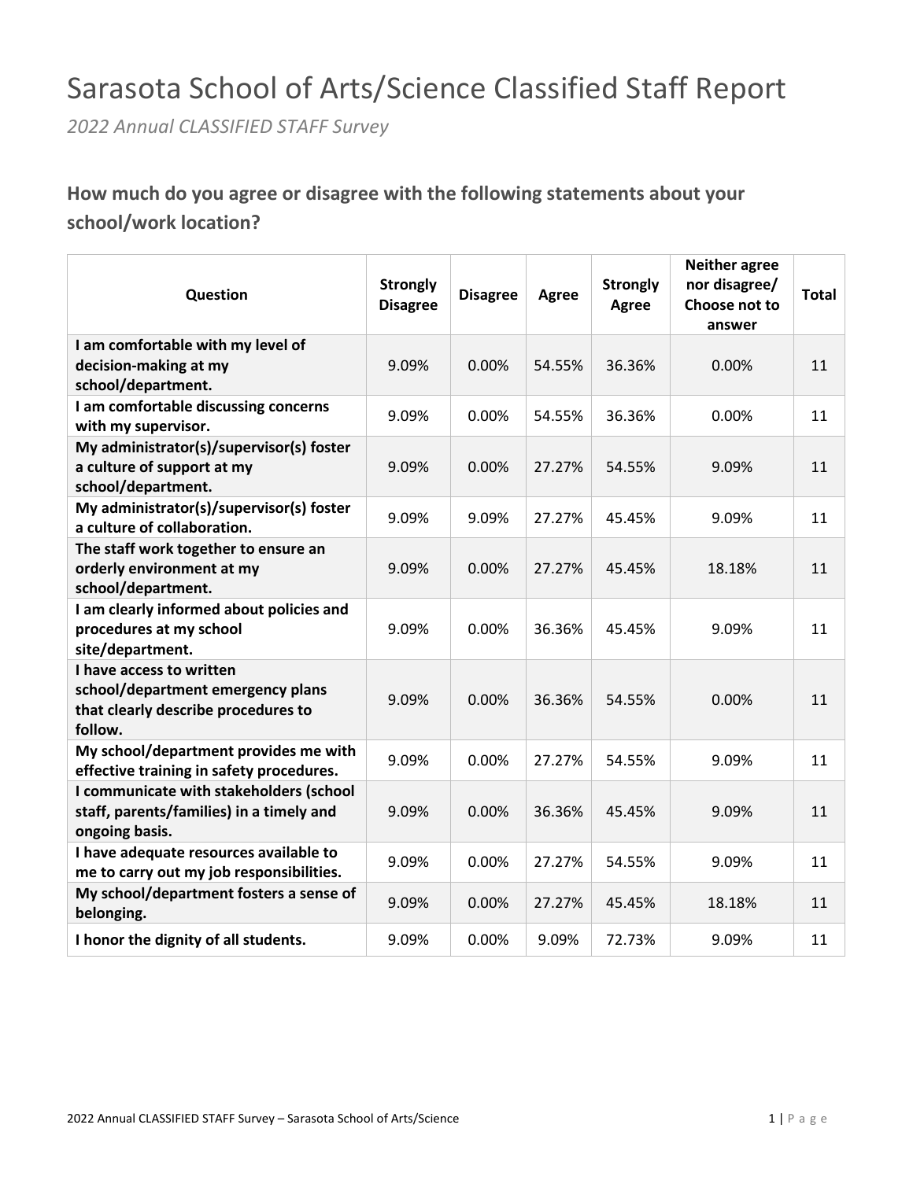# Sarasota School of Arts/Science Classified Staff Report

*2022 Annual CLASSIFIED STAFF Survey*

## How much do you agree or disagree with the following statements about your school/work location?

| Question | Strongly Disagree | Disagree | Agree | Strongly Agree | Neither agree nor disagree/ Choose not to answer | Total |
|---|---|---|---|---|---|---|
| **I am comfortable with my level of decision-making at my school/department.** | 9.09% | 0.00% | 54.55% | 36.36% | 0.00% | 11 |
| **I am comfortable discussing concerns with my supervisor.** | 9.09% | 0.00% | 54.55% | 36.36% | 0.00% | 11 |
| **My administrator(s)/supervisor(s) foster a culture of support at my school/department.** | 9.09% | 0.00% | 27.27% | 54.55% | 9.09% | 11 |
| **My administrator(s)/supervisor(s) foster a culture of collaboration.** | 9.09% | 9.09% | 27.27% | 45.45% | 9.09% | 11 |
| **The staff work together to ensure an orderly environment at my school/department.** | 9.09% | 0.00% | 27.27% | 45.45% | 18.18% | 11 |
| **I am clearly informed about policies and procedures at my school site/department.** | 9.09% | 0.00% | 36.36% | 45.45% | 9.09% | 11 |
| **I have access to written school/department emergency plans that clearly describe procedures to follow.** | 9.09% | 0.00% | 36.36% | 54.55% | 0.00% | 11 |
| **My school/department provides me with effective training in safety procedures.** | 9.09% | 0.00% | 27.27% | 54.55% | 9.09% | 11 |
| **I communicate with stakeholders (school staff, parents/families) in a timely and ongoing basis.** | 9.09% | 0.00% | 36.36% | 45.45% | 9.09% | 11 |
| **I have adequate resources available to me to carry out my job responsibilities.** | 9.09% | 0.00% | 27.27% | 54.55% | 9.09% | 11 |
| **My school/department fosters a sense of belonging.** | 9.09% | 0.00% | 27.27% | 45.45% | 18.18% | 11 |
| **I honor the dignity of all students.** | 9.09% | 0.00% | 9.09% | 72.73% | 9.09% | 11 |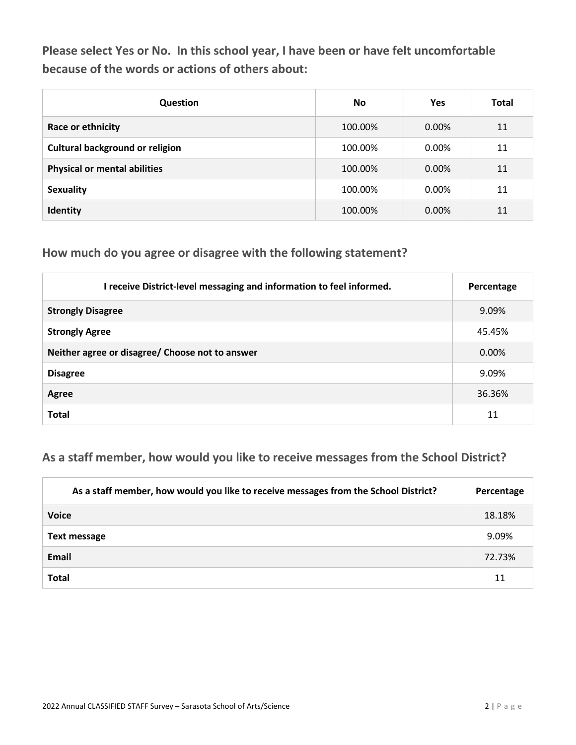## Please select Yes or No. In this school year, I have been or have felt uncomfortable because of the words or actions of others about:

| Question | No | Yes | Total |
|---|---|---|---|
| **Race or ethnicity** | 100.00% | 0.00% | 11 |
| **Cultural background or religion** | 100.00% | 0.00% | 11 |
| **Physical or mental abilities** | 100.00% | 0.00% | 11 |
| **Sexuality** | 100.00% | 0.00% | 11 |
| **Identity** | 100.00% | 0.00% | 11 |

## How much do you agree or disagree with the following statement?

| I receive District-level messaging and information to feel informed. | Percentage |
|---|---|
| **Strongly Disagree** | 9.09% |
| **Strongly Agree** | 45.45% |
| **Neither agree or disagree/ Choose not to answer** | 0.00% |
| **Disagree** | 9.09% |
| **Agree** | 36.36% |
| **Total** | 11 |

## As a staff member, how would you like to receive messages from the School District?

| As a staff member, how would you like to receive messages from the School District? | Percentage |
|---|---|
| **Voice** | 18.18% |
| **Text message** | 9.09% |
| **Email** | 72.73% |
| **Total** | 11 |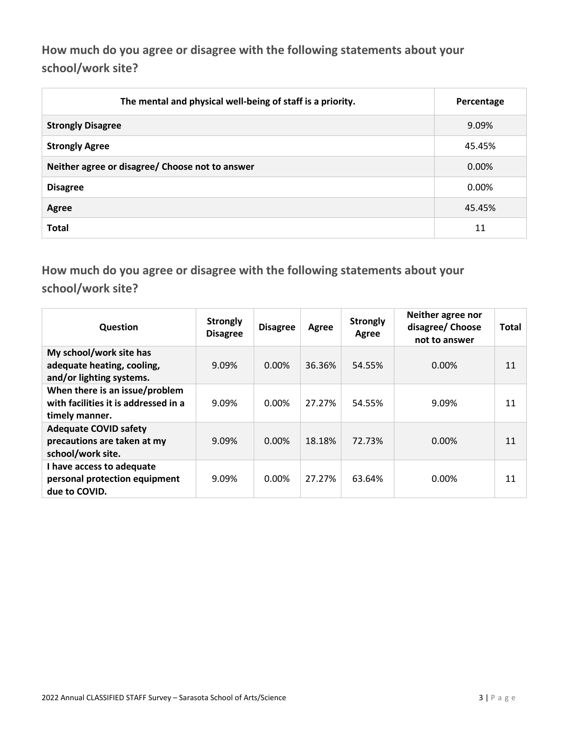## How much do you agree or disagree with the following statements about your school/work site?

| The mental and physical well-being of staff is a priority. | Percentage |
| --- | --- |
| **Strongly Disagree** | 9.09% |
| **Strongly Agree** | 45.45% |
| **Neither agree or disagree/ Choose not to answer** | 0.00% |
| **Disagree** | 0.00% |
| **Agree** | 45.45% |
| **Total** | 11 |

## How much do you agree or disagree with the following statements about your school/work site?

| Question | Strongly Disagree | Disagree | Agree | Strongly Agree | Neither agree nor disagree/ Choose not to answer | Total |
| --- | --- | --- | --- | --- | --- | --- |
| **My school/work site has adequate heating, cooling, and/or lighting systems.** | 9.09% | 0.00% | 36.36% | 54.55% | 0.00% | 11 |
| **When there is an issue/problem with facilities it is addressed in a timely manner.** | 9.09% | 0.00% | 27.27% | 54.55% | 9.09% | 11 |
| **Adequate COVID safety precautions are taken at my school/work site.** | 9.09% | 0.00% | 18.18% | 72.73% | 0.00% | 11 |
| **I have access to adequate personal protection equipment due to COVID.** | 9.09% | 0.00% | 27.27% | 63.64% | 0.00% | 11 |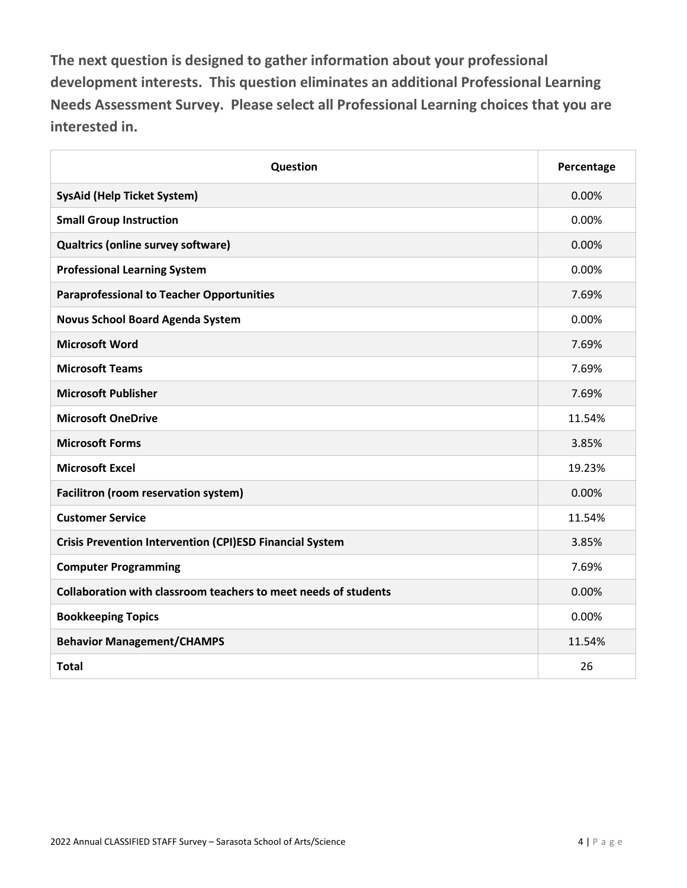**The next question is designed to gather information about your professional development interests. This question eliminates an additional Professional Learning Needs Assessment Survey. Please select all Professional Learning choices that you are interested in.**

| Question | Percentage |
|---|---|
| **SysAid (Help Ticket System)** | 0.00% |
| **Small Group Instruction** | 0.00% |
| **Qualtrics (online survey software)** | 0.00% |
| **Professional Learning System** | 0.00% |
| **Paraprofessional to Teacher Opportunities** | 7.69% |
| **Novus School Board Agenda System** | 0.00% |
| **Microsoft Word** | 7.69% |
| **Microsoft Teams** | 7.69% |
| **Microsoft Publisher** | 7.69% |
| **Microsoft OneDrive** | 11.54% |
| **Microsoft Forms** | 3.85% |
| **Microsoft Excel** | 19.23% |
| **Facilitron (room reservation system)** | 0.00% |
| **Customer Service** | 11.54% |
| **Crisis Prevention Intervention (CPI)ESD Financial System** | 3.85% |
| **Computer Programming** | 7.69% |
| **Collaboration with classroom teachers to meet needs of students** | 0.00% |
| **Bookkeeping Topics** | 0.00% |
| **Behavior Management/CHAMPS** | 11.54% |
| **Total** | 26 |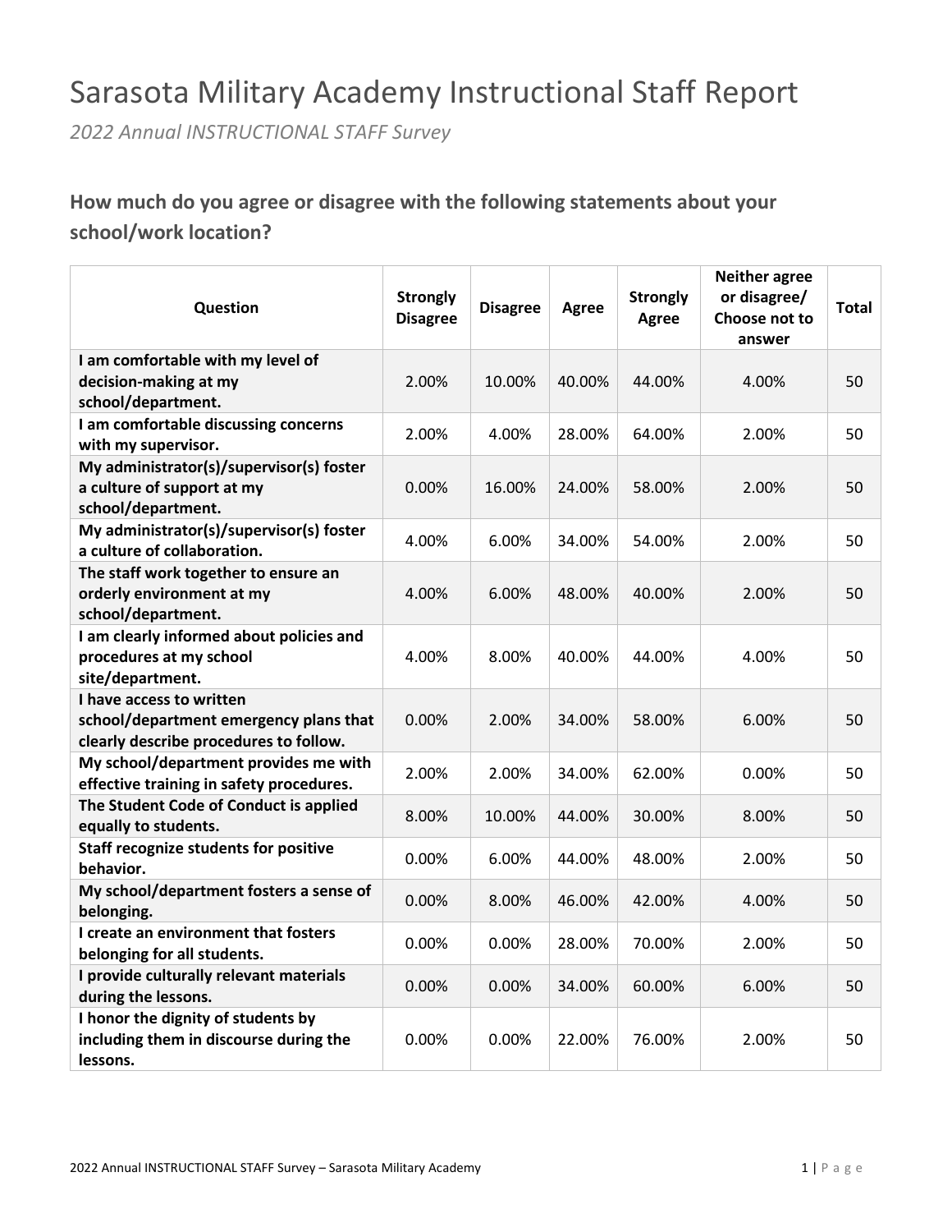# Sarasota Military Academy Instructional Staff Report

*2022 Annual INSTRUCTIONAL STAFF Survey*

## How much do you agree or disagree with the following statements about your school/work location?

| Question | Strongly Disagree | Disagree | Agree | Strongly Agree | Neither agree or disagree/ Choose not to answer | Total |
|---|---|---|---|---|---|---|
| **I am comfortable with my level of decision-making at my school/department.** | 2.00% | 10.00% | 40.00% | 44.00% | 4.00% | 50 |
| **I am comfortable discussing concerns with my supervisor.** | 2.00% | 4.00% | 28.00% | 64.00% | 2.00% | 50 |
| **My administrator(s)/supervisor(s) foster a culture of support at my school/department.** | 0.00% | 16.00% | 24.00% | 58.00% | 2.00% | 50 |
| **My administrator(s)/supervisor(s) foster a culture of collaboration.** | 4.00% | 6.00% | 34.00% | 54.00% | 2.00% | 50 |
| **The staff work together to ensure an orderly environment at my school/department.** | 4.00% | 6.00% | 48.00% | 40.00% | 2.00% | 50 |
| **I am clearly informed about policies and procedures at my school site/department.** | 4.00% | 8.00% | 40.00% | 44.00% | 4.00% | 50 |
| **I have access to written school/department emergency plans that clearly describe procedures to follow.** | 0.00% | 2.00% | 34.00% | 58.00% | 6.00% | 50 |
| **My school/department provides me with effective training in safety procedures.** | 2.00% | 2.00% | 34.00% | 62.00% | 0.00% | 50 |
| **The Student Code of Conduct is applied equally to students.** | 8.00% | 10.00% | 44.00% | 30.00% | 8.00% | 50 |
| **Staff recognize students for positive behavior.** | 0.00% | 6.00% | 44.00% | 48.00% | 2.00% | 50 |
| **My school/department fosters a sense of belonging.** | 0.00% | 8.00% | 46.00% | 42.00% | 4.00% | 50 |
| **I create an environment that fosters belonging for all students.** | 0.00% | 0.00% | 28.00% | 70.00% | 2.00% | 50 |
| **I provide culturally relevant materials during the lessons.** | 0.00% | 0.00% | 34.00% | 60.00% | 6.00% | 50 |
| **I honor the dignity of students by including them in discourse during the lessons.** | 0.00% | 0.00% | 22.00% | 76.00% | 2.00% | 50 |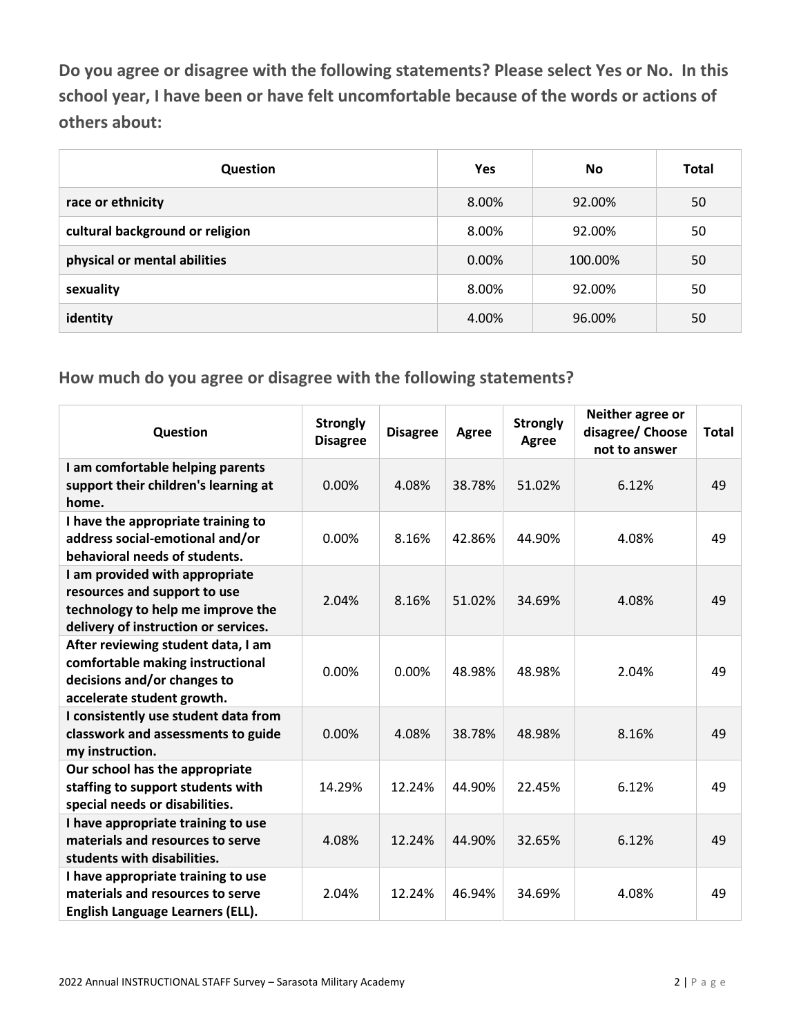**Do you agree or disagree with the following statements? Please select Yes or No. In this school year, I have been or have felt uncomfortable because of the words or actions of others about:**

| Question | Yes | No | Total |
|---|---|---|---|
| race or ethnicity | 8.00% | 92.00% | 50 |
| cultural background or religion | 8.00% | 92.00% | 50 |
| physical or mental abilities | 0.00% | 100.00% | 50 |
| sexuality | 8.00% | 92.00% | 50 |
| identity | 4.00% | 96.00% | 50 |

## How much do you agree or disagree with the following statements?

| Question | Strongly Disagree | Disagree | Agree | Strongly Agree | Neither agree or disagree/ Choose not to answer | Total |
|---|---|---|---|---|---|---|
| I am comfortable helping parents support their children's learning at home. | 0.00% | 4.08% | 38.78% | 51.02% | 6.12% | 49 |
| I have the appropriate training to address social-emotional and/or behavioral needs of students. | 0.00% | 8.16% | 42.86% | 44.90% | 4.08% | 49 |
| I am provided with appropriate resources and support to use technology to help me improve the delivery of instruction or services. | 2.04% | 8.16% | 51.02% | 34.69% | 4.08% | 49 |
| After reviewing student data, I am comfortable making instructional decisions and/or changes to accelerate student growth. | 0.00% | 0.00% | 48.98% | 48.98% | 2.04% | 49 |
| I consistently use student data from classwork and assessments to guide my instruction. | 0.00% | 4.08% | 38.78% | 48.98% | 8.16% | 49 |
| Our school has the appropriate staffing to support students with special needs or disabilities. | 14.29% | 12.24% | 44.90% | 22.45% | 6.12% | 49 |
| I have appropriate training to use materials and resources to serve students with disabilities. | 4.08% | 12.24% | 44.90% | 32.65% | 6.12% | 49 |
| I have appropriate training to use materials and resources to serve English Language Learners (ELL). | 2.04% | 12.24% | 46.94% | 34.69% | 4.08% | 49 |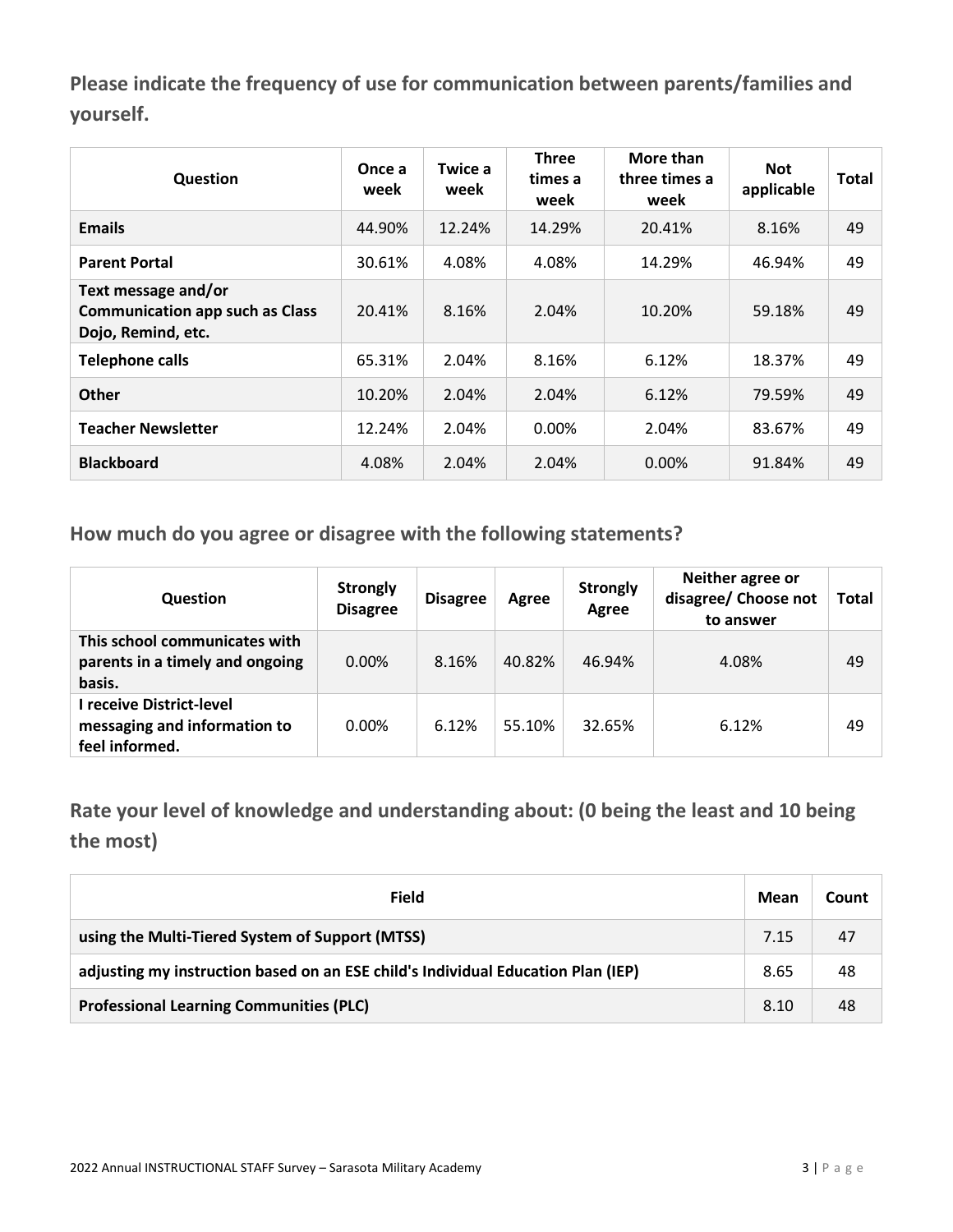## Please indicate the frequency of use for communication between parents/families and yourself.

| Question | Once a week | Twice a week | Three times a week | More than three times a week | Not applicable | Total |
|---|---|---|---|---|---|---|
| **Emails** | 44.90% | 12.24% | 14.29% | 20.41% | 8.16% | 49 |
| **Parent Portal** | 30.61% | 4.08% | 4.08% | 14.29% | 46.94% | 49 |
| **Text message and/or Communication app such as Class Dojo, Remind, etc.** | 20.41% | 8.16% | 2.04% | 10.20% | 59.18% | 49 |
| **Telephone calls** | 65.31% | 2.04% | 8.16% | 6.12% | 18.37% | 49 |
| **Other** | 10.20% | 2.04% | 2.04% | 6.12% | 79.59% | 49 |
| **Teacher Newsletter** | 12.24% | 2.04% | 0.00% | 2.04% | 83.67% | 49 |
| **Blackboard** | 4.08% | 2.04% | 2.04% | 0.00% | 91.84% | 49 |

## How much do you agree or disagree with the following statements?

| Question | Strongly Disagree | Disagree | Agree | Strongly Agree | Neither agree or disagree/ Choose not to answer | Total |
|---|---|---|---|---|---|---|
| **This school communicates with parents in a timely and ongoing basis.** | 0.00% | 8.16% | 40.82% | 46.94% | 4.08% | 49 |
| **I receive District-level messaging and information to feel informed.** | 0.00% | 6.12% | 55.10% | 32.65% | 6.12% | 49 |

## Rate your level of knowledge and understanding about: (0 being the least and 10 being the most)

| Field | Mean | Count |
|---|---|---|
| **using the Multi-Tiered System of Support (MTSS)** | 7.15 | 47 |
| **adjusting my instruction based on an ESE child's Individual Education Plan (IEP)** | 8.65 | 48 |
| **Professional Learning Communities (PLC)** | 8.10 | 48 |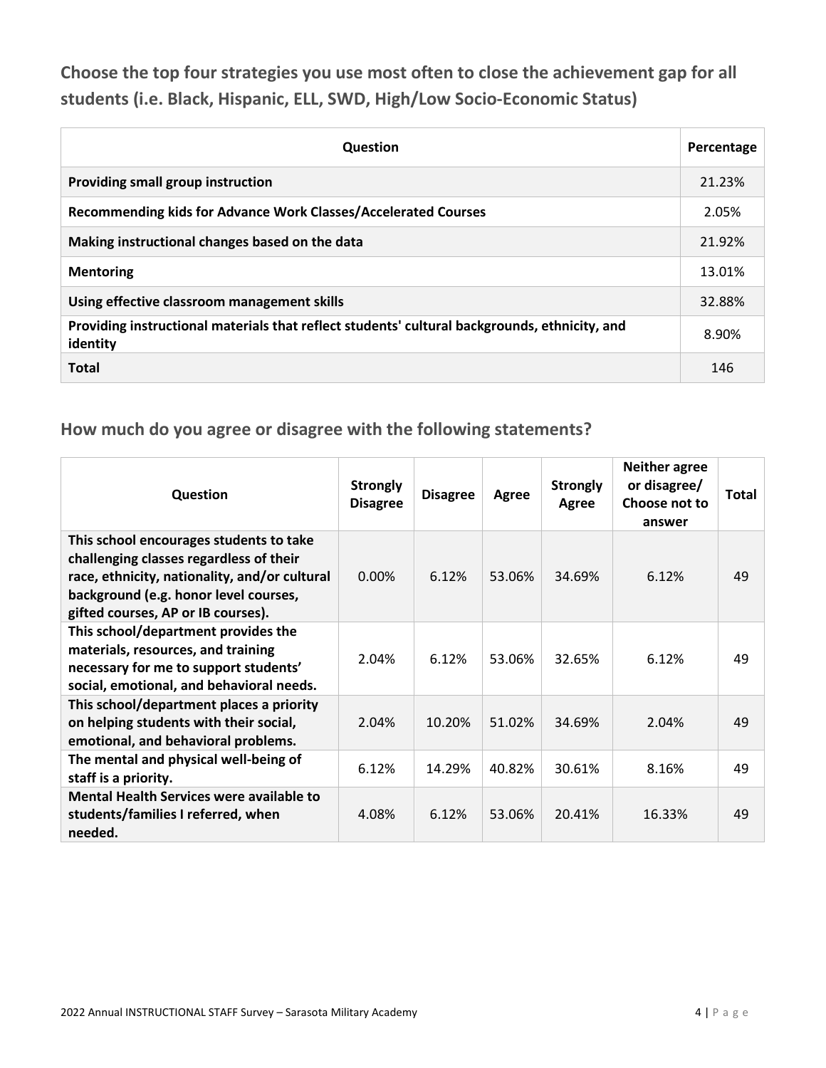## Choose the top four strategies you use most often to close the achievement gap for all students (i.e. Black, Hispanic, ELL, SWD, High/Low Socio-Economic Status)

| Question | Percentage |
|---|---|
| **Providing small group instruction** | 21.23% |
| **Recommending kids for Advance Work Classes/Accelerated Courses** | 2.05% |
| **Making instructional changes based on the data** | 21.92% |
| **Mentoring** | 13.01% |
| **Using effective classroom management skills** | 32.88% |
| **Providing instructional materials that reflect students' cultural backgrounds, ethnicity, and identity** | 8.90% |
| **Total** | 146 |

## How much do you agree or disagree with the following statements?

| Question | Strongly Disagree | Disagree | Agree | Strongly Agree | Neither agree or disagree/ Choose not to answer | Total |
|---|---|---|---|---|---|---|
| **This school encourages students to take challenging classes regardless of their race, ethnicity, nationality, and/or cultural background (e.g. honor level courses, gifted courses, AP or IB courses).** | 0.00% | 6.12% | 53.06% | 34.69% | 6.12% | 49 |
| **This school/department provides the materials, resources, and training necessary for me to support students' social, emotional, and behavioral needs.** | 2.04% | 6.12% | 53.06% | 32.65% | 6.12% | 49 |
| **This school/department places a priority on helping students with their social, emotional, and behavioral problems.** | 2.04% | 10.20% | 51.02% | 34.69% | 2.04% | 49 |
| **The mental and physical well-being of staff is a priority.** | 6.12% | 14.29% | 40.82% | 30.61% | 8.16% | 49 |
| **Mental Health Services were available to students/families I referred, when needed.** | 4.08% | 6.12% | 53.06% | 20.41% | 16.33% | 49 |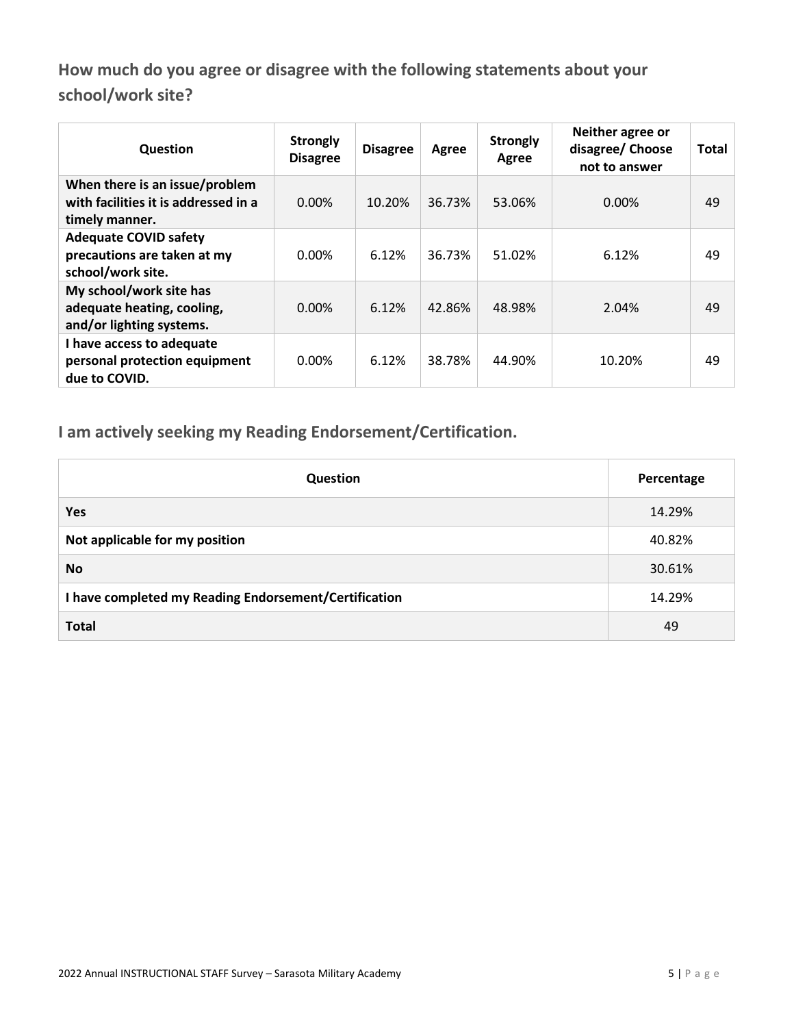## How much do you agree or disagree with the following statements about your school/work site?

| Question | Strongly Disagree | Disagree | Agree | Strongly Agree | Neither agree or disagree/ Choose not to answer | Total |
|---|---|---|---|---|---|---|
| **When there is an issue/problem with facilities it is addressed in a timely manner.** | 0.00% | 10.20% | 36.73% | 53.06% | 0.00% | 49 |
| **Adequate COVID safety precautions are taken at my school/work site.** | 0.00% | 6.12% | 36.73% | 51.02% | 6.12% | 49 |
| **My school/work site has adequate heating, cooling, and/or lighting systems.** | 0.00% | 6.12% | 42.86% | 48.98% | 2.04% | 49 |
| **I have access to adequate personal protection equipment due to COVID.** | 0.00% | 6.12% | 38.78% | 44.90% | 10.20% | 49 |

## I am actively seeking my Reading Endorsement/Certification.

| Question | Percentage |
|---|---|
| **Yes** | 14.29% |
| **Not applicable for my position** | 40.82% |
| **No** | 30.61% |
| **I have completed my Reading Endorsement/Certification** | 14.29% |
| **Total** | 49 |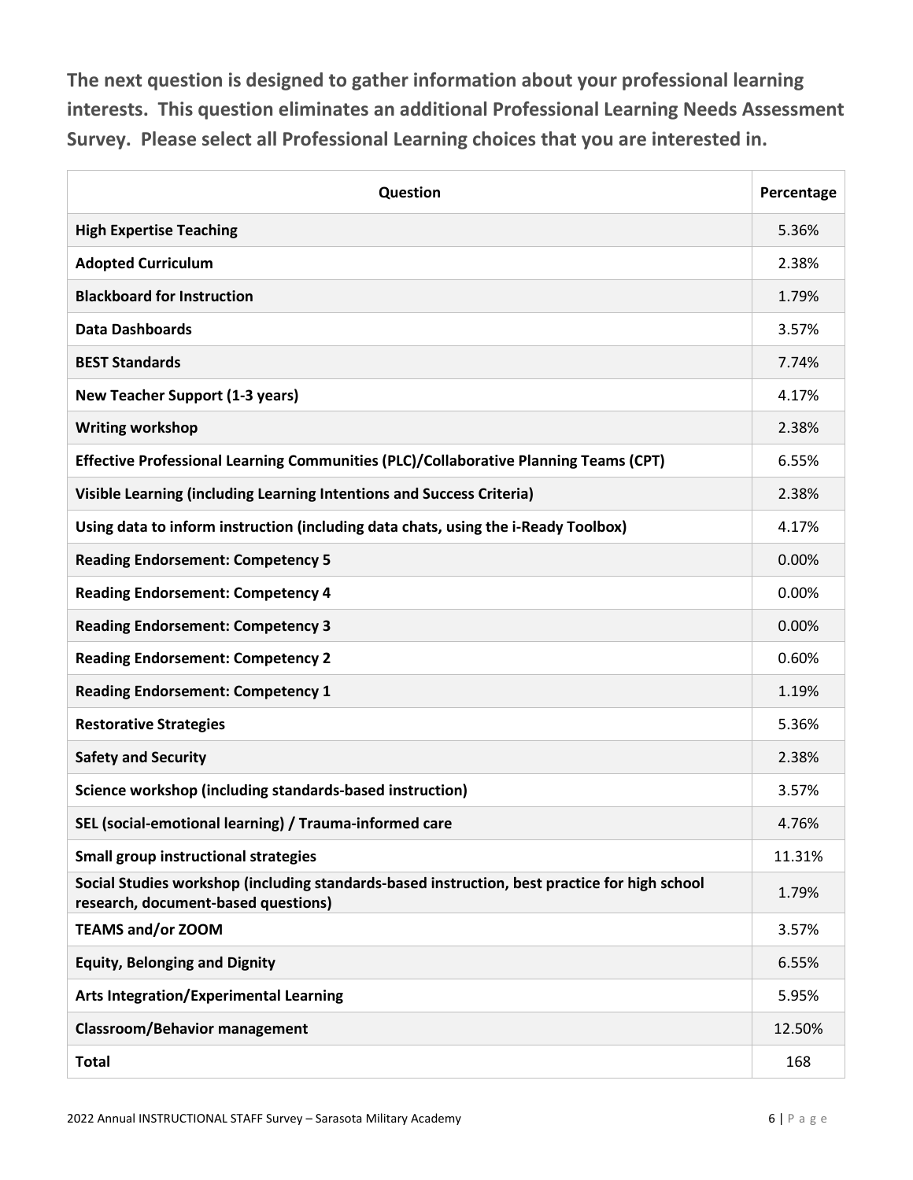**The next question is designed to gather information about your professional learning interests. This question eliminates an additional Professional Learning Needs Assessment Survey. Please select all Professional Learning choices that you are interested in.**

| Question | Percentage |
|---|---|
| **High Expertise Teaching** | 5.36% |
| **Adopted Curriculum** | 2.38% |
| **Blackboard for Instruction** | 1.79% |
| **Data Dashboards** | 3.57% |
| **BEST Standards** | 7.74% |
| **New Teacher Support (1-3 years)** | 4.17% |
| **Writing workshop** | 2.38% |
| **Effective Professional Learning Communities (PLC)/Collaborative Planning Teams (CPT)** | 6.55% |
| **Visible Learning (including Learning Intentions and Success Criteria)** | 2.38% |
| **Using data to inform instruction (including data chats, using the i-Ready Toolbox)** | 4.17% |
| **Reading Endorsement: Competency 5** | 0.00% |
| **Reading Endorsement: Competency 4** | 0.00% |
| **Reading Endorsement: Competency 3** | 0.00% |
| **Reading Endorsement: Competency 2** | 0.60% |
| **Reading Endorsement: Competency 1** | 1.19% |
| **Restorative Strategies** | 5.36% |
| **Safety and Security** | 2.38% |
| **Science workshop (including standards-based instruction)** | 3.57% |
| **SEL (social-emotional learning) / Trauma-informed care** | 4.76% |
| **Small group instructional strategies** | 11.31% |
| **Social Studies workshop (including standards-based instruction, best practice for high school research, document-based questions)** | 1.79% |
| **TEAMS and/or ZOOM** | 3.57% |
| **Equity, Belonging and Dignity** | 6.55% |
| **Arts Integration/Experimental Learning** | 5.95% |
| **Classroom/Behavior management** | 12.50% |
| **Total** | 168 |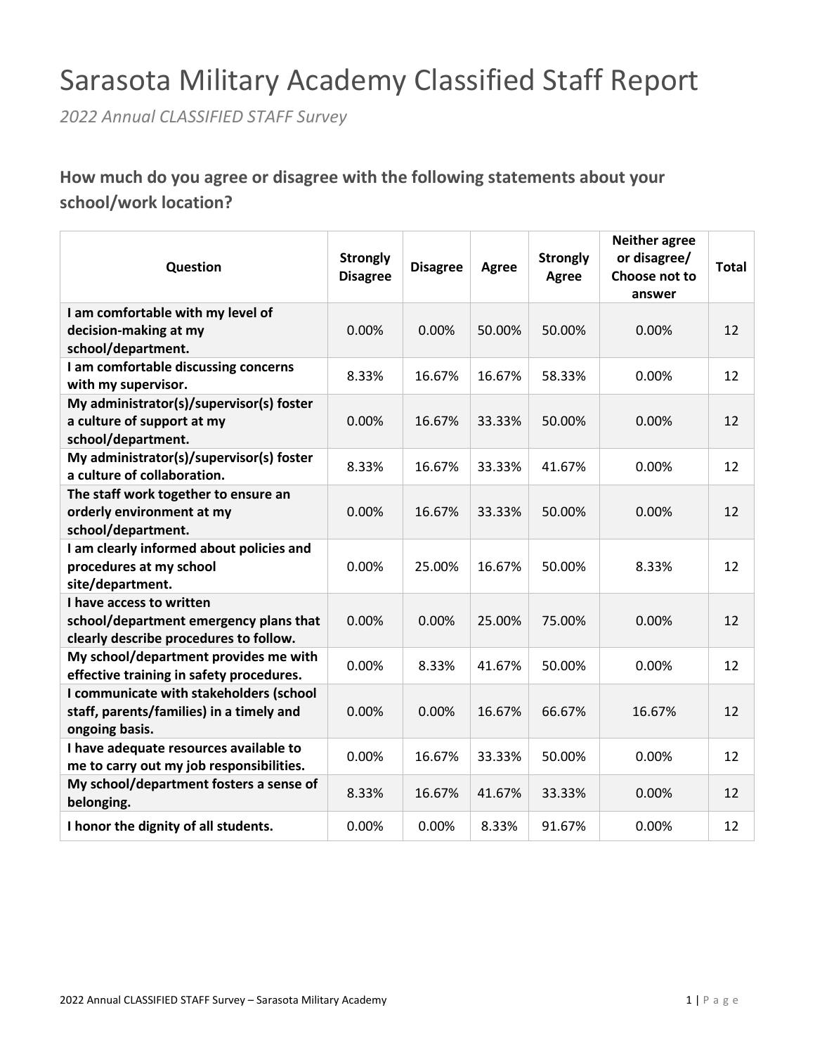# Sarasota Military Academy Classified Staff Report

*2022 Annual CLASSIFIED STAFF Survey*

### How much do you agree or disagree with the following statements about your school/work location?

| Question | Strongly Disagree | Disagree | Agree | Strongly Agree | Neither agree or disagree/ Choose not to answer | Total |
|---|---|---|---|---|---|---|
| **I am comfortable with my level of decision-making at my school/department.** | 0.00% | 0.00% | 50.00% | 50.00% | 0.00% | 12 |
| **I am comfortable discussing concerns with my supervisor.** | 8.33% | 16.67% | 16.67% | 58.33% | 0.00% | 12 |
| **My administrator(s)/supervisor(s) foster a culture of support at my school/department.** | 0.00% | 16.67% | 33.33% | 50.00% | 0.00% | 12 |
| **My administrator(s)/supervisor(s) foster a culture of collaboration.** | 8.33% | 16.67% | 33.33% | 41.67% | 0.00% | 12 |
| **The staff work together to ensure an orderly environment at my school/department.** | 0.00% | 16.67% | 33.33% | 50.00% | 0.00% | 12 |
| **I am clearly informed about policies and procedures at my school site/department.** | 0.00% | 25.00% | 16.67% | 50.00% | 8.33% | 12 |
| **I have access to written school/department emergency plans that clearly describe procedures to follow.** | 0.00% | 0.00% | 25.00% | 75.00% | 0.00% | 12 |
| **My school/department provides me with effective training in safety procedures.** | 0.00% | 8.33% | 41.67% | 50.00% | 0.00% | 12 |
| **I communicate with stakeholders (school staff, parents/families) in a timely and ongoing basis.** | 0.00% | 0.00% | 16.67% | 66.67% | 16.67% | 12 |
| **I have adequate resources available to me to carry out my job responsibilities.** | 0.00% | 16.67% | 33.33% | 50.00% | 0.00% | 12 |
| **My school/department fosters a sense of belonging.** | 8.33% | 16.67% | 41.67% | 33.33% | 0.00% | 12 |
| **I honor the dignity of all students.** | 0.00% | 0.00% | 8.33% | 91.67% | 0.00% | 12 |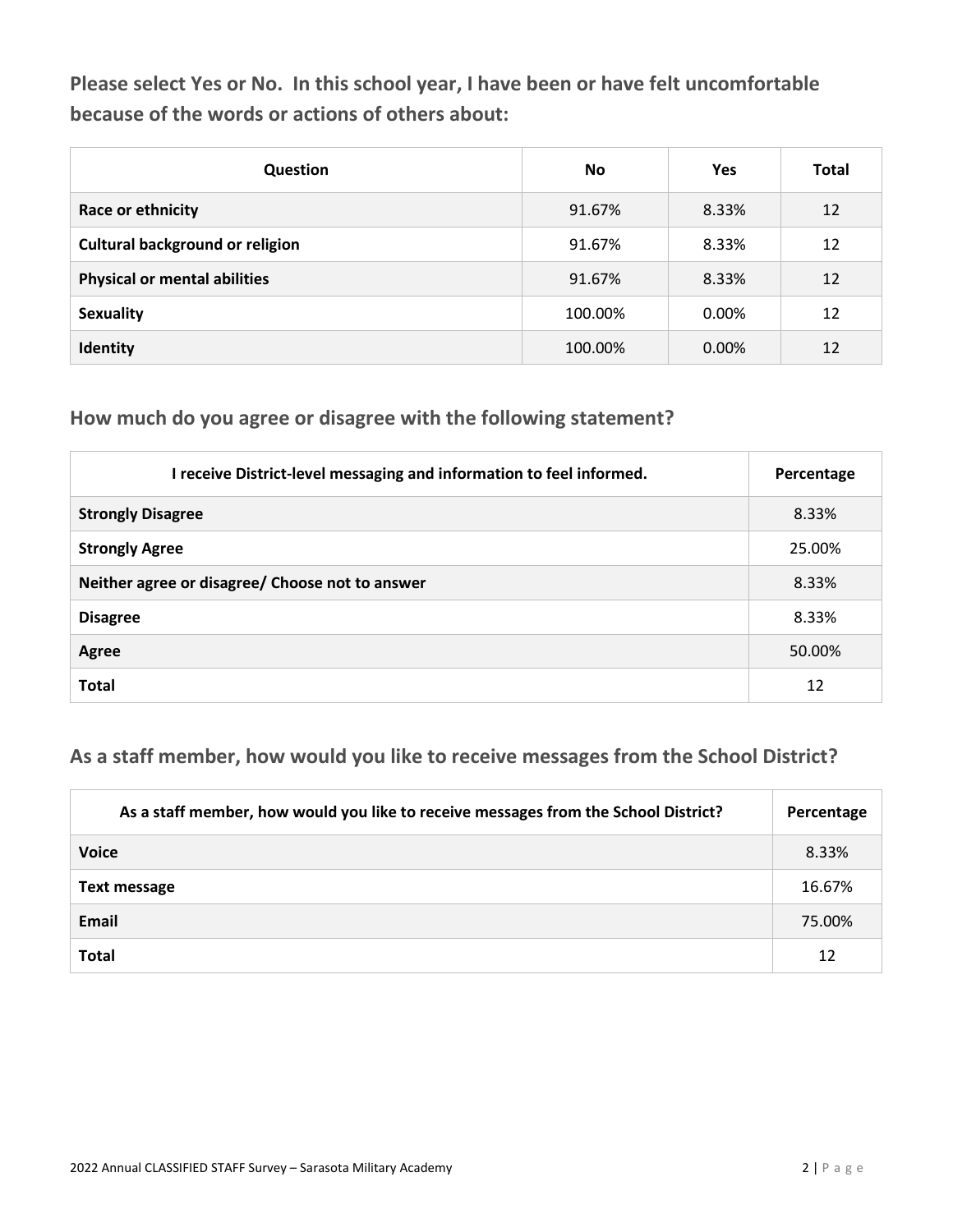## Please select Yes or No. In this school year, I have been or have felt uncomfortable because of the words or actions of others about:

| Question | No | Yes | Total |
|---|---|---|---|
| **Race or ethnicity** | 91.67% | 8.33% | 12 |
| **Cultural background or religion** | 91.67% | 8.33% | 12 |
| **Physical or mental abilities** | 91.67% | 8.33% | 12 |
| **Sexuality** | 100.00% | 0.00% | 12 |
| **Identity** | 100.00% | 0.00% | 12 |

## How much do you agree or disagree with the following statement?

| I receive District-level messaging and information to feel informed. | Percentage |
|---|---|
| **Strongly Disagree** | 8.33% |
| **Strongly Agree** | 25.00% |
| **Neither agree or disagree/ Choose not to answer** | 8.33% |
| **Disagree** | 8.33% |
| **Agree** | 50.00% |
| **Total** | 12 |

## As a staff member, how would you like to receive messages from the School District?

| As a staff member, how would you like to receive messages from the School District? | Percentage |
|---|---|
| **Voice** | 8.33% |
| **Text message** | 16.67% |
| **Email** | 75.00% |
| **Total** | 12 |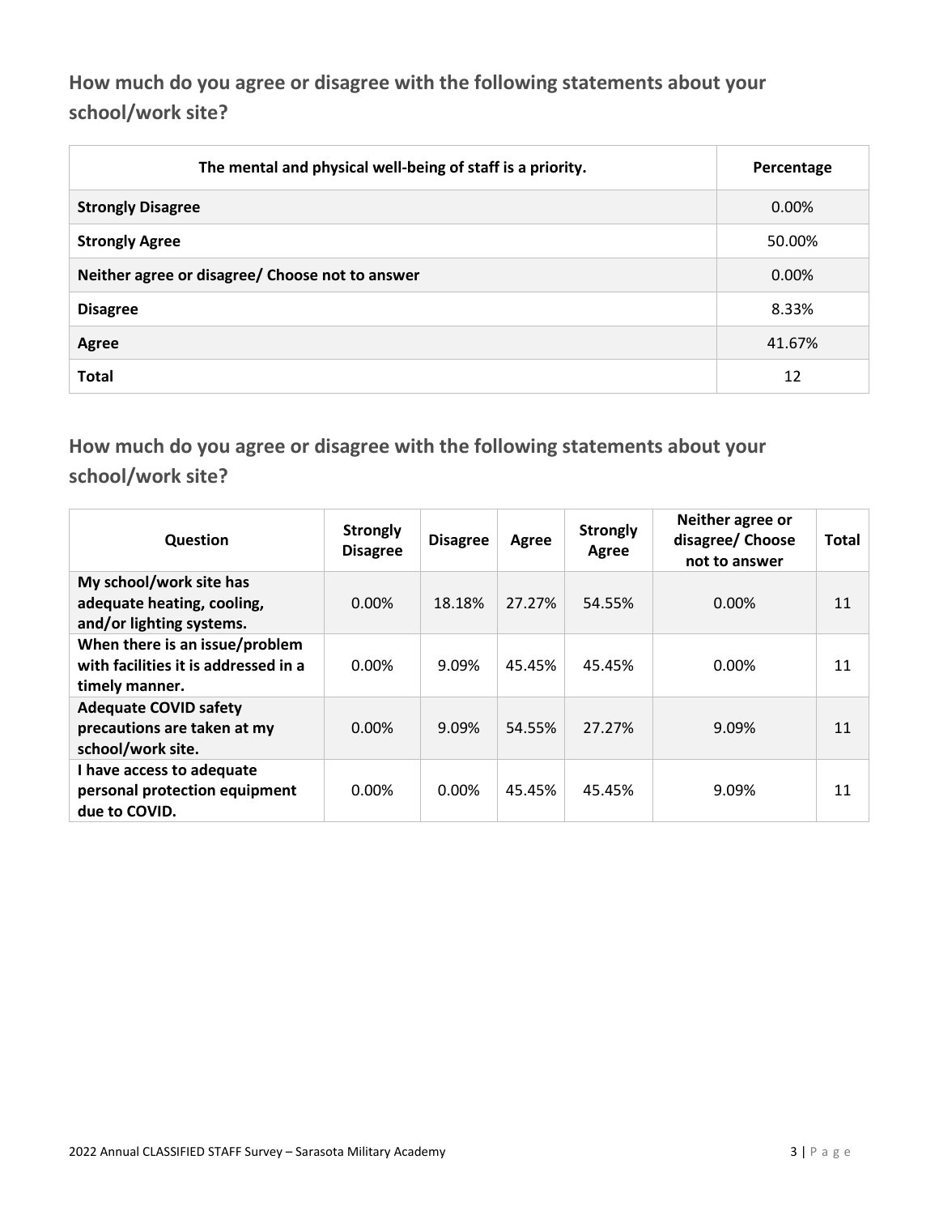## How much do you agree or disagree with the following statements about your school/work site?

| The mental and physical well-being of staff is a priority. | Percentage |
|---|---|
| **Strongly Disagree** | 0.00% |
| **Strongly Agree** | 50.00% |
| **Neither agree or disagree/ Choose not to answer** | 0.00% |
| **Disagree** | 8.33% |
| **Agree** | 41.67% |
| **Total** | 12 |

## How much do you agree or disagree with the following statements about your school/work site?

| Question | Strongly Disagree | Disagree | Agree | Strongly Agree | Neither agree or disagree/ Choose not to answer | Total |
|---|---|---|---|---|---|---|
| **My school/work site has adequate heating, cooling, and/or lighting systems.** | 0.00% | 18.18% | 27.27% | 54.55% | 0.00% | 11 |
| **When there is an issue/problem with facilities it is addressed in a timely manner.** | 0.00% | 9.09% | 45.45% | 45.45% | 0.00% | 11 |
| **Adequate COVID safety precautions are taken at my school/work site.** | 0.00% | 9.09% | 54.55% | 27.27% | 9.09% | 11 |
| **I have access to adequate personal protection equipment due to COVID.** | 0.00% | 0.00% | 45.45% | 45.45% | 9.09% | 11 |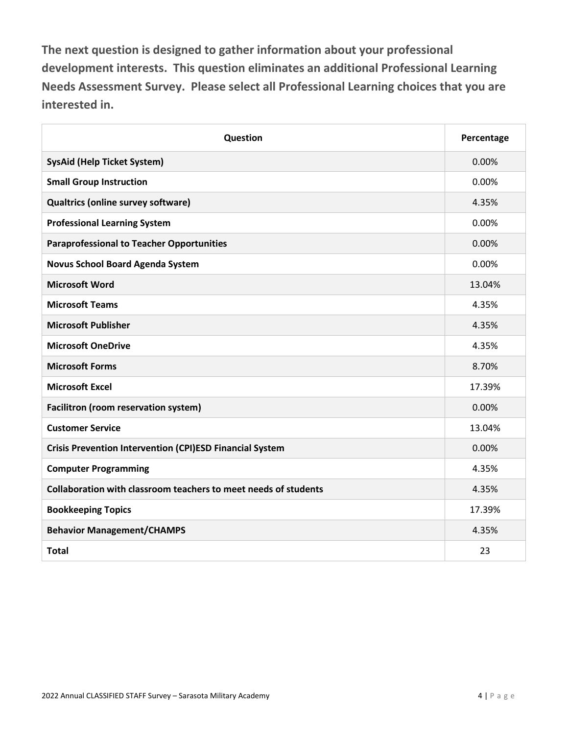**The next question is designed to gather information about your professional development interests. This question eliminates an additional Professional Learning Needs Assessment Survey. Please select all Professional Learning choices that you are interested in.**

| Question | Percentage |
|---|---|
| **SysAid (Help Ticket System)** | 0.00% |
| **Small Group Instruction** | 0.00% |
| **Qualtrics (online survey software)** | 4.35% |
| **Professional Learning System** | 0.00% |
| **Paraprofessional to Teacher Opportunities** | 0.00% |
| **Novus School Board Agenda System** | 0.00% |
| **Microsoft Word** | 13.04% |
| **Microsoft Teams** | 4.35% |
| **Microsoft Publisher** | 4.35% |
| **Microsoft OneDrive** | 4.35% |
| **Microsoft Forms** | 8.70% |
| **Microsoft Excel** | 17.39% |
| **Facilitron (room reservation system)** | 0.00% |
| **Customer Service** | 13.04% |
| **Crisis Prevention Intervention (CPI)ESD Financial System** | 0.00% |
| **Computer Programming** | 4.35% |
| **Collaboration with classroom teachers to meet needs of students** | 4.35% |
| **Bookkeeping Topics** | 17.39% |
| **Behavior Management/CHAMPS** | 4.35% |
| **Total** | 23 |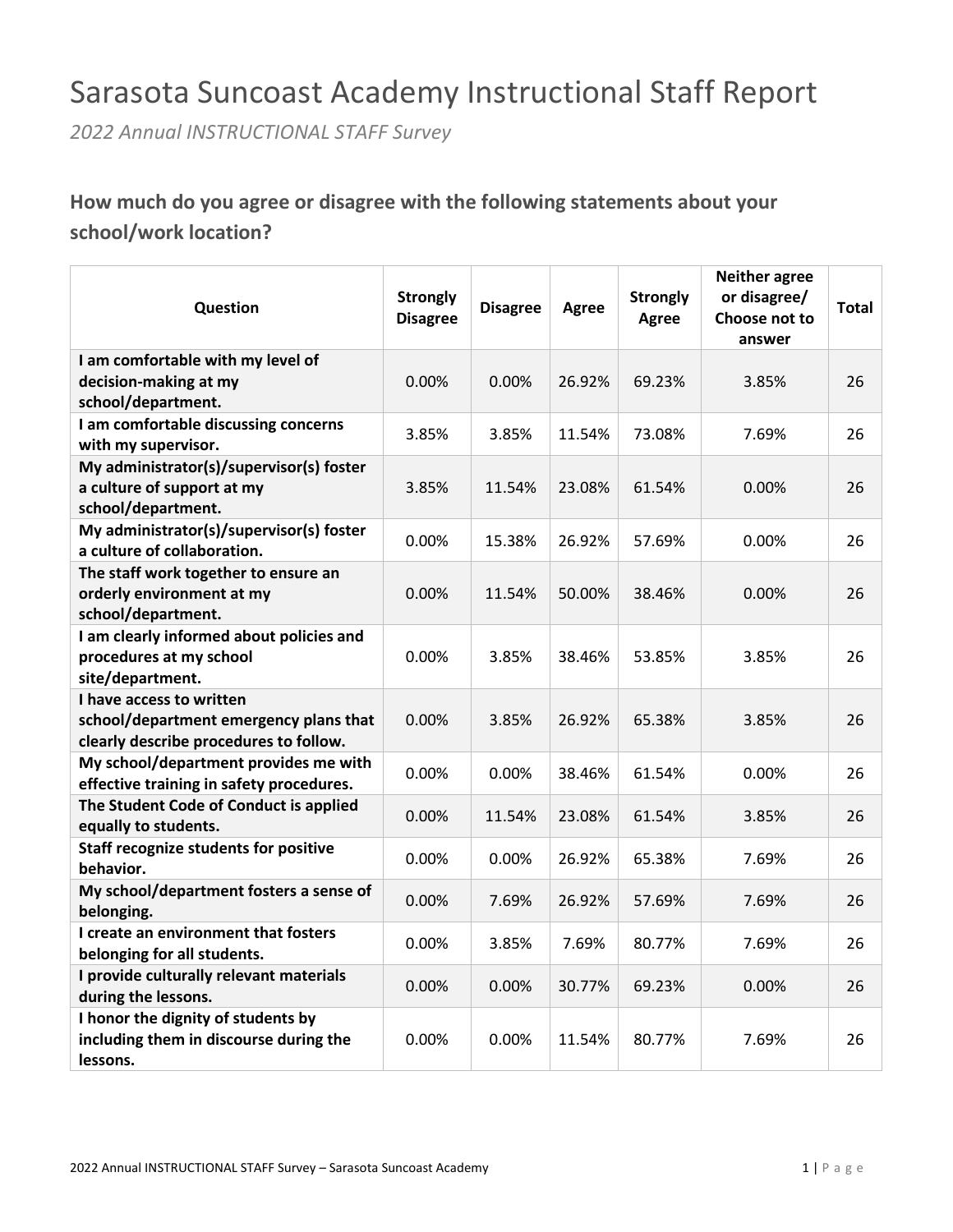# Sarasota Suncoast Academy Instructional Staff Report

*2022 Annual INSTRUCTIONAL STAFF Survey*

## How much do you agree or disagree with the following statements about your school/work location?

| Question | Strongly Disagree | Disagree | Agree | Strongly Agree | Neither agree or disagree/ Choose not to answer | Total |
|---|---|---|---|---|---|---|
| I am comfortable with my level of decision-making at my school/department. | 0.00% | 0.00% | 26.92% | 69.23% | 3.85% | 26 |
| I am comfortable discussing concerns with my supervisor. | 3.85% | 3.85% | 11.54% | 73.08% | 7.69% | 26 |
| My administrator(s)/supervisor(s) foster a culture of support at my school/department. | 3.85% | 11.54% | 23.08% | 61.54% | 0.00% | 26 |
| My administrator(s)/supervisor(s) foster a culture of collaboration. | 0.00% | 15.38% | 26.92% | 57.69% | 0.00% | 26 |
| The staff work together to ensure an orderly environment at my school/department. | 0.00% | 11.54% | 50.00% | 38.46% | 0.00% | 26 |
| I am clearly informed about policies and procedures at my school site/department. | 0.00% | 3.85% | 38.46% | 53.85% | 3.85% | 26 |
| I have access to written school/department emergency plans that clearly describe procedures to follow. | 0.00% | 3.85% | 26.92% | 65.38% | 3.85% | 26 |
| My school/department provides me with effective training in safety procedures. | 0.00% | 0.00% | 38.46% | 61.54% | 0.00% | 26 |
| The Student Code of Conduct is applied equally to students. | 0.00% | 11.54% | 23.08% | 61.54% | 3.85% | 26 |
| Staff recognize students for positive behavior. | 0.00% | 0.00% | 26.92% | 65.38% | 7.69% | 26 |
| My school/department fosters a sense of belonging. | 0.00% | 7.69% | 26.92% | 57.69% | 7.69% | 26 |
| I create an environment that fosters belonging for all students. | 0.00% | 3.85% | 7.69% | 80.77% | 7.69% | 26 |
| I provide culturally relevant materials during the lessons. | 0.00% | 0.00% | 30.77% | 69.23% | 0.00% | 26 |
| I honor the dignity of students by including them in discourse during the lessons. | 0.00% | 0.00% | 11.54% | 80.77% | 7.69% | 26 |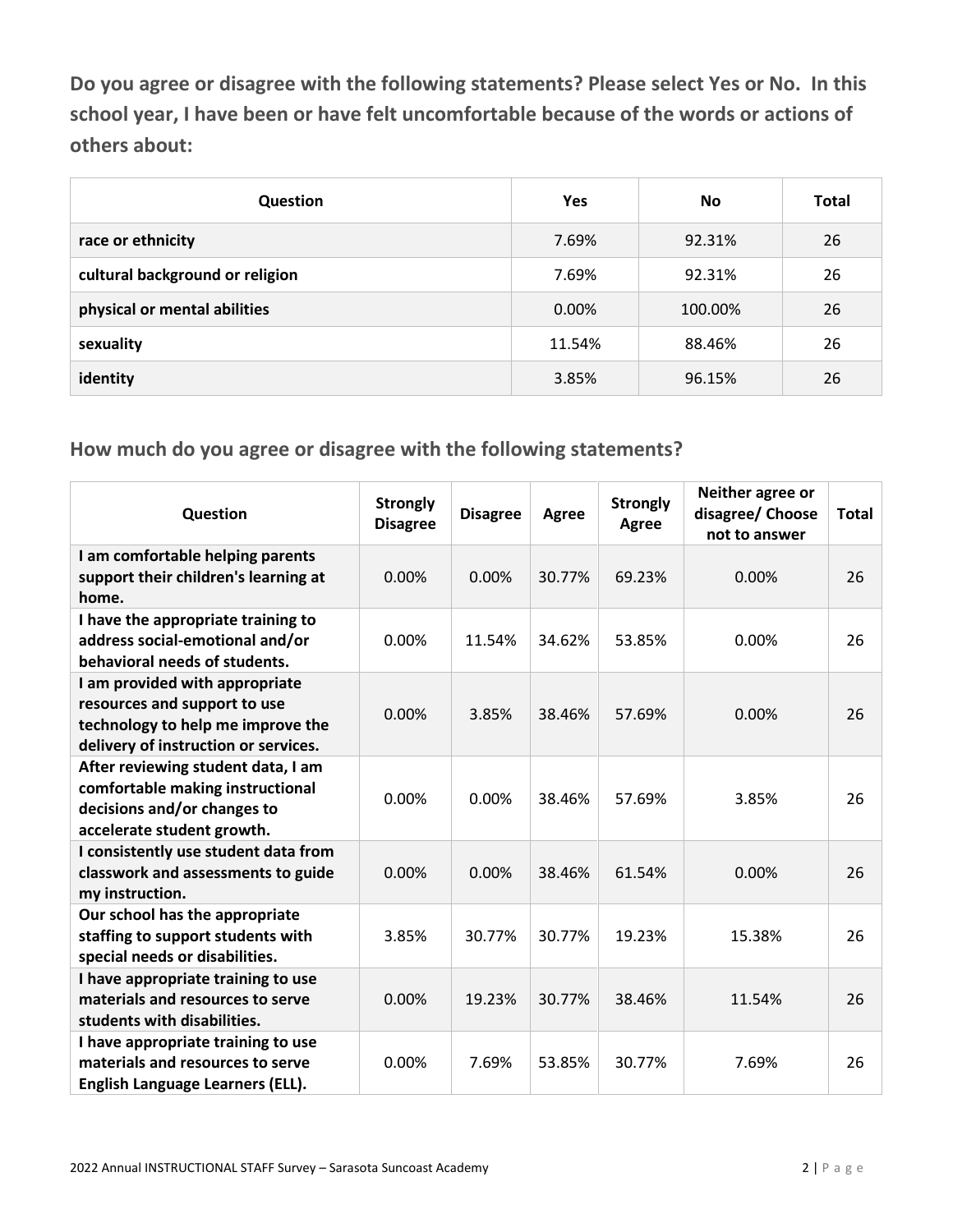**Do you agree or disagree with the following statements? Please select Yes or No. In this school year, I have been or have felt uncomfortable because of the words or actions of others about:**

| Question | Yes | No | Total |
|---|---|---|---|
| race or ethnicity | 7.69% | 92.31% | 26 |
| cultural background or religion | 7.69% | 92.31% | 26 |
| physical or mental abilities | 0.00% | 100.00% | 26 |
| sexuality | 11.54% | 88.46% | 26 |
| identity | 3.85% | 96.15% | 26 |

## How much do you agree or disagree with the following statements?

| Question | Strongly Disagree | Disagree | Agree | Strongly Agree | Neither agree or disagree/ Choose not to answer | Total |
|---|---|---|---|---|---|---|
| I am comfortable helping parents support their children's learning at home. | 0.00% | 0.00% | 30.77% | 69.23% | 0.00% | 26 |
| I have the appropriate training to address social-emotional and/or behavioral needs of students. | 0.00% | 11.54% | 34.62% | 53.85% | 0.00% | 26 |
| I am provided with appropriate resources and support to use technology to help me improve the delivery of instruction or services. | 0.00% | 3.85% | 38.46% | 57.69% | 0.00% | 26 |
| After reviewing student data, I am comfortable making instructional decisions and/or changes to accelerate student growth. | 0.00% | 0.00% | 38.46% | 57.69% | 3.85% | 26 |
| I consistently use student data from classwork and assessments to guide my instruction. | 0.00% | 0.00% | 38.46% | 61.54% | 0.00% | 26 |
| Our school has the appropriate staffing to support students with special needs or disabilities. | 3.85% | 30.77% | 30.77% | 19.23% | 15.38% | 26 |
| I have appropriate training to use materials and resources to serve students with disabilities. | 0.00% | 19.23% | 30.77% | 38.46% | 11.54% | 26 |
| I have appropriate training to use materials and resources to serve English Language Learners (ELL). | 0.00% | 7.69% | 53.85% | 30.77% | 7.69% | 26 |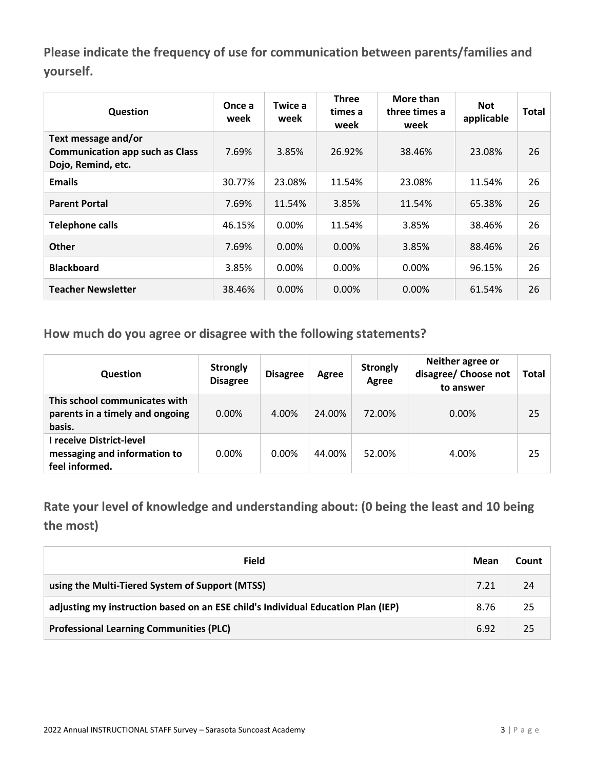## Please indicate the frequency of use for communication between parents/families and yourself.

| Question | Once a week | Twice a week | Three times a week | More than three times a week | Not applicable | Total |
|---|---|---|---|---|---|---|
| **Text message and/or Communication app such as Class Dojo, Remind, etc.** | 7.69% | 3.85% | 26.92% | 38.46% | 23.08% | 26 |
| **Emails** | 30.77% | 23.08% | 11.54% | 23.08% | 11.54% | 26 |
| **Parent Portal** | 7.69% | 11.54% | 3.85% | 11.54% | 65.38% | 26 |
| **Telephone calls** | 46.15% | 0.00% | 11.54% | 3.85% | 38.46% | 26 |
| **Other** | 7.69% | 0.00% | 0.00% | 3.85% | 88.46% | 26 |
| **Blackboard** | 3.85% | 0.00% | 0.00% | 0.00% | 96.15% | 26 |
| **Teacher Newsletter** | 38.46% | 0.00% | 0.00% | 0.00% | 61.54% | 26 |

## How much do you agree or disagree with the following statements?

| Question | Strongly Disagree | Disagree | Agree | Strongly Agree | Neither agree or disagree/ Choose not to answer | Total |
|---|---|---|---|---|---|---|
| **This school communicates with parents in a timely and ongoing basis.** | 0.00% | 4.00% | 24.00% | 72.00% | 0.00% | 25 |
| **I receive District-level messaging and information to feel informed.** | 0.00% | 0.00% | 44.00% | 52.00% | 4.00% | 25 |

## Rate your level of knowledge and understanding about: (0 being the least and 10 being the most)

| Field | Mean | Count |
|---|---|---|
| **using the Multi-Tiered System of Support (MTSS)** | 7.21 | 24 |
| **adjusting my instruction based on an ESE child's Individual Education Plan (IEP)** | 8.76 | 25 |
| **Professional Learning Communities (PLC)** | 6.92 | 25 |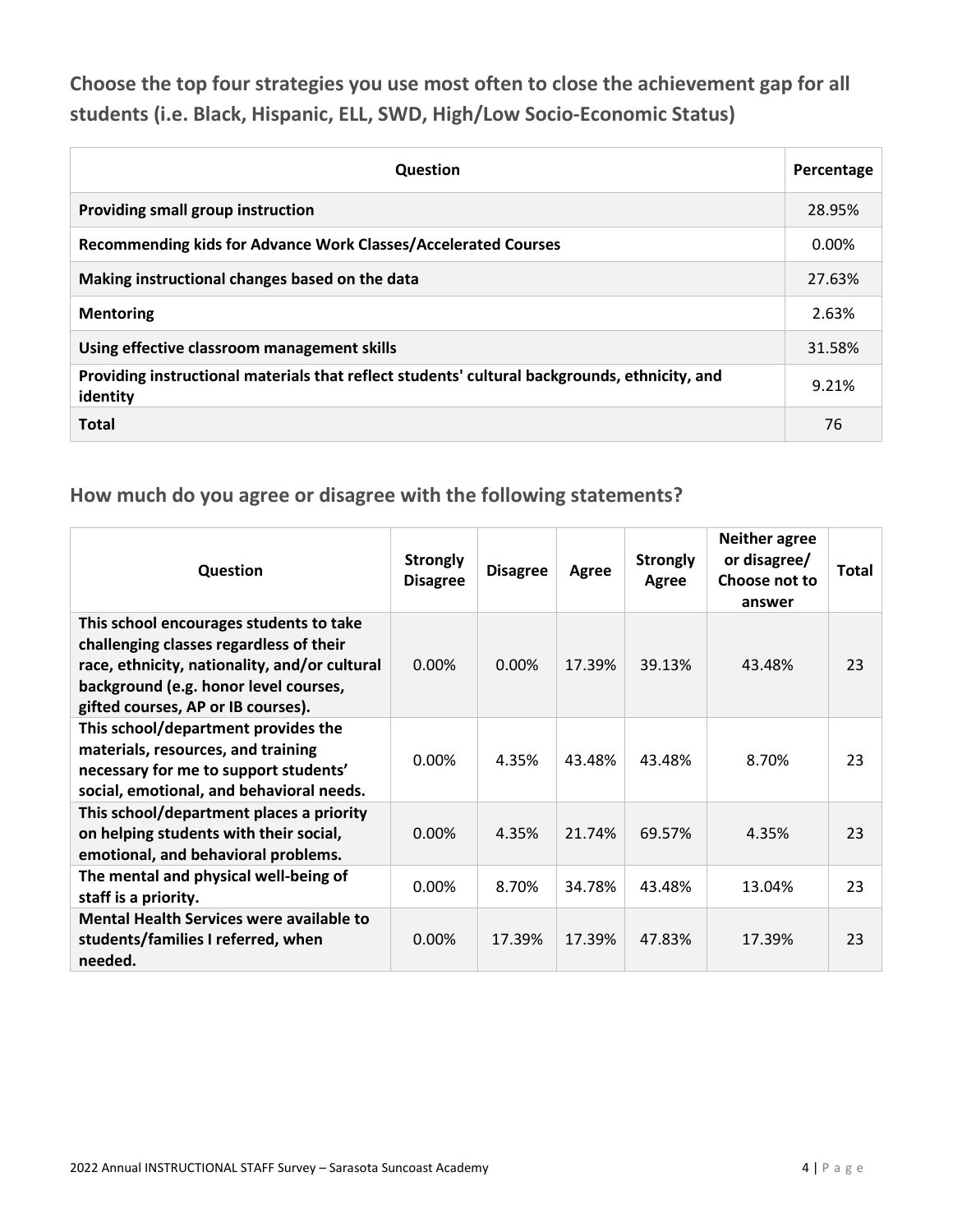## Choose the top four strategies you use most often to close the achievement gap for all students (i.e. Black, Hispanic, ELL, SWD, High/Low Socio-Economic Status)

| Question | Percentage |
|---|---|
| **Providing small group instruction** | 28.95% |
| **Recommending kids for Advance Work Classes/Accelerated Courses** | 0.00% |
| **Making instructional changes based on the data** | 27.63% |
| **Mentoring** | 2.63% |
| **Using effective classroom management skills** | 31.58% |
| **Providing instructional materials that reflect students' cultural backgrounds, ethnicity, and identity** | 9.21% |
| **Total** | 76 |

## How much do you agree or disagree with the following statements?

| Question | Strongly Disagree | Disagree | Agree | Strongly Agree | Neither agree or disagree/ Choose not to answer | Total |
|---|---|---|---|---|---|---|
| **This school encourages students to take challenging classes regardless of their race, ethnicity, nationality, and/or cultural background (e.g. honor level courses, gifted courses, AP or IB courses).** | 0.00% | 0.00% | 17.39% | 39.13% | 43.48% | 23 |
| **This school/department provides the materials, resources, and training necessary for me to support students' social, emotional, and behavioral needs.** | 0.00% | 4.35% | 43.48% | 43.48% | 8.70% | 23 |
| **This school/department places a priority on helping students with their social, emotional, and behavioral problems.** | 0.00% | 4.35% | 21.74% | 69.57% | 4.35% | 23 |
| **The mental and physical well-being of staff is a priority.** | 0.00% | 8.70% | 34.78% | 43.48% | 13.04% | 23 |
| **Mental Health Services were available to students/families I referred, when needed.** | 0.00% | 17.39% | 17.39% | 47.83% | 17.39% | 23 |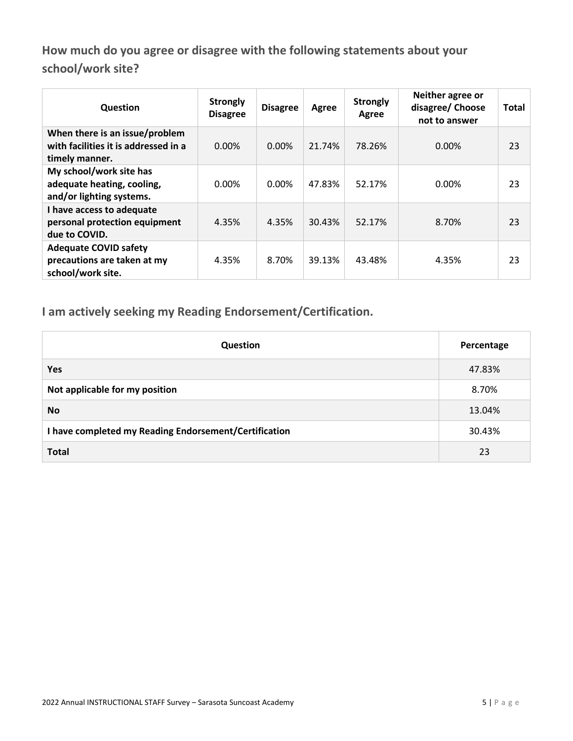## How much do you agree or disagree with the following statements about your school/work site?

| Question | Strongly Disagree | Disagree | Agree | Strongly Agree | Neither agree or disagree/ Choose not to answer | Total |
|---|---|---|---|---|---|---|
| **When there is an issue/problem with facilities it is addressed in a timely manner.** | 0.00% | 0.00% | 21.74% | 78.26% | 0.00% | 23 |
| **My school/work site has adequate heating, cooling, and/or lighting systems.** | 0.00% | 0.00% | 47.83% | 52.17% | 0.00% | 23 |
| **I have access to adequate personal protection equipment due to COVID.** | 4.35% | 4.35% | 30.43% | 52.17% | 8.70% | 23 |
| **Adequate COVID safety precautions are taken at my school/work site.** | 4.35% | 8.70% | 39.13% | 43.48% | 4.35% | 23 |

## I am actively seeking my Reading Endorsement/Certification.

| Question | Percentage |
|---|---|
| **Yes** | 47.83% |
| **Not applicable for my position** | 8.70% |
| **No** | 13.04% |
| **I have completed my Reading Endorsement/Certification** | 30.43% |
| **Total** | 23 |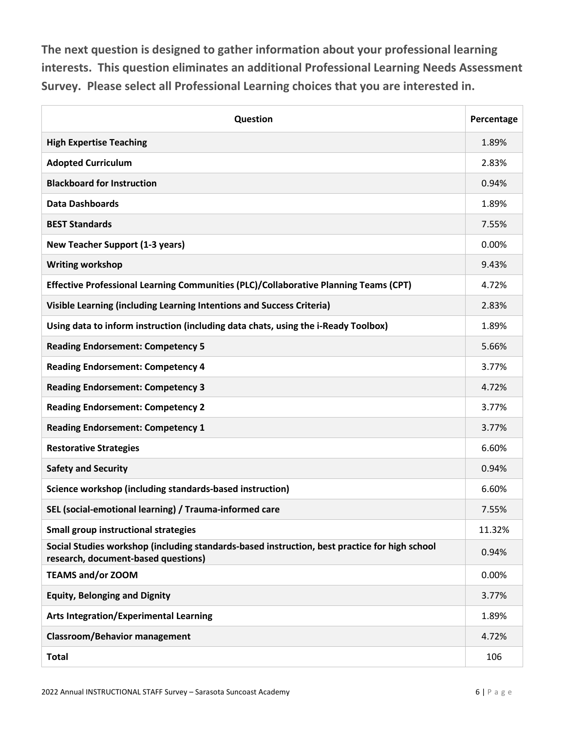**The next question is designed to gather information about your professional learning interests. This question eliminates an additional Professional Learning Needs Assessment Survey. Please select all Professional Learning choices that you are interested in.**

| Question | Percentage |
|---|---|
| **High Expertise Teaching** | 1.89% |
| **Adopted Curriculum** | 2.83% |
| **Blackboard for Instruction** | 0.94% |
| **Data Dashboards** | 1.89% |
| **BEST Standards** | 7.55% |
| **New Teacher Support (1-3 years)** | 0.00% |
| **Writing workshop** | 9.43% |
| **Effective Professional Learning Communities (PLC)/Collaborative Planning Teams (CPT)** | 4.72% |
| **Visible Learning (including Learning Intentions and Success Criteria)** | 2.83% |
| **Using data to inform instruction (including data chats, using the i-Ready Toolbox)** | 1.89% |
| **Reading Endorsement: Competency 5** | 5.66% |
| **Reading Endorsement: Competency 4** | 3.77% |
| **Reading Endorsement: Competency 3** | 4.72% |
| **Reading Endorsement: Competency 2** | 3.77% |
| **Reading Endorsement: Competency 1** | 3.77% |
| **Restorative Strategies** | 6.60% |
| **Safety and Security** | 0.94% |
| **Science workshop (including standards-based instruction)** | 6.60% |
| **SEL (social-emotional learning) / Trauma-informed care** | 7.55% |
| **Small group instructional strategies** | 11.32% |
| **Social Studies workshop (including standards-based instruction, best practice for high school research, document-based questions)** | 0.94% |
| **TEAMS and/or ZOOM** | 0.00% |
| **Equity, Belonging and Dignity** | 3.77% |
| **Arts Integration/Experimental Learning** | 1.89% |
| **Classroom/Behavior management** | 4.72% |
| **Total** | 106 |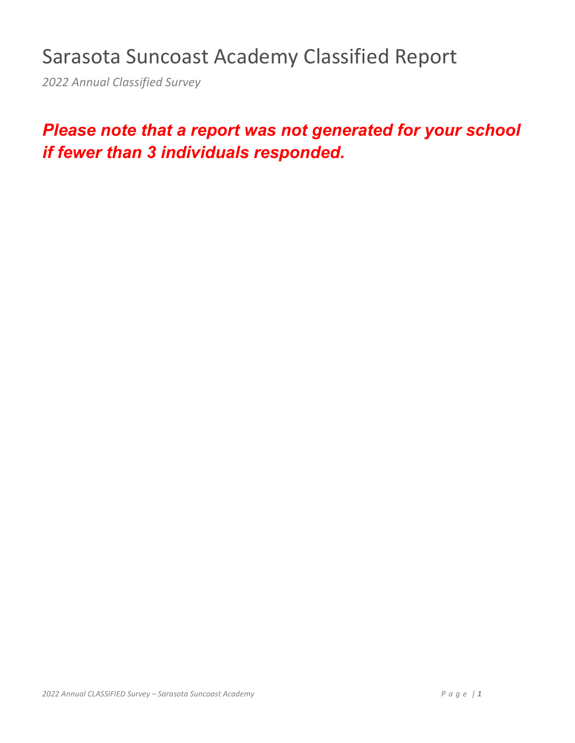# Sarasota Suncoast Academy Classified Report

*2022 Annual Classified Survey*

***Please note that a report was not generated for your school if fewer than 3 individuals responded.***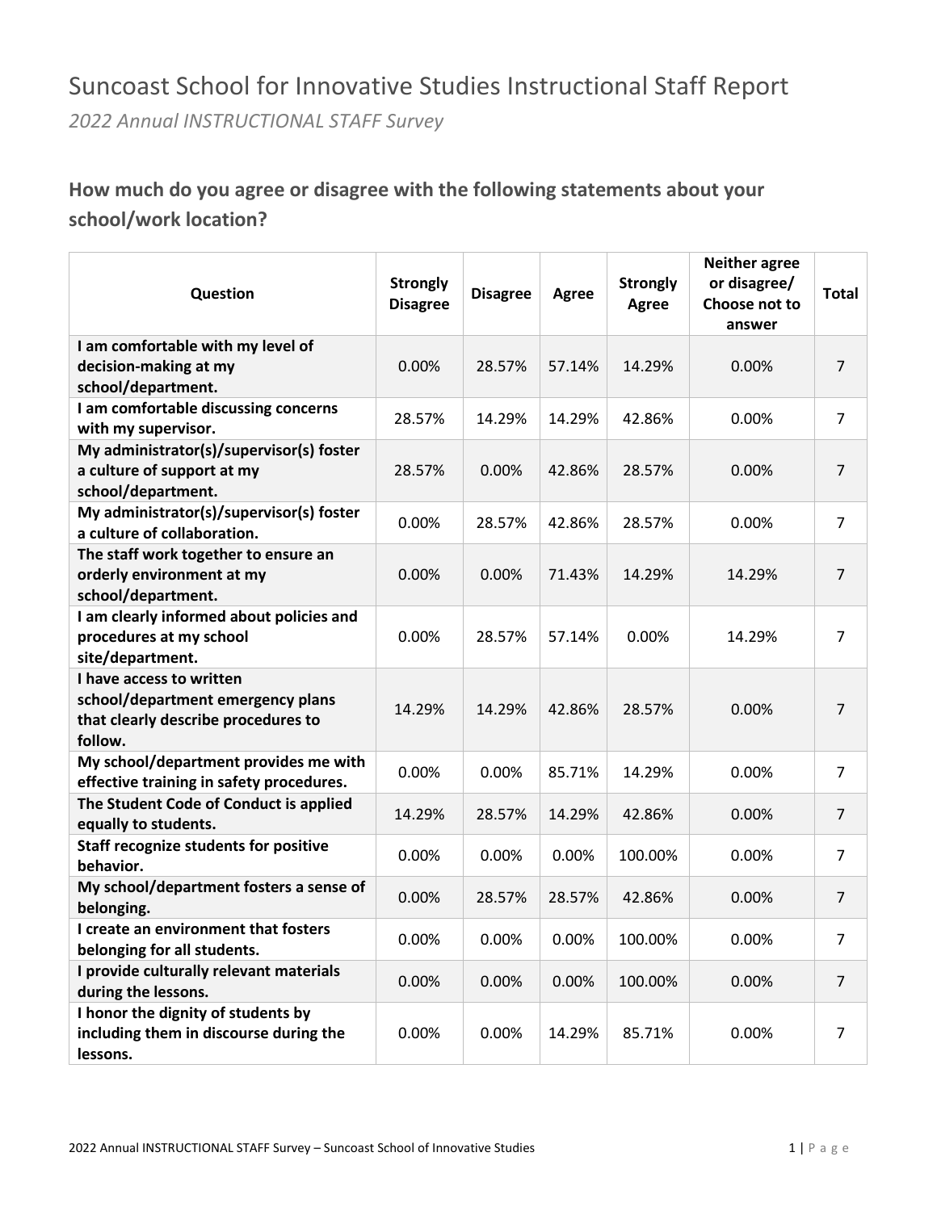# Suncoast School for Innovative Studies Instructional Staff Report

*2022 Annual INSTRUCTIONAL STAFF Survey*

## How much do you agree or disagree with the following statements about your school/work location?

| Question | Strongly Disagree | Disagree | Agree | Strongly Agree | Neither agree or disagree/ Choose not to answer | Total |
|---|---|---|---|---|---|---|
| I am comfortable with my level of decision-making at my school/department. | 0.00% | 28.57% | 57.14% | 14.29% | 0.00% | 7 |
| I am comfortable discussing concerns with my supervisor. | 28.57% | 14.29% | 14.29% | 42.86% | 0.00% | 7 |
| My administrator(s)/supervisor(s) foster a culture of support at my school/department. | 28.57% | 0.00% | 42.86% | 28.57% | 0.00% | 7 |
| My administrator(s)/supervisor(s) foster a culture of collaboration. | 0.00% | 28.57% | 42.86% | 28.57% | 0.00% | 7 |
| The staff work together to ensure an orderly environment at my school/department. | 0.00% | 0.00% | 71.43% | 14.29% | 14.29% | 7 |
| I am clearly informed about policies and procedures at my school site/department. | 0.00% | 28.57% | 57.14% | 0.00% | 14.29% | 7 |
| I have access to written school/department emergency plans that clearly describe procedures to follow. | 14.29% | 14.29% | 42.86% | 28.57% | 0.00% | 7 |
| My school/department provides me with effective training in safety procedures. | 0.00% | 0.00% | 85.71% | 14.29% | 0.00% | 7 |
| The Student Code of Conduct is applied equally to students. | 14.29% | 28.57% | 14.29% | 42.86% | 0.00% | 7 |
| Staff recognize students for positive behavior. | 0.00% | 0.00% | 0.00% | 100.00% | 0.00% | 7 |
| My school/department fosters a sense of belonging. | 0.00% | 28.57% | 28.57% | 42.86% | 0.00% | 7 |
| I create an environment that fosters belonging for all students. | 0.00% | 0.00% | 0.00% | 100.00% | 0.00% | 7 |
| I provide culturally relevant materials during the lessons. | 0.00% | 0.00% | 0.00% | 100.00% | 0.00% | 7 |
| I honor the dignity of students by including them in discourse during the lessons. | 0.00% | 0.00% | 14.29% | 85.71% | 0.00% | 7 |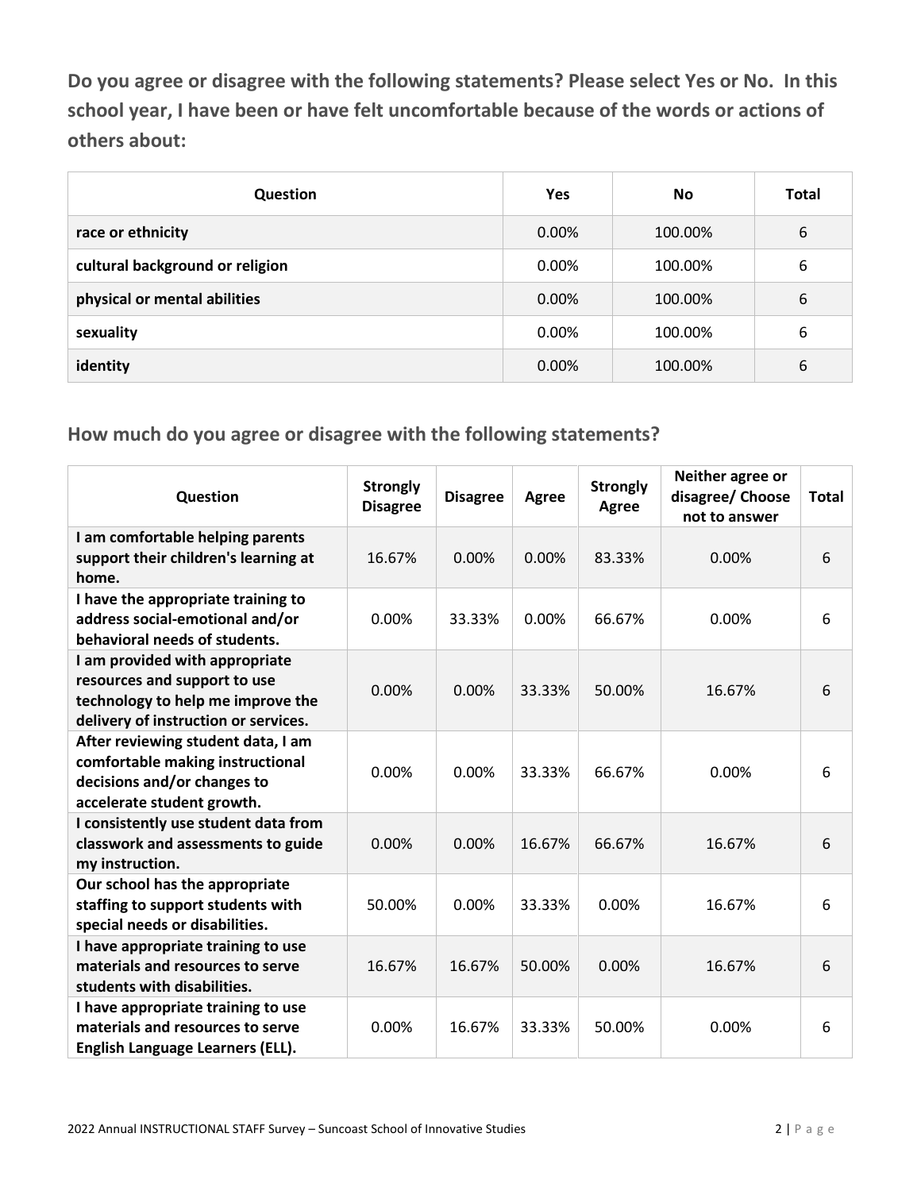**Do you agree or disagree with the following statements? Please select Yes or No. In this school year, I have been or have felt uncomfortable because of the words or actions of others about:**

| Question | Yes | No | Total |
|---|---|---|---|
| race or ethnicity | 0.00% | 100.00% | 6 |
| cultural background or religion | 0.00% | 100.00% | 6 |
| physical or mental abilities | 0.00% | 100.00% | 6 |
| sexuality | 0.00% | 100.00% | 6 |
| identity | 0.00% | 100.00% | 6 |

## How much do you agree or disagree with the following statements?

| Question | Strongly Disagree | Disagree | Agree | Strongly Agree | Neither agree or disagree/ Choose not to answer | Total |
|---|---|---|---|---|---|---|
| I am comfortable helping parents support their children's learning at home. | 16.67% | 0.00% | 0.00% | 83.33% | 0.00% | 6 |
| I have the appropriate training to address social-emotional and/or behavioral needs of students. | 0.00% | 33.33% | 0.00% | 66.67% | 0.00% | 6 |
| I am provided with appropriate resources and support to use technology to help me improve the delivery of instruction or services. | 0.00% | 0.00% | 33.33% | 50.00% | 16.67% | 6 |
| After reviewing student data, I am comfortable making instructional decisions and/or changes to accelerate student growth. | 0.00% | 0.00% | 33.33% | 66.67% | 0.00% | 6 |
| I consistently use student data from classwork and assessments to guide my instruction. | 0.00% | 0.00% | 16.67% | 66.67% | 16.67% | 6 |
| Our school has the appropriate staffing to support students with special needs or disabilities. | 50.00% | 0.00% | 33.33% | 0.00% | 16.67% | 6 |
| I have appropriate training to use materials and resources to serve students with disabilities. | 16.67% | 16.67% | 50.00% | 0.00% | 16.67% | 6 |
| I have appropriate training to use materials and resources to serve English Language Learners (ELL). | 0.00% | 16.67% | 33.33% | 50.00% | 0.00% | 6 |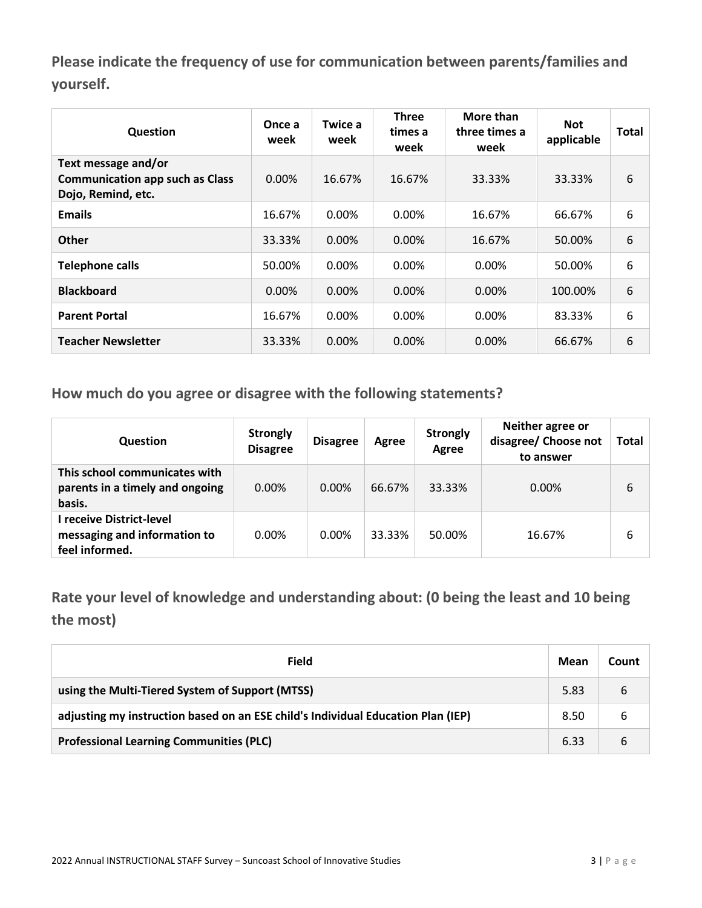## Please indicate the frequency of use for communication between parents/families and yourself.

| Question | Once a week | Twice a week | Three times a week | More than three times a week | Not applicable | Total |
|---|---|---|---|---|---|---|
| Text message and/or Communication app such as Class Dojo, Remind, etc. | 0.00% | 16.67% | 16.67% | 33.33% | 33.33% | 6 |
| Emails | 16.67% | 0.00% | 0.00% | 16.67% | 66.67% | 6 |
| Other | 33.33% | 0.00% | 0.00% | 16.67% | 50.00% | 6 |
| Telephone calls | 50.00% | 0.00% | 0.00% | 0.00% | 50.00% | 6 |
| Blackboard | 0.00% | 0.00% | 0.00% | 0.00% | 100.00% | 6 |
| Parent Portal | 16.67% | 0.00% | 0.00% | 0.00% | 83.33% | 6 |
| Teacher Newsletter | 33.33% | 0.00% | 0.00% | 0.00% | 66.67% | 6 |

## How much do you agree or disagree with the following statements?

| Question | Strongly Disagree | Disagree | Agree | Strongly Agree | Neither agree or disagree/ Choose not to answer | Total |
|---|---|---|---|---|---|---|
| This school communicates with parents in a timely and ongoing basis. | 0.00% | 0.00% | 66.67% | 33.33% | 0.00% | 6 |
| I receive District-level messaging and information to feel informed. | 0.00% | 0.00% | 33.33% | 50.00% | 16.67% | 6 |

## Rate your level of knowledge and understanding about: (0 being the least and 10 being the most)

| Field | Mean | Count |
|---|---|---|
| using the Multi-Tiered System of Support (MTSS) | 5.83 | 6 |
| adjusting my instruction based on an ESE child's Individual Education Plan (IEP) | 8.50 | 6 |
| Professional Learning Communities (PLC) | 6.33 | 6 |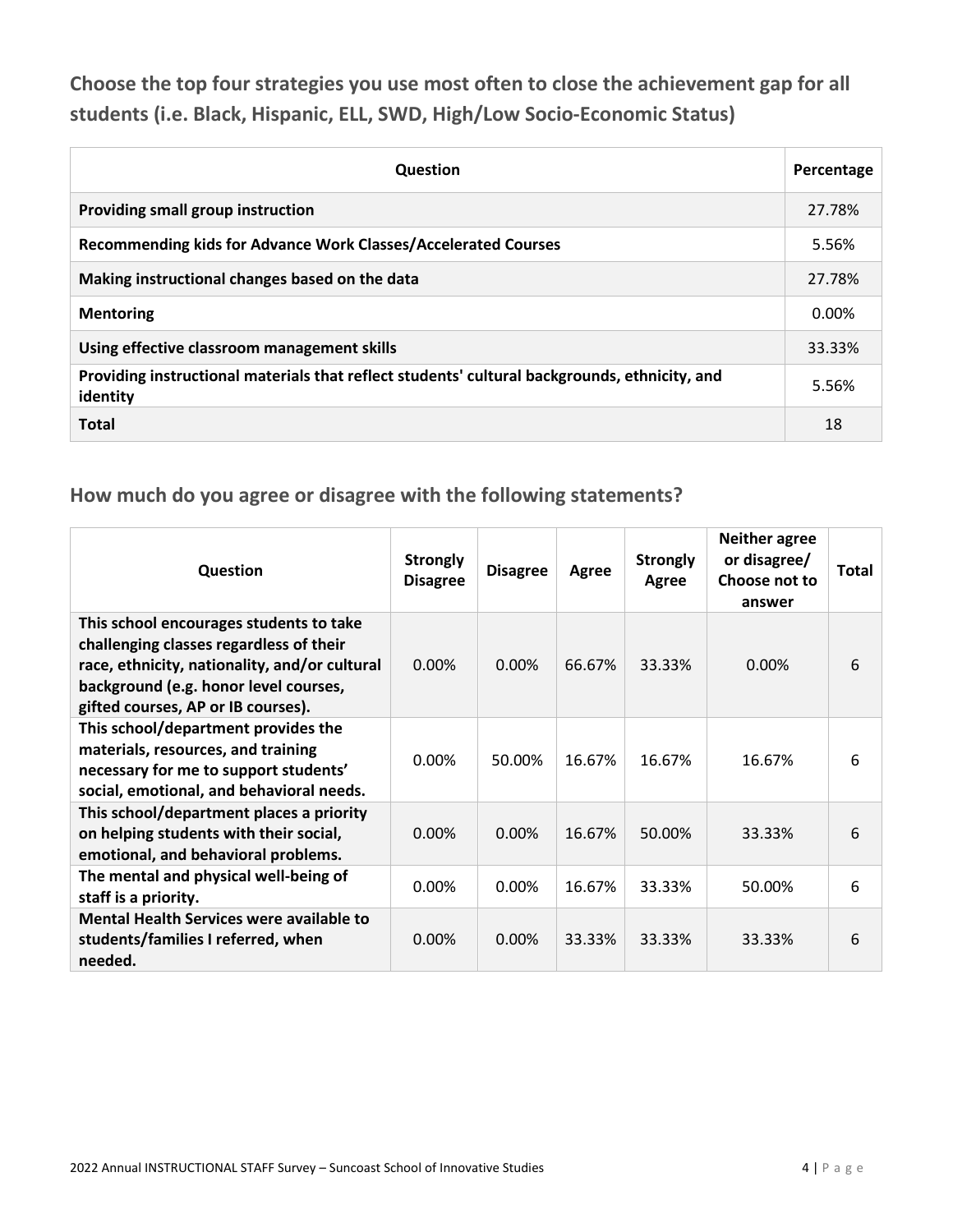## Choose the top four strategies you use most often to close the achievement gap for all students (i.e. Black, Hispanic, ELL, SWD, High/Low Socio-Economic Status)

| Question | Percentage |
|---|---|
| **Providing small group instruction** | 27.78% |
| **Recommending kids for Advance Work Classes/Accelerated Courses** | 5.56% |
| **Making instructional changes based on the data** | 27.78% |
| **Mentoring** | 0.00% |
| **Using effective classroom management skills** | 33.33% |
| **Providing instructional materials that reflect students' cultural backgrounds, ethnicity, and identity** | 5.56% |
| **Total** | 18 |

## How much do you agree or disagree with the following statements?

| Question | Strongly Disagree | Disagree | Agree | Strongly Agree | Neither agree or disagree/ Choose not to answer | Total |
|---|---|---|---|---|---|---|
| **This school encourages students to take challenging classes regardless of their race, ethnicity, nationality, and/or cultural background (e.g. honor level courses, gifted courses, AP or IB courses).** | 0.00% | 0.00% | 66.67% | 33.33% | 0.00% | 6 |
| **This school/department provides the materials, resources, and training necessary for me to support students' social, emotional, and behavioral needs.** | 0.00% | 50.00% | 16.67% | 16.67% | 16.67% | 6 |
| **This school/department places a priority on helping students with their social, emotional, and behavioral problems.** | 0.00% | 0.00% | 16.67% | 50.00% | 33.33% | 6 |
| **The mental and physical well-being of staff is a priority.** | 0.00% | 0.00% | 16.67% | 33.33% | 50.00% | 6 |
| **Mental Health Services were available to students/families I referred, when needed.** | 0.00% | 0.00% | 33.33% | 33.33% | 33.33% | 6 |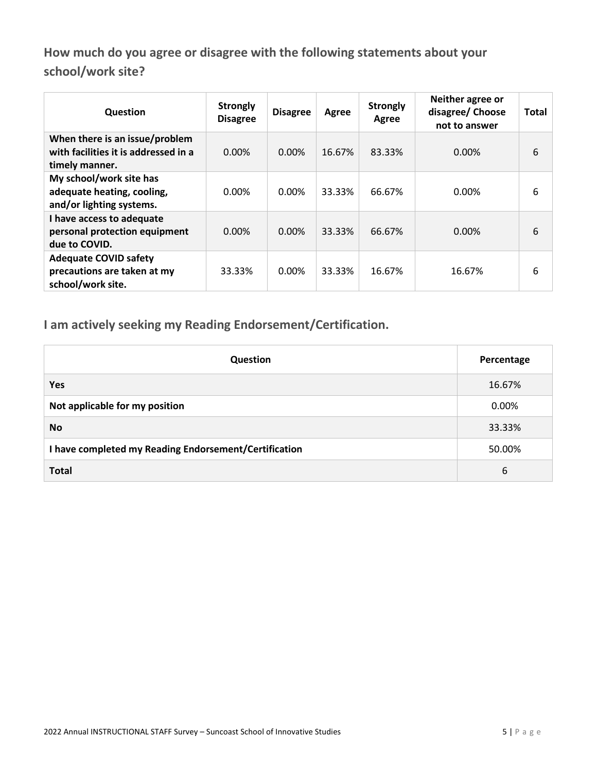## How much do you agree or disagree with the following statements about your school/work site?

| Question | Strongly Disagree | Disagree | Agree | Strongly Agree | Neither agree or disagree/ Choose not to answer | Total |
|---|---|---|---|---|---|---|
| **When there is an issue/problem with facilities it is addressed in a timely manner.** | 0.00% | 0.00% | 16.67% | 83.33% | 0.00% | 6 |
| **My school/work site has adequate heating, cooling, and/or lighting systems.** | 0.00% | 0.00% | 33.33% | 66.67% | 0.00% | 6 |
| **I have access to adequate personal protection equipment due to COVID.** | 0.00% | 0.00% | 33.33% | 66.67% | 0.00% | 6 |
| **Adequate COVID safety precautions are taken at my school/work site.** | 33.33% | 0.00% | 33.33% | 16.67% | 16.67% | 6 |

## I am actively seeking my Reading Endorsement/Certification.

| Question | Percentage |
|---|---|
| **Yes** | 16.67% |
| **Not applicable for my position** | 0.00% |
| **No** | 33.33% |
| **I have completed my Reading Endorsement/Certification** | 50.00% |
| **Total** | 6 |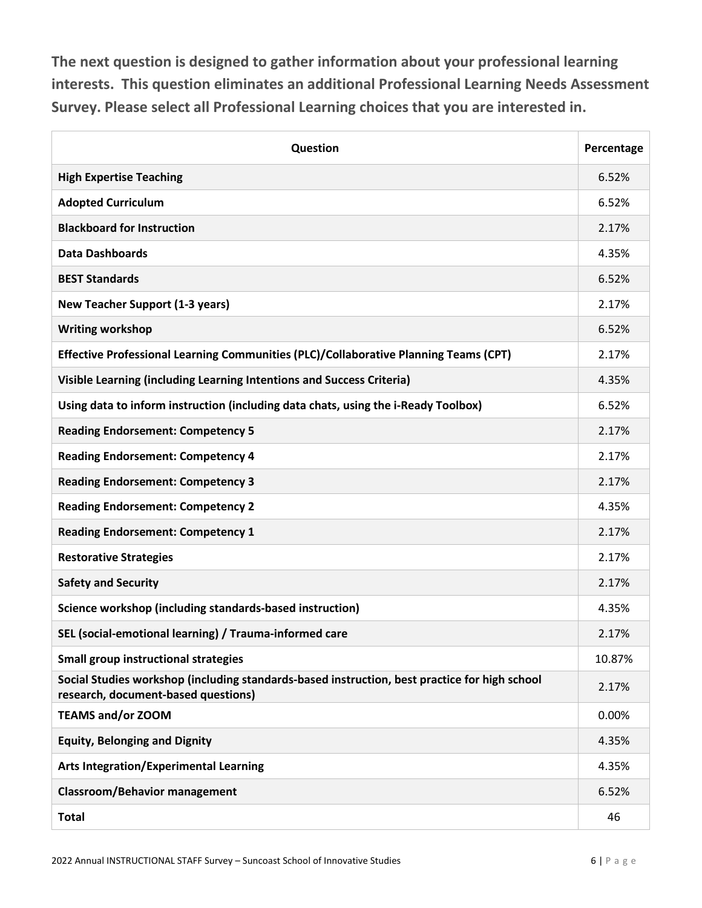**The next question is designed to gather information about your professional learning interests. This question eliminates an additional Professional Learning Needs Assessment Survey. Please select all Professional Learning choices that you are interested in.**

| Question | Percentage |
|---|---|
| **High Expertise Teaching** | 6.52% |
| **Adopted Curriculum** | 6.52% |
| **Blackboard for Instruction** | 2.17% |
| **Data Dashboards** | 4.35% |
| **BEST Standards** | 6.52% |
| **New Teacher Support (1-3 years)** | 2.17% |
| **Writing workshop** | 6.52% |
| **Effective Professional Learning Communities (PLC)/Collaborative Planning Teams (CPT)** | 2.17% |
| **Visible Learning (including Learning Intentions and Success Criteria)** | 4.35% |
| **Using data to inform instruction (including data chats, using the i-Ready Toolbox)** | 6.52% |
| **Reading Endorsement: Competency 5** | 2.17% |
| **Reading Endorsement: Competency 4** | 2.17% |
| **Reading Endorsement: Competency 3** | 2.17% |
| **Reading Endorsement: Competency 2** | 4.35% |
| **Reading Endorsement: Competency 1** | 2.17% |
| **Restorative Strategies** | 2.17% |
| **Safety and Security** | 2.17% |
| **Science workshop (including standards-based instruction)** | 4.35% |
| **SEL (social-emotional learning) / Trauma-informed care** | 2.17% |
| **Small group instructional strategies** | 10.87% |
| **Social Studies workshop (including standards-based instruction, best practice for high school research, document-based questions)** | 2.17% |
| **TEAMS and/or ZOOM** | 0.00% |
| **Equity, Belonging and Dignity** | 4.35% |
| **Arts Integration/Experimental Learning** | 4.35% |
| **Classroom/Behavior management** | 6.52% |
| **Total** | 46 |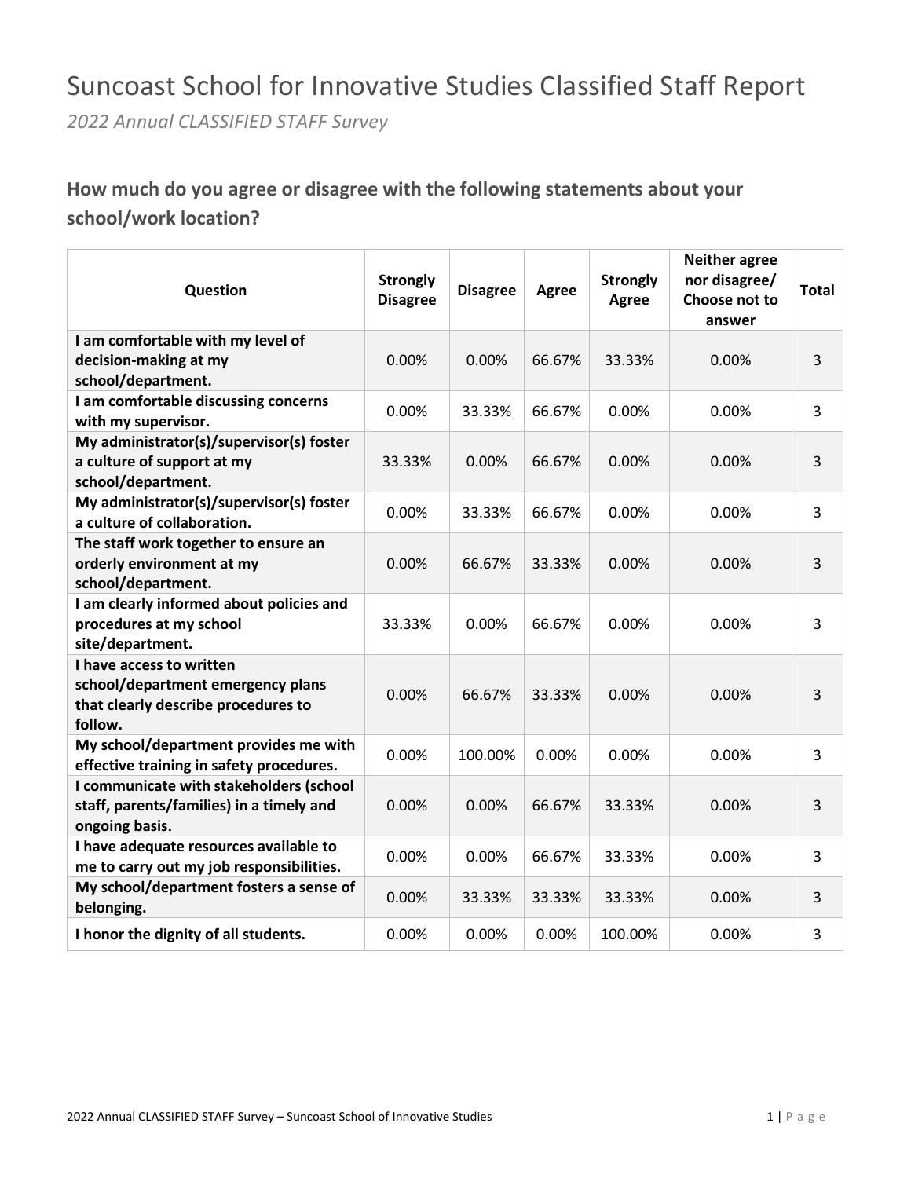# Suncoast School for Innovative Studies Classified Staff Report

*2022 Annual CLASSIFIED STAFF Survey*

## How much do you agree or disagree with the following statements about your school/work location?

| Question | Strongly Disagree | Disagree | Agree | Strongly Agree | Neither agree nor disagree/ Choose not to answer | Total |
|---|---|---|---|---|---|---|
| **I am comfortable with my level of decision-making at my school/department.** | 0.00% | 0.00% | 66.67% | 33.33% | 0.00% | 3 |
| **I am comfortable discussing concerns with my supervisor.** | 0.00% | 33.33% | 66.67% | 0.00% | 0.00% | 3 |
| **My administrator(s)/supervisor(s) foster a culture of support at my school/department.** | 33.33% | 0.00% | 66.67% | 0.00% | 0.00% | 3 |
| **My administrator(s)/supervisor(s) foster a culture of collaboration.** | 0.00% | 33.33% | 66.67% | 0.00% | 0.00% | 3 |
| **The staff work together to ensure an orderly environment at my school/department.** | 0.00% | 66.67% | 33.33% | 0.00% | 0.00% | 3 |
| **I am clearly informed about policies and procedures at my school site/department.** | 33.33% | 0.00% | 66.67% | 0.00% | 0.00% | 3 |
| **I have access to written school/department emergency plans that clearly describe procedures to follow.** | 0.00% | 66.67% | 33.33% | 0.00% | 0.00% | 3 |
| **My school/department provides me with effective training in safety procedures.** | 0.00% | 100.00% | 0.00% | 0.00% | 0.00% | 3 |
| **I communicate with stakeholders (school staff, parents/families) in a timely and ongoing basis.** | 0.00% | 0.00% | 66.67% | 33.33% | 0.00% | 3 |
| **I have adequate resources available to me to carry out my job responsibilities.** | 0.00% | 0.00% | 66.67% | 33.33% | 0.00% | 3 |
| **My school/department fosters a sense of belonging.** | 0.00% | 33.33% | 33.33% | 33.33% | 0.00% | 3 |
| **I honor the dignity of all students.** | 0.00% | 0.00% | 0.00% | 100.00% | 0.00% | 3 |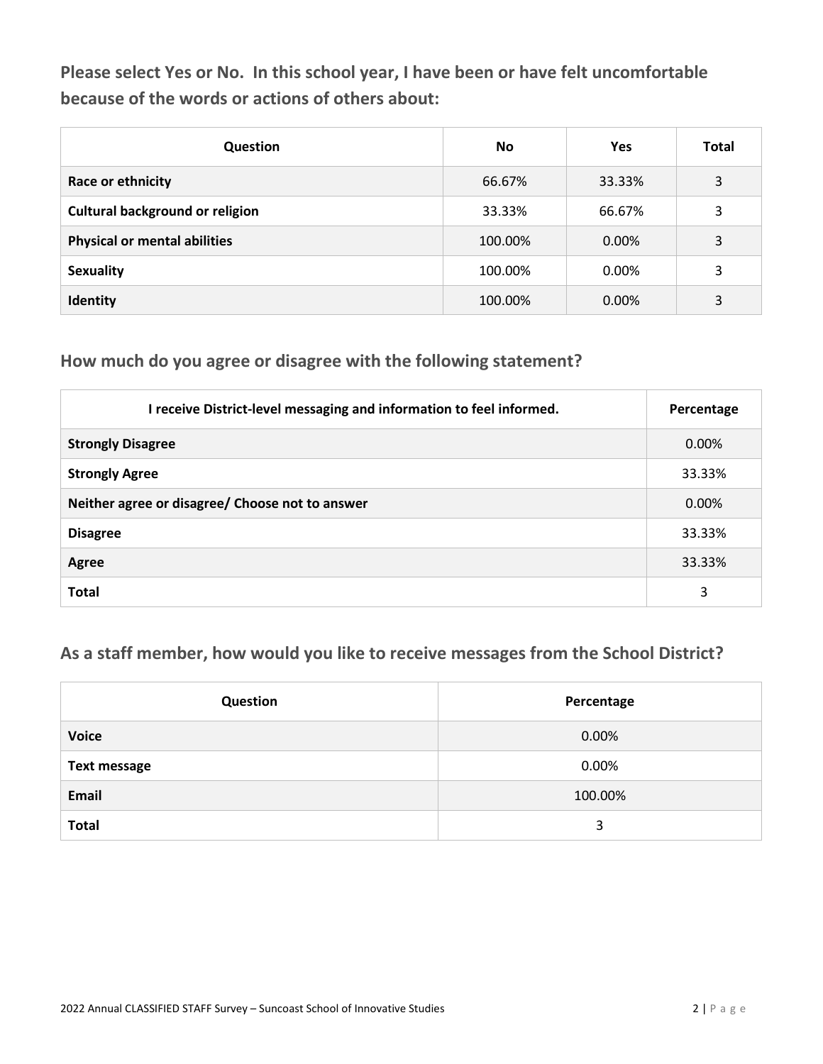**Please select Yes or No. In this school year, I have been or have felt uncomfortable because of the words or actions of others about:**

| Question | No | Yes | Total |
|---|---|---|---|
| **Race or ethnicity** | 66.67% | 33.33% | 3 |
| **Cultural background or religion** | 33.33% | 66.67% | 3 |
| **Physical or mental abilities** | 100.00% | 0.00% | 3 |
| **Sexuality** | 100.00% | 0.00% | 3 |
| **Identity** | 100.00% | 0.00% | 3 |

## How much do you agree or disagree with the following statement?

| I receive District-level messaging and information to feel informed. | Percentage |
|---|---|
| **Strongly Disagree** | 0.00% |
| **Strongly Agree** | 33.33% |
| **Neither agree or disagree/ Choose not to answer** | 0.00% |
| **Disagree** | 33.33% |
| **Agree** | 33.33% |
| **Total** | 3 |

## As a staff member, how would you like to receive messages from the School District?

| Question | Percentage |
|---|---|
| **Voice** | 0.00% |
| **Text message** | 0.00% |
| **Email** | 100.00% |
| **Total** | 3 |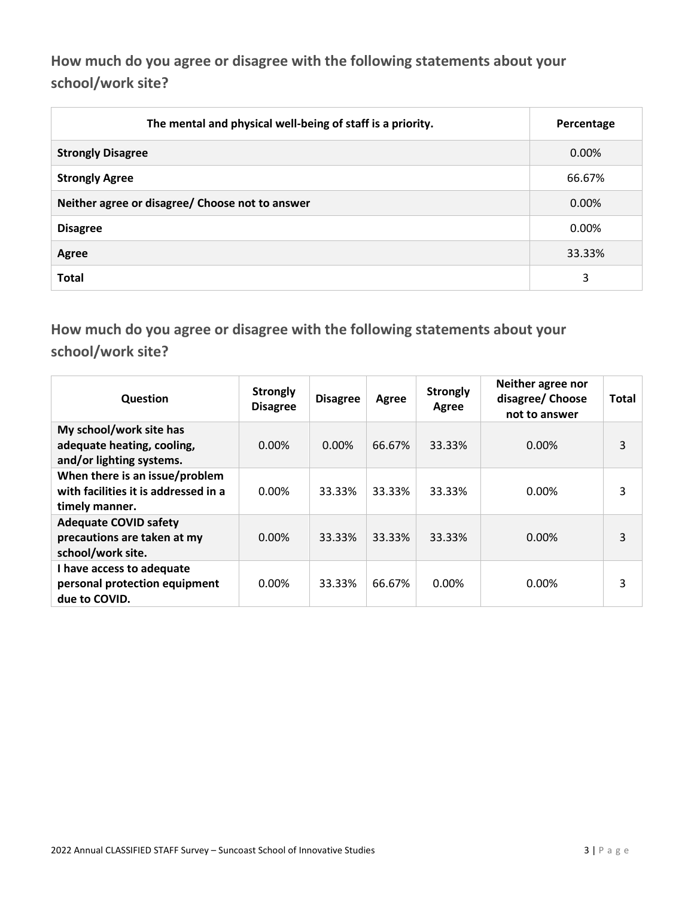## How much do you agree or disagree with the following statements about your school/work site?

| The mental and physical well-being of staff is a priority. | Percentage |
|---|---|
| **Strongly Disagree** | 0.00% |
| **Strongly Agree** | 66.67% |
| **Neither agree or disagree/ Choose not to answer** | 0.00% |
| **Disagree** | 0.00% |
| **Agree** | 33.33% |
| **Total** | 3 |

## How much do you agree or disagree with the following statements about your school/work site?

| Question | Strongly Disagree | Disagree | Agree | Strongly Agree | Neither agree nor disagree/ Choose not to answer | Total |
|---|---|---|---|---|---|---|
| **My school/work site has adequate heating, cooling, and/or lighting systems.** | 0.00% | 0.00% | 66.67% | 33.33% | 0.00% | 3 |
| **When there is an issue/problem with facilities it is addressed in a timely manner.** | 0.00% | 33.33% | 33.33% | 33.33% | 0.00% | 3 |
| **Adequate COVID safety precautions are taken at my school/work site.** | 0.00% | 33.33% | 33.33% | 33.33% | 0.00% | 3 |
| **I have access to adequate personal protection equipment due to COVID.** | 0.00% | 33.33% | 66.67% | 0.00% | 0.00% | 3 |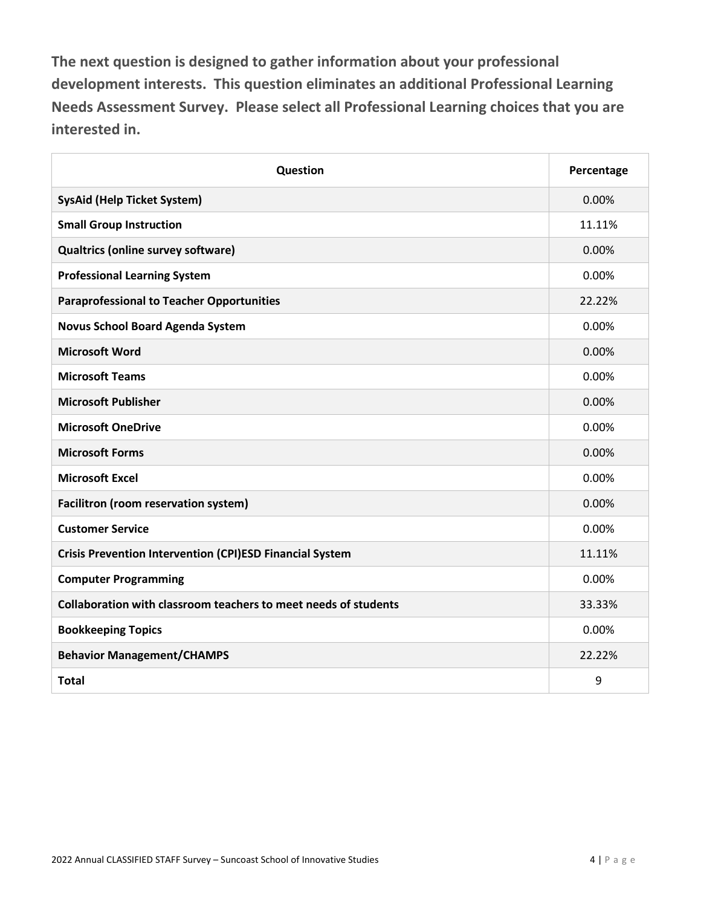**The next question is designed to gather information about your professional development interests. This question eliminates an additional Professional Learning Needs Assessment Survey. Please select all Professional Learning choices that you are interested in.**

| Question | Percentage |
|---|---|
| **SysAid (Help Ticket System)** | 0.00% |
| **Small Group Instruction** | 11.11% |
| **Qualtrics (online survey software)** | 0.00% |
| **Professional Learning System** | 0.00% |
| **Paraprofessional to Teacher Opportunities** | 22.22% |
| **Novus School Board Agenda System** | 0.00% |
| **Microsoft Word** | 0.00% |
| **Microsoft Teams** | 0.00% |
| **Microsoft Publisher** | 0.00% |
| **Microsoft OneDrive** | 0.00% |
| **Microsoft Forms** | 0.00% |
| **Microsoft Excel** | 0.00% |
| **Facilitron (room reservation system)** | 0.00% |
| **Customer Service** | 0.00% |
| **Crisis Prevention Intervention (CPI)ESD Financial System** | 11.11% |
| **Computer Programming** | 0.00% |
| **Collaboration with classroom teachers to meet needs of students** | 33.33% |
| **Bookkeeping Topics** | 0.00% |
| **Behavior Management/CHAMPS** | 22.22% |
| **Total** | 9 |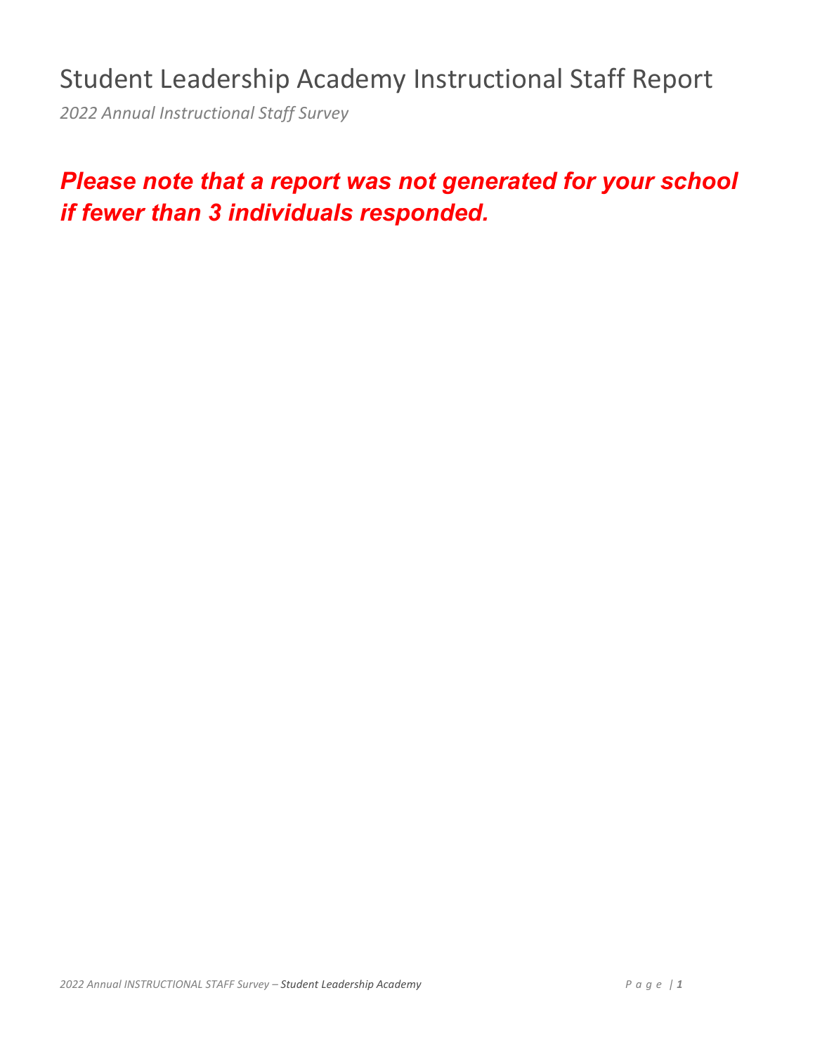# Student Leadership Academy Instructional Staff Report

*2022 Annual Instructional Staff Survey*

***Please note that a report was not generated for your school if fewer than 3 individuals responded.***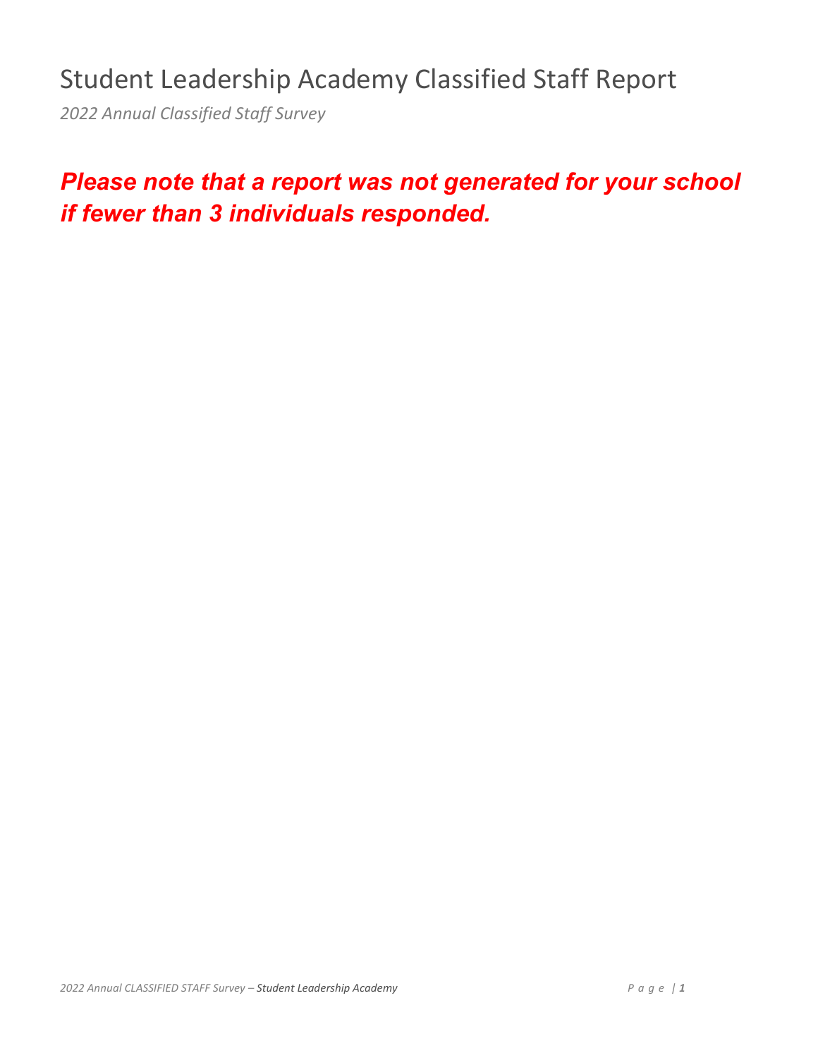# Student Leadership Academy Classified Staff Report

*2022 Annual Classified Staff Survey*

***Please note that a report was not generated for your school if fewer than 3 individuals responded.***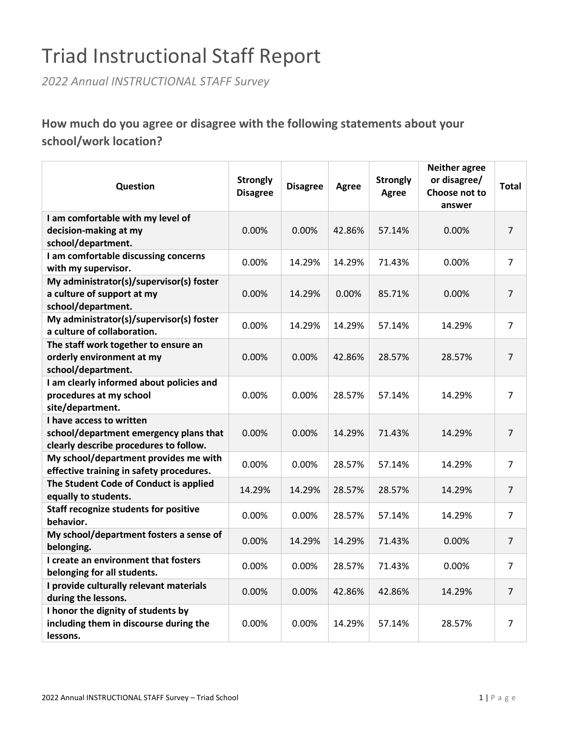# Triad Instructional Staff Report

*2022 Annual INSTRUCTIONAL STAFF Survey*

### How much do you agree or disagree with the following statements about your school/work location?

| Question | Strongly Disagree | Disagree | Agree | Strongly Agree | Neither agree or disagree/ Choose not to answer | Total |
|---|---|---|---|---|---|---|
| **I am comfortable with my level of decision-making at my school/department.** | 0.00% | 0.00% | 42.86% | 57.14% | 0.00% | 7 |
| **I am comfortable discussing concerns with my supervisor.** | 0.00% | 14.29% | 14.29% | 71.43% | 0.00% | 7 |
| **My administrator(s)/supervisor(s) foster a culture of support at my school/department.** | 0.00% | 14.29% | 0.00% | 85.71% | 0.00% | 7 |
| **My administrator(s)/supervisor(s) foster a culture of collaboration.** | 0.00% | 14.29% | 14.29% | 57.14% | 14.29% | 7 |
| **The staff work together to ensure an orderly environment at my school/department.** | 0.00% | 0.00% | 42.86% | 28.57% | 28.57% | 7 |
| **I am clearly informed about policies and procedures at my school site/department.** | 0.00% | 0.00% | 28.57% | 57.14% | 14.29% | 7 |
| **I have access to written school/department emergency plans that clearly describe procedures to follow.** | 0.00% | 0.00% | 14.29% | 71.43% | 14.29% | 7 |
| **My school/department provides me with effective training in safety procedures.** | 0.00% | 0.00% | 28.57% | 57.14% | 14.29% | 7 |
| **The Student Code of Conduct is applied equally to students.** | 14.29% | 14.29% | 28.57% | 28.57% | 14.29% | 7 |
| **Staff recognize students for positive behavior.** | 0.00% | 0.00% | 28.57% | 57.14% | 14.29% | 7 |
| **My school/department fosters a sense of belonging.** | 0.00% | 14.29% | 14.29% | 71.43% | 0.00% | 7 |
| **I create an environment that fosters belonging for all students.** | 0.00% | 0.00% | 28.57% | 71.43% | 0.00% | 7 |
| **I provide culturally relevant materials during the lessons.** | 0.00% | 0.00% | 42.86% | 42.86% | 14.29% | 7 |
| **I honor the dignity of students by including them in discourse during the lessons.** | 0.00% | 0.00% | 14.29% | 57.14% | 28.57% | 7 |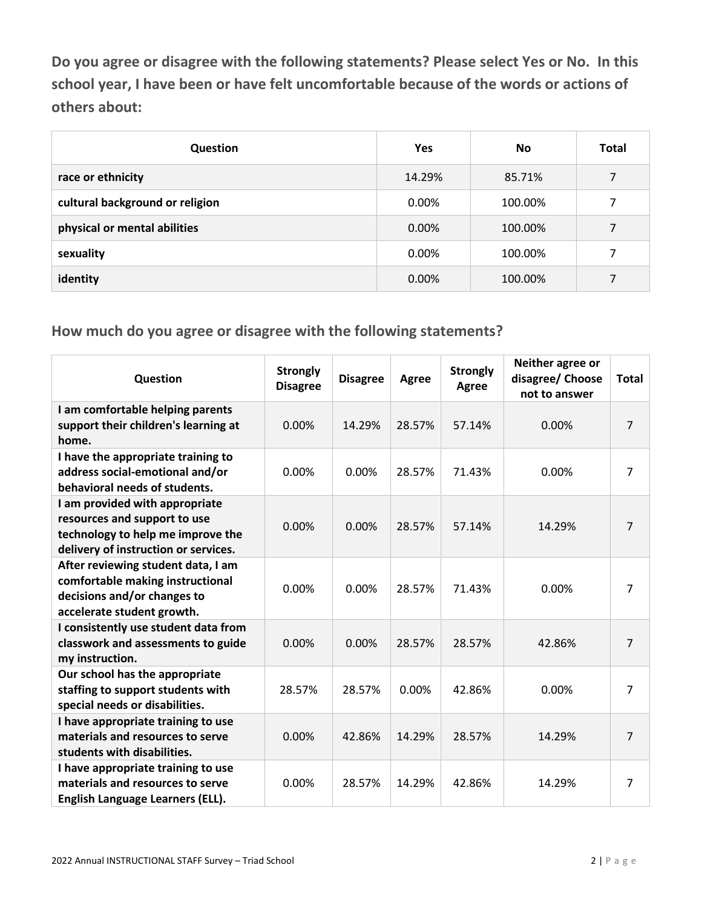**Do you agree or disagree with the following statements? Please select Yes or No. In this school year, I have been or have felt uncomfortable because of the words or actions of others about:**

| Question | Yes | No | Total |
|---|---|---|---|
| race or ethnicity | 14.29% | 85.71% | 7 |
| cultural background or religion | 0.00% | 100.00% | 7 |
| physical or mental abilities | 0.00% | 100.00% | 7 |
| sexuality | 0.00% | 100.00% | 7 |
| identity | 0.00% | 100.00% | 7 |

## How much do you agree or disagree with the following statements?

| Question | Strongly Disagree | Disagree | Agree | Strongly Agree | Neither agree or disagree/ Choose not to answer | Total |
|---|---|---|---|---|---|---|
| I am comfortable helping parents support their children's learning at home. | 0.00% | 14.29% | 28.57% | 57.14% | 0.00% | 7 |
| I have the appropriate training to address social-emotional and/or behavioral needs of students. | 0.00% | 0.00% | 28.57% | 71.43% | 0.00% | 7 |
| I am provided with appropriate resources and support to use technology to help me improve the delivery of instruction or services. | 0.00% | 0.00% | 28.57% | 57.14% | 14.29% | 7 |
| After reviewing student data, I am comfortable making instructional decisions and/or changes to accelerate student growth. | 0.00% | 0.00% | 28.57% | 71.43% | 0.00% | 7 |
| I consistently use student data from classwork and assessments to guide my instruction. | 0.00% | 0.00% | 28.57% | 28.57% | 42.86% | 7 |
| Our school has the appropriate staffing to support students with special needs or disabilities. | 28.57% | 28.57% | 0.00% | 42.86% | 0.00% | 7 |
| I have appropriate training to use materials and resources to serve students with disabilities. | 0.00% | 42.86% | 14.29% | 28.57% | 14.29% | 7 |
| I have appropriate training to use materials and resources to serve English Language Learners (ELL). | 0.00% | 28.57% | 14.29% | 42.86% | 14.29% | 7 |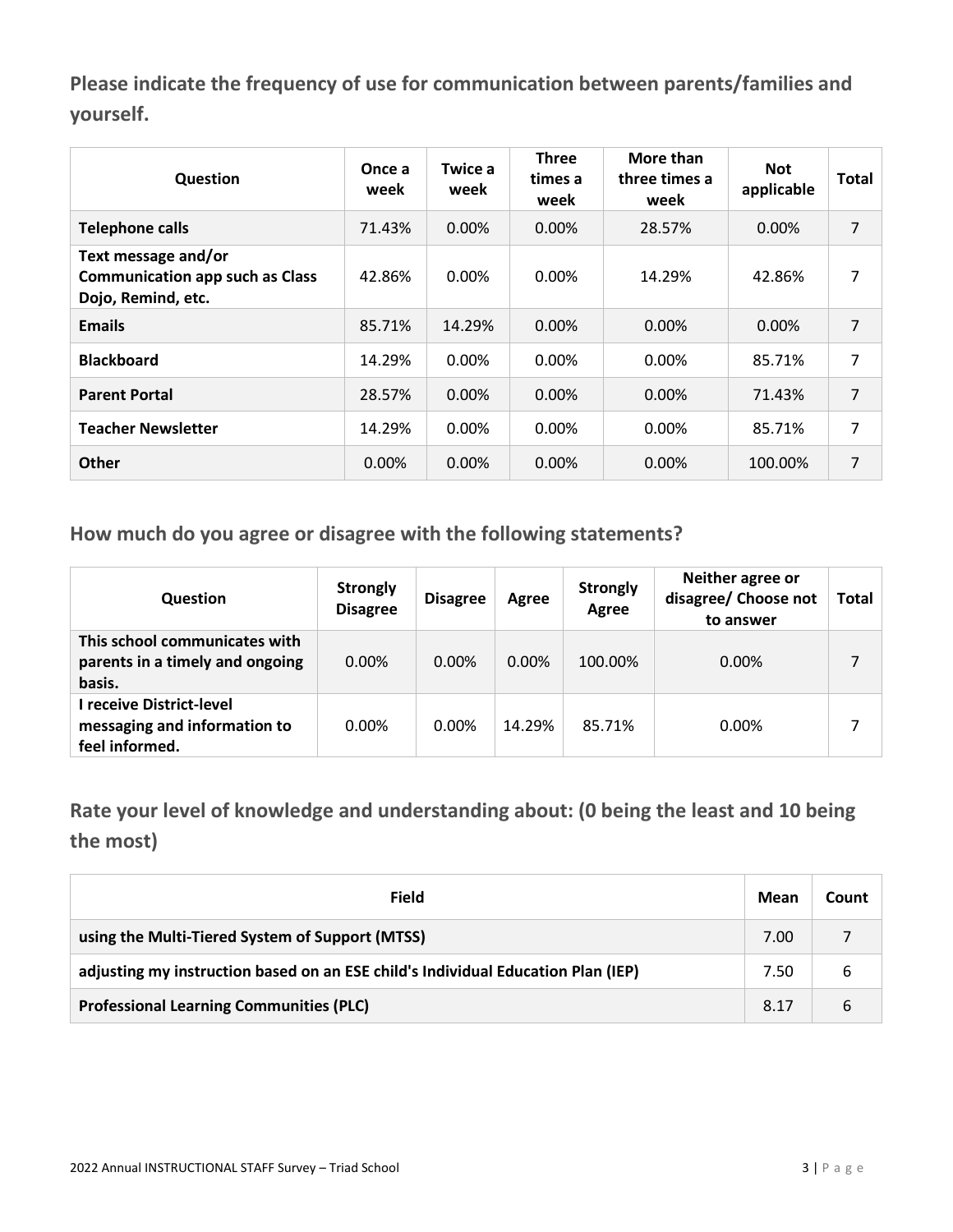## Please indicate the frequency of use for communication between parents/families and yourself.

| Question | Once a week | Twice a week | Three times a week | More than three times a week | Not applicable | Total |
|---|---|---|---|---|---|---|
| **Telephone calls** | 71.43% | 0.00% | 0.00% | 28.57% | 0.00% | 7 |
| **Text message and/or Communication app such as Class Dojo, Remind, etc.** | 42.86% | 0.00% | 0.00% | 14.29% | 42.86% | 7 |
| **Emails** | 85.71% | 14.29% | 0.00% | 0.00% | 0.00% | 7 |
| **Blackboard** | 14.29% | 0.00% | 0.00% | 0.00% | 85.71% | 7 |
| **Parent Portal** | 28.57% | 0.00% | 0.00% | 0.00% | 71.43% | 7 |
| **Teacher Newsletter** | 14.29% | 0.00% | 0.00% | 0.00% | 85.71% | 7 |
| **Other** | 0.00% | 0.00% | 0.00% | 0.00% | 100.00% | 7 |

## How much do you agree or disagree with the following statements?

| Question | Strongly Disagree | Disagree | Agree | Strongly Agree | Neither agree or disagree/ Choose not to answer | Total |
|---|---|---|---|---|---|---|
| **This school communicates with parents in a timely and ongoing basis.** | 0.00% | 0.00% | 0.00% | 100.00% | 0.00% | 7 |
| **I receive District-level messaging and information to feel informed.** | 0.00% | 0.00% | 14.29% | 85.71% | 0.00% | 7 |

## Rate your level of knowledge and understanding about: (0 being the least and 10 being the most)

| Field | Mean | Count |
|---|---|---|
| **using the Multi-Tiered System of Support (MTSS)** | 7.00 | 7 |
| **adjusting my instruction based on an ESE child's Individual Education Plan (IEP)** | 7.50 | 6 |
| **Professional Learning Communities (PLC)** | 8.17 | 6 |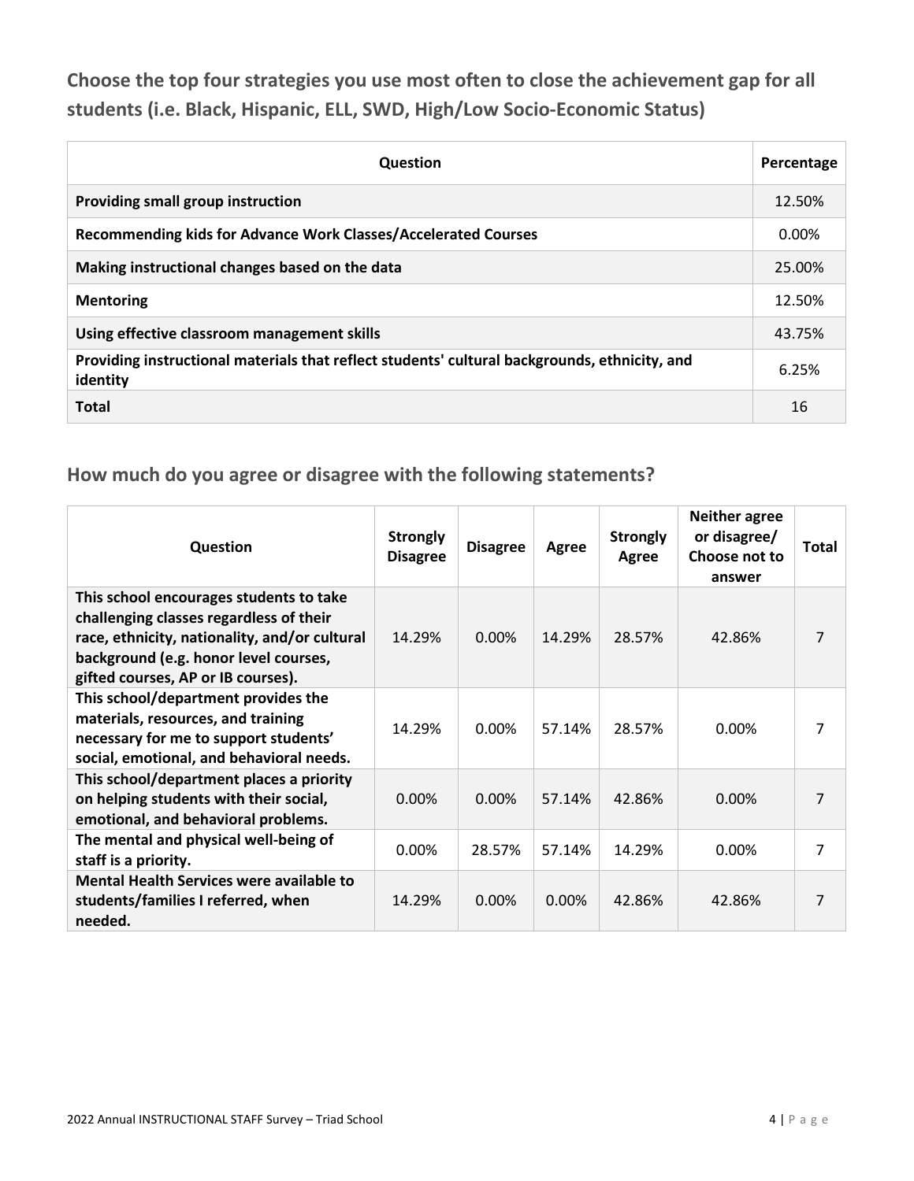## Choose the top four strategies you use most often to close the achievement gap for all students (i.e. Black, Hispanic, ELL, SWD, High/Low Socio-Economic Status)

| Question | Percentage |
|---|---|
| **Providing small group instruction** | 12.50% |
| **Recommending kids for Advance Work Classes/Accelerated Courses** | 0.00% |
| **Making instructional changes based on the data** | 25.00% |
| **Mentoring** | 12.50% |
| **Using effective classroom management skills** | 43.75% |
| **Providing instructional materials that reflect students' cultural backgrounds, ethnicity, and identity** | 6.25% |
| **Total** | 16 |

## How much do you agree or disagree with the following statements?

| Question | Strongly Disagree | Disagree | Agree | Strongly Agree | Neither agree or disagree/ Choose not to answer | Total |
|---|---|---|---|---|---|---|
| **This school encourages students to take challenging classes regardless of their race, ethnicity, nationality, and/or cultural background (e.g. honor level courses, gifted courses, AP or IB courses).** | 14.29% | 0.00% | 14.29% | 28.57% | 42.86% | 7 |
| **This school/department provides the materials, resources, and training necessary for me to support students' social, emotional, and behavioral needs.** | 14.29% | 0.00% | 57.14% | 28.57% | 0.00% | 7 |
| **This school/department places a priority on helping students with their social, emotional, and behavioral problems.** | 0.00% | 0.00% | 57.14% | 42.86% | 0.00% | 7 |
| **The mental and physical well-being of staff is a priority.** | 0.00% | 28.57% | 57.14% | 14.29% | 0.00% | 7 |
| **Mental Health Services were available to students/families I referred, when needed.** | 14.29% | 0.00% | 0.00% | 42.86% | 42.86% | 7 |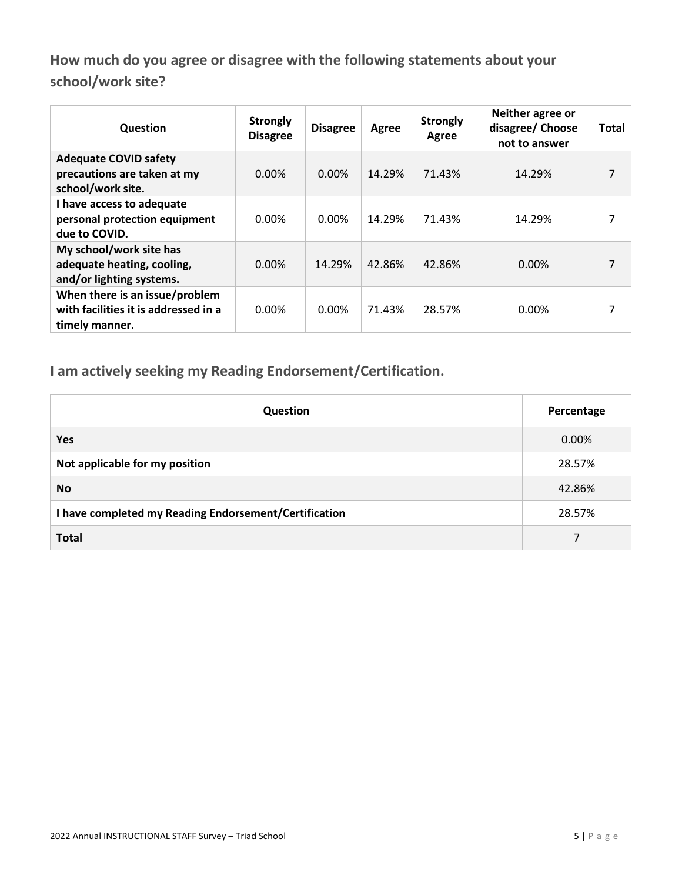## How much do you agree or disagree with the following statements about your school/work site?

| Question | Strongly Disagree | Disagree | Agree | Strongly Agree | Neither agree or disagree/ Choose not to answer | Total |
|---|---|---|---|---|---|---|
| **Adequate COVID safety precautions are taken at my school/work site.** | 0.00% | 0.00% | 14.29% | 71.43% | 14.29% | 7 |
| **I have access to adequate personal protection equipment due to COVID.** | 0.00% | 0.00% | 14.29% | 71.43% | 14.29% | 7 |
| **My school/work site has adequate heating, cooling, and/or lighting systems.** | 0.00% | 14.29% | 42.86% | 42.86% | 0.00% | 7 |
| **When there is an issue/problem with facilities it is addressed in a timely manner.** | 0.00% | 0.00% | 71.43% | 28.57% | 0.00% | 7 |

## I am actively seeking my Reading Endorsement/Certification.

| Question | Percentage |
|---|---|
| **Yes** | 0.00% |
| **Not applicable for my position** | 28.57% |
| **No** | 42.86% |
| **I have completed my Reading Endorsement/Certification** | 28.57% |
| **Total** | 7 |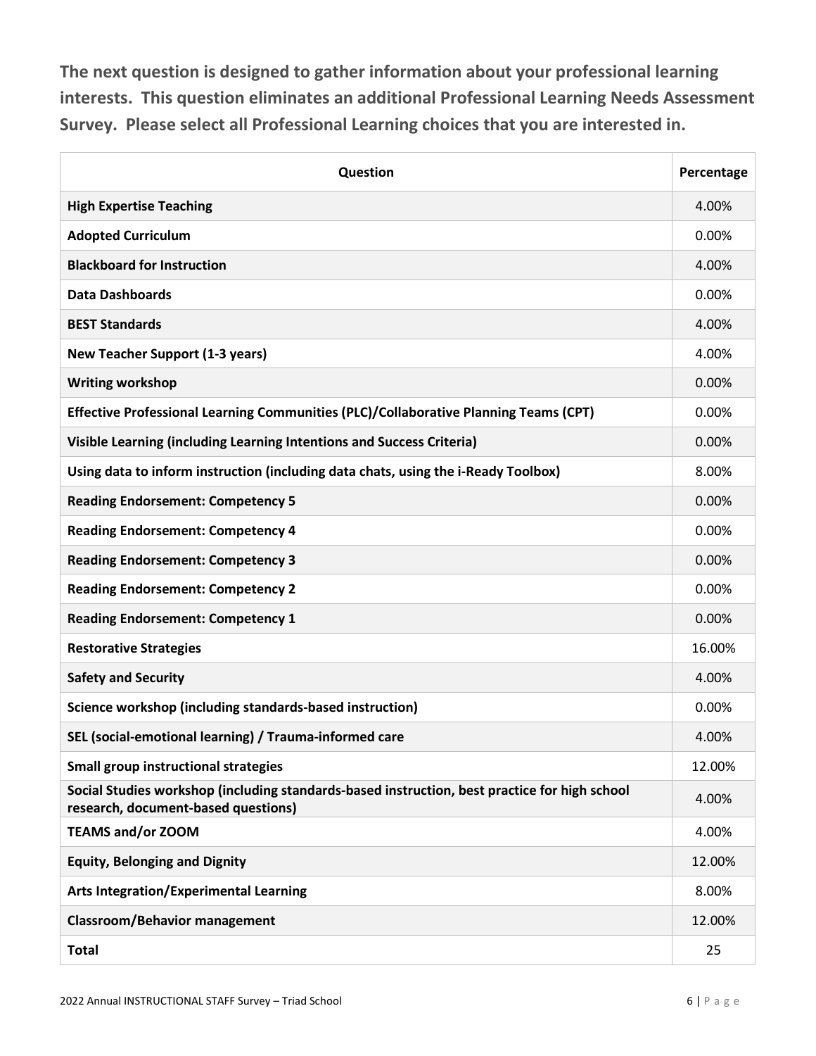**The next question is designed to gather information about your professional learning interests. This question eliminates an additional Professional Learning Needs Assessment Survey. Please select all Professional Learning choices that you are interested in.**

| Question | Percentage |
| --- | --- |
| **High Expertise Teaching** | 4.00% |
| **Adopted Curriculum** | 0.00% |
| **Blackboard for Instruction** | 4.00% |
| **Data Dashboards** | 0.00% |
| **BEST Standards** | 4.00% |
| **New Teacher Support (1-3 years)** | 4.00% |
| **Writing workshop** | 0.00% |
| **Effective Professional Learning Communities (PLC)/Collaborative Planning Teams (CPT)** | 0.00% |
| **Visible Learning (including Learning Intentions and Success Criteria)** | 0.00% |
| **Using data to inform instruction (including data chats, using the i-Ready Toolbox)** | 8.00% |
| **Reading Endorsement: Competency 5** | 0.00% |
| **Reading Endorsement: Competency 4** | 0.00% |
| **Reading Endorsement: Competency 3** | 0.00% |
| **Reading Endorsement: Competency 2** | 0.00% |
| **Reading Endorsement: Competency 1** | 0.00% |
| **Restorative Strategies** | 16.00% |
| **Safety and Security** | 4.00% |
| **Science workshop (including standards-based instruction)** | 0.00% |
| **SEL (social-emotional learning) / Trauma-informed care** | 4.00% |
| **Small group instructional strategies** | 12.00% |
| **Social Studies workshop (including standards-based instruction, best practice for high school research, document-based questions)** | 4.00% |
| **TEAMS and/or ZOOM** | 4.00% |
| **Equity, Belonging and Dignity** | 12.00% |
| **Arts Integration/Experimental Learning** | 8.00% |
| **Classroom/Behavior management** | 12.00% |
| **Total** | 25 |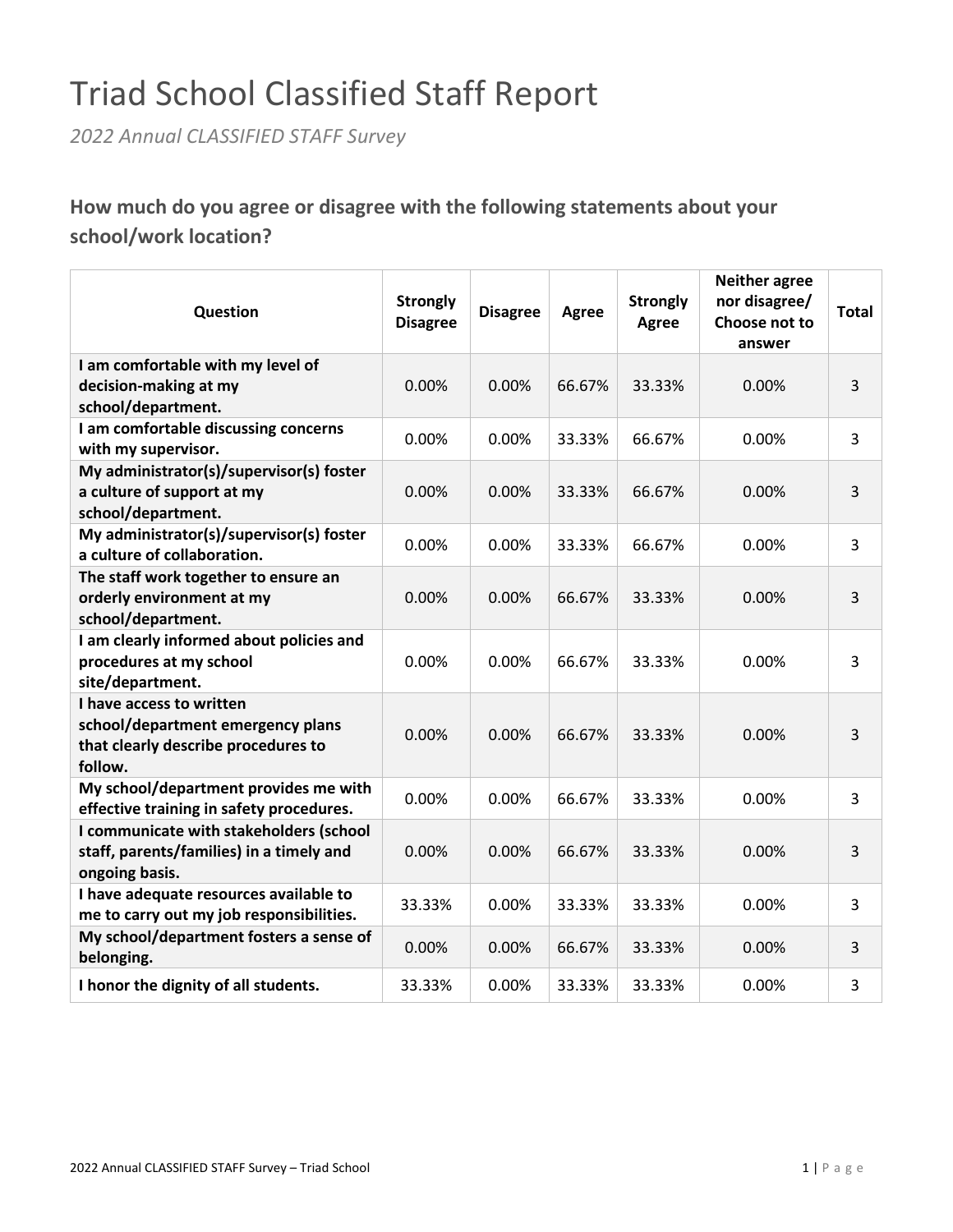# Triad School Classified Staff Report

*2022 Annual CLASSIFIED STAFF Survey*

### How much do you agree or disagree with the following statements about your school/work location?

| Question | Strongly Disagree | Disagree | Agree | Strongly Agree | Neither agree nor disagree/ Choose not to answer | Total |
|---|---|---|---|---|---|---|
| **I am comfortable with my level of decision-making at my school/department.** | 0.00% | 0.00% | 66.67% | 33.33% | 0.00% | 3 |
| **I am comfortable discussing concerns with my supervisor.** | 0.00% | 0.00% | 33.33% | 66.67% | 0.00% | 3 |
| **My administrator(s)/supervisor(s) foster a culture of support at my school/department.** | 0.00% | 0.00% | 33.33% | 66.67% | 0.00% | 3 |
| **My administrator(s)/supervisor(s) foster a culture of collaboration.** | 0.00% | 0.00% | 33.33% | 66.67% | 0.00% | 3 |
| **The staff work together to ensure an orderly environment at my school/department.** | 0.00% | 0.00% | 66.67% | 33.33% | 0.00% | 3 |
| **I am clearly informed about policies and procedures at my school site/department.** | 0.00% | 0.00% | 66.67% | 33.33% | 0.00% | 3 |
| **I have access to written school/department emergency plans that clearly describe procedures to follow.** | 0.00% | 0.00% | 66.67% | 33.33% | 0.00% | 3 |
| **My school/department provides me with effective training in safety procedures.** | 0.00% | 0.00% | 66.67% | 33.33% | 0.00% | 3 |
| **I communicate with stakeholders (school staff, parents/families) in a timely and ongoing basis.** | 0.00% | 0.00% | 66.67% | 33.33% | 0.00% | 3 |
| **I have adequate resources available to me to carry out my job responsibilities.** | 33.33% | 0.00% | 33.33% | 33.33% | 0.00% | 3 |
| **My school/department fosters a sense of belonging.** | 0.00% | 0.00% | 66.67% | 33.33% | 0.00% | 3 |
| **I honor the dignity of all students.** | 33.33% | 0.00% | 33.33% | 33.33% | 0.00% | 3 |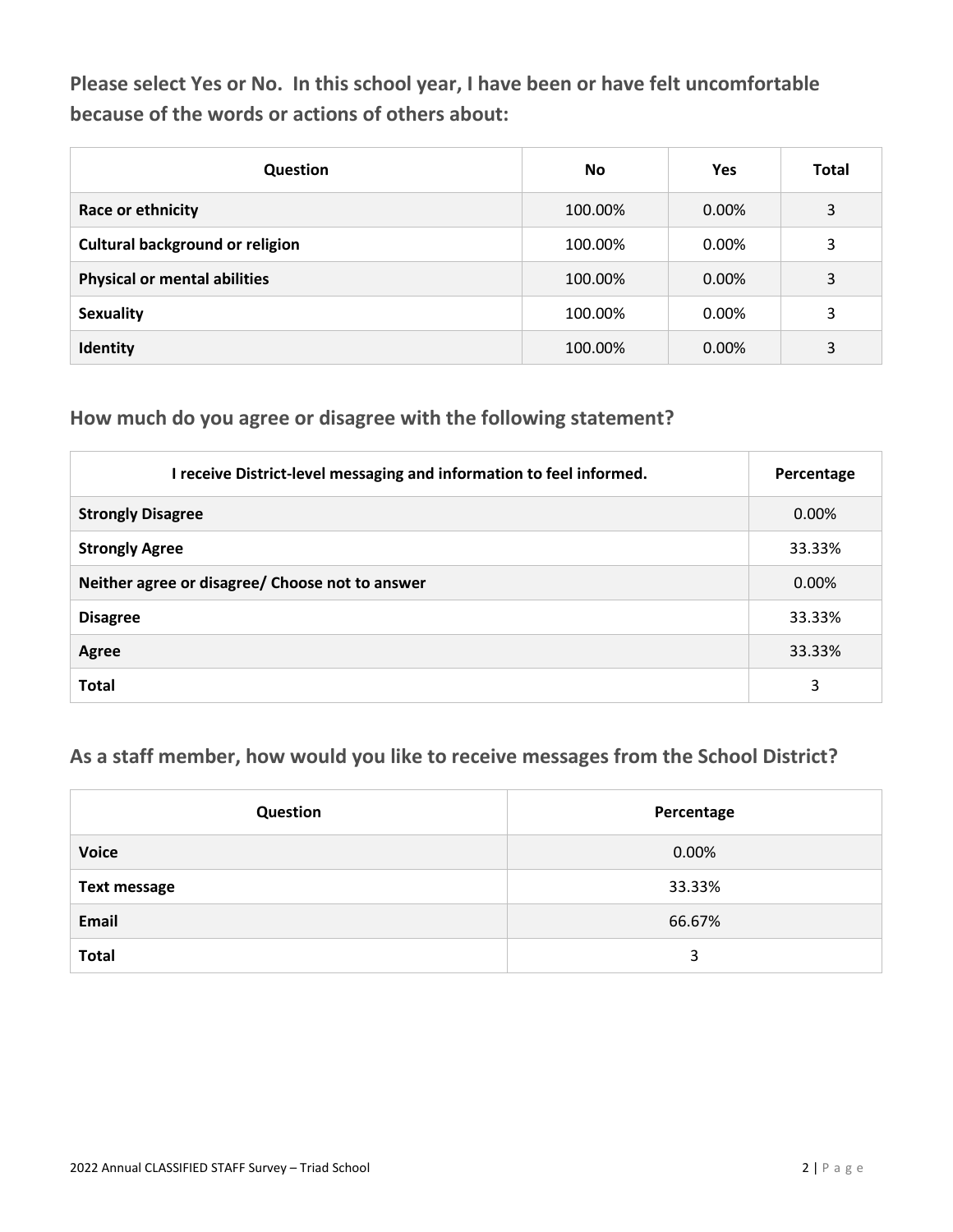**Please select Yes or No. In this school year, I have been or have felt uncomfortable because of the words or actions of others about:**

| Question | No | Yes | Total |
| --- | --- | --- | --- |
| **Race or ethnicity** | 100.00% | 0.00% | 3 |
| **Cultural background or religion** | 100.00% | 0.00% | 3 |
| **Physical or mental abilities** | 100.00% | 0.00% | 3 |
| **Sexuality** | 100.00% | 0.00% | 3 |
| **Identity** | 100.00% | 0.00% | 3 |

## How much do you agree or disagree with the following statement?

| I receive District-level messaging and information to feel informed. | Percentage |
| --- | --- |
| **Strongly Disagree** | 0.00% |
| **Strongly Agree** | 33.33% |
| **Neither agree or disagree/ Choose not to answer** | 0.00% |
| **Disagree** | 33.33% |
| **Agree** | 33.33% |
| **Total** | 3 |

## As a staff member, how would you like to receive messages from the School District?

| Question | Percentage |
| --- | --- |
| **Voice** | 0.00% |
| **Text message** | 33.33% |
| **Email** | 66.67% |
| **Total** | 3 |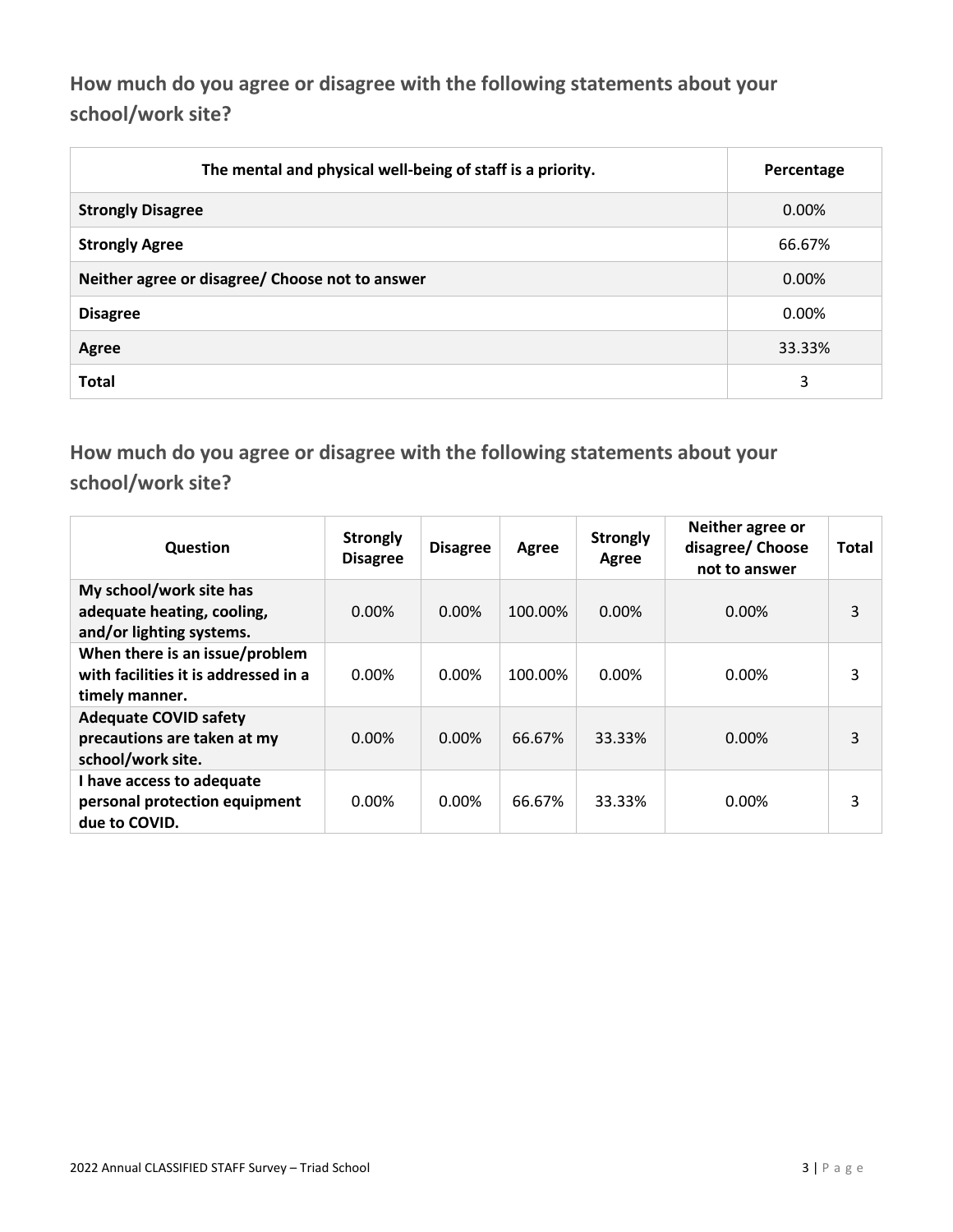## How much do you agree or disagree with the following statements about your school/work site?

| The mental and physical well-being of staff is a priority. | Percentage |
|---|---|
| **Strongly Disagree** | 0.00% |
| **Strongly Agree** | 66.67% |
| **Neither agree or disagree/ Choose not to answer** | 0.00% |
| **Disagree** | 0.00% |
| **Agree** | 33.33% |
| **Total** | 3 |

## How much do you agree or disagree with the following statements about your school/work site?

| Question | Strongly Disagree | Disagree | Agree | Strongly Agree | Neither agree or disagree/ Choose not to answer | Total |
|---|---|---|---|---|---|---|
| **My school/work site has adequate heating, cooling, and/or lighting systems.** | 0.00% | 0.00% | 100.00% | 0.00% | 0.00% | 3 |
| **When there is an issue/problem with facilities it is addressed in a timely manner.** | 0.00% | 0.00% | 100.00% | 0.00% | 0.00% | 3 |
| **Adequate COVID safety precautions are taken at my school/work site.** | 0.00% | 0.00% | 66.67% | 33.33% | 0.00% | 3 |
| **I have access to adequate personal protection equipment due to COVID.** | 0.00% | 0.00% | 66.67% | 33.33% | 0.00% | 3 |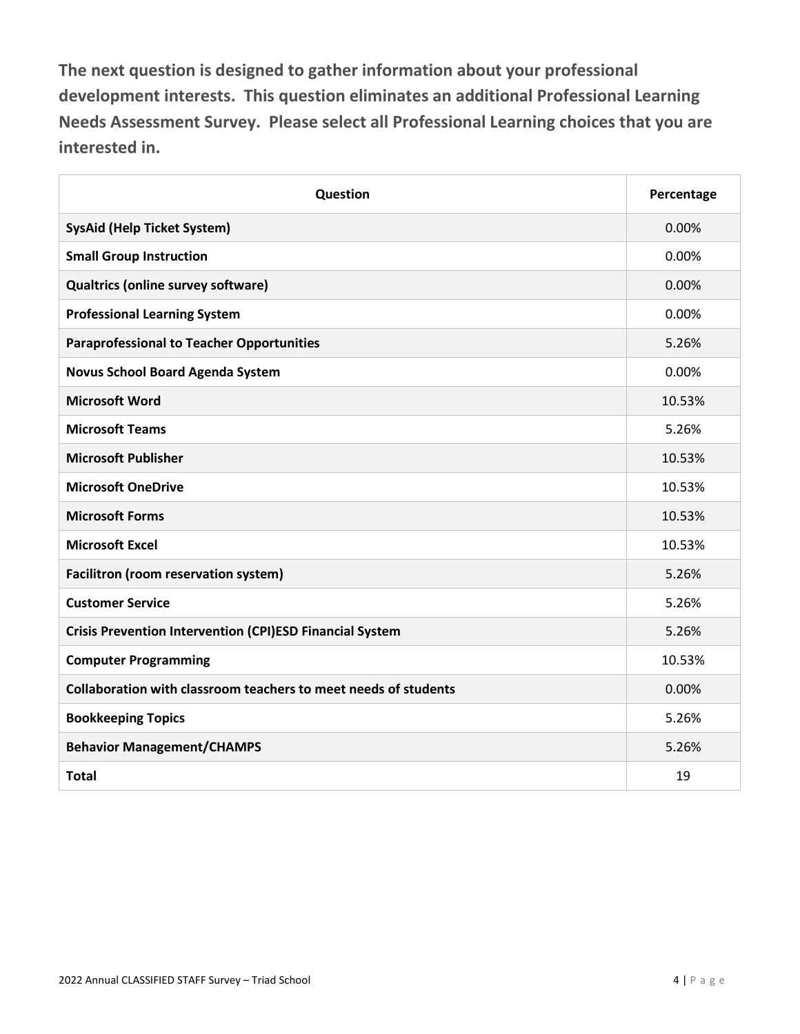**The next question is designed to gather information about your professional development interests. This question eliminates an additional Professional Learning Needs Assessment Survey. Please select all Professional Learning choices that you are interested in.**

| Question | Percentage |
|---|---|
| **SysAid (Help Ticket System)** | 0.00% |
| **Small Group Instruction** | 0.00% |
| **Qualtrics (online survey software)** | 0.00% |
| **Professional Learning System** | 0.00% |
| **Paraprofessional to Teacher Opportunities** | 5.26% |
| **Novus School Board Agenda System** | 0.00% |
| **Microsoft Word** | 10.53% |
| **Microsoft Teams** | 5.26% |
| **Microsoft Publisher** | 10.53% |
| **Microsoft OneDrive** | 10.53% |
| **Microsoft Forms** | 10.53% |
| **Microsoft Excel** | 10.53% |
| **Facilitron (room reservation system)** | 5.26% |
| **Customer Service** | 5.26% |
| **Crisis Prevention Intervention (CPI)ESD Financial System** | 5.26% |
| **Computer Programming** | 10.53% |
| **Collaboration with classroom teachers to meet needs of students** | 0.00% |
| **Bookkeeping Topics** | 5.26% |
| **Behavior Management/CHAMPS** | 5.26% |
| **Total** | 19 |